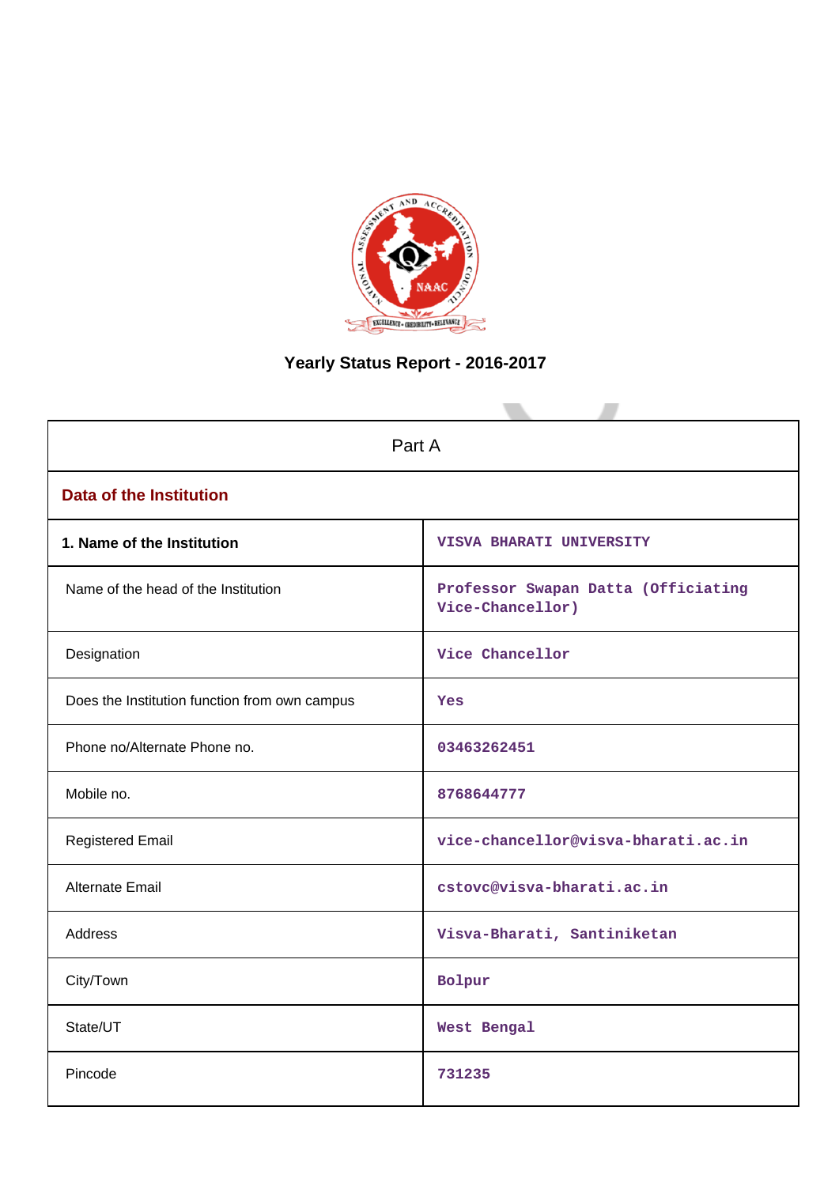# Yearly Status Report - 2016-2017

| Part A | |
|---|---|
| **Data of the Institution** | |
| **1. Name of the Institution** | VISVA BHARATI UNIVERSITY |
| Name of the head of the Institution | Professor Swapan Datta (Officiating Vice-Chancellor) |
| Designation | Vice Chancellor |
| Does the Institution function from own campus | Yes |
| Phone no/Alternate Phone no. | 03463262451 |
| Mobile no. | 8768644777 |
| Registered Email | vice-chancellor@visva-bharati.ac.in |
| Alternate Email | cstovc@visva-bharati.ac.in |
| Address | Visva-Bharati, Santiniketan |
| City/Town | Bolpur |
| State/UT | West Bengal |
| Pincode | 731235 |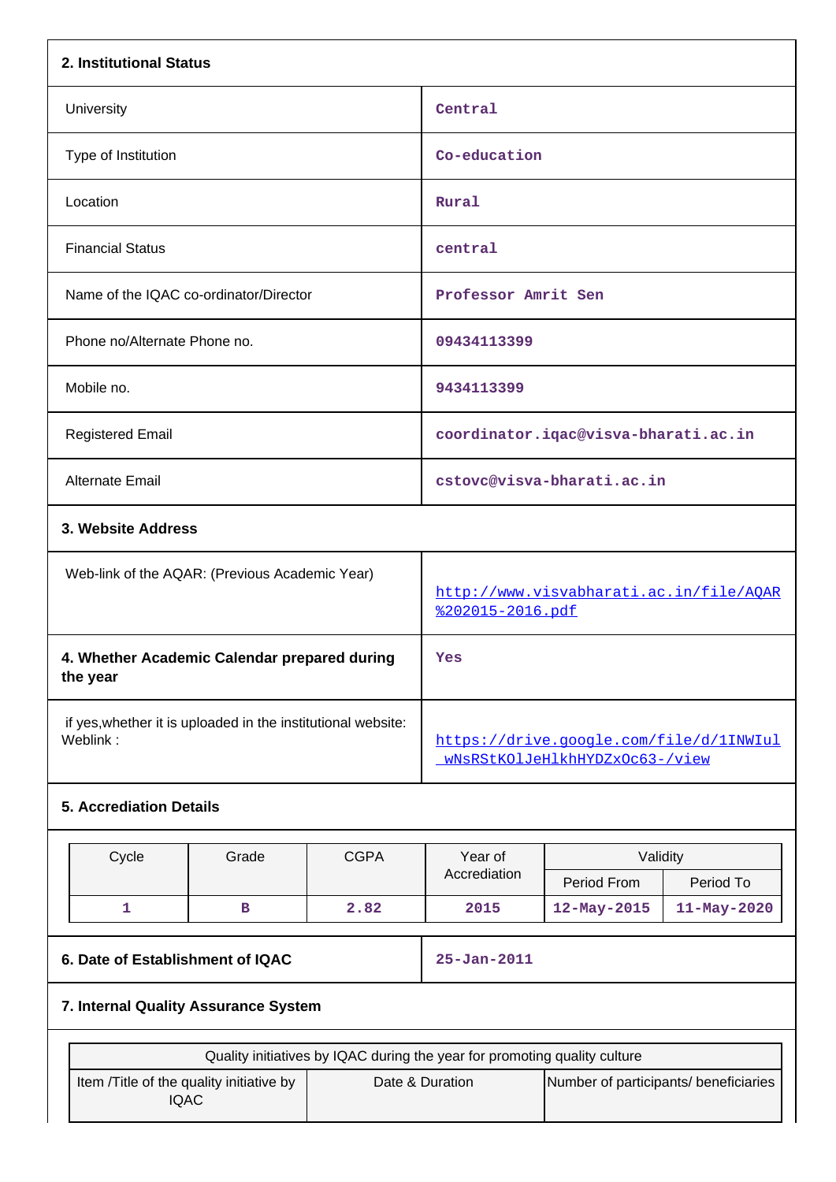**2. Institutional Status**

| | |
|---|---|
| University | Central |
| Type of Institution | Co-education |
| Location | Rural |
| Financial Status | central |
| Name of the IQAC co-ordinator/Director | Professor Amrit Sen |
| Phone no/Alternate Phone no. | 09434113399 |
| Mobile no. | 9434113399 |
| Registered Email | coordinator.iqac@visva-bharati.ac.in |
| Alternate Email | cstovc@visva-bharati.ac.in |

**3. Website Address**

| | |
|---|---|
| Web-link of the AQAR: (Previous Academic Year) | http://www.visvabharati.ac.in/file/AQAR%202015-2016.pdf |
| **4. Whether Academic Calendar prepared during the year** | Yes |
| if yes,whether it is uploaded in the institutional website: Weblink : | https://drive.google.com/file/d/1INWIulwNsRStKOlJeHlkhHYDZxOc63-/view |

**5. Accrediation Details**

| Cycle | Grade | CGPA | Year of Accrediation | Validity | |
|---|---|---|---|---|---|
| | | | | Period From | Period To |
| 1 | B | 2.82 | 2015 | 12-May-2015 | 11-May-2020 |

| | |
|---|---|
| **6. Date of Establishment of IQAC** | 25-Jan-2011 |

**7. Internal Quality Assurance System**

| Quality initiatives by IQAC during the year for promoting quality culture | | |
|---|---|---|
| Item /Title of the quality initiative by IQAC | Date & Duration | Number of participants/ beneficiaries |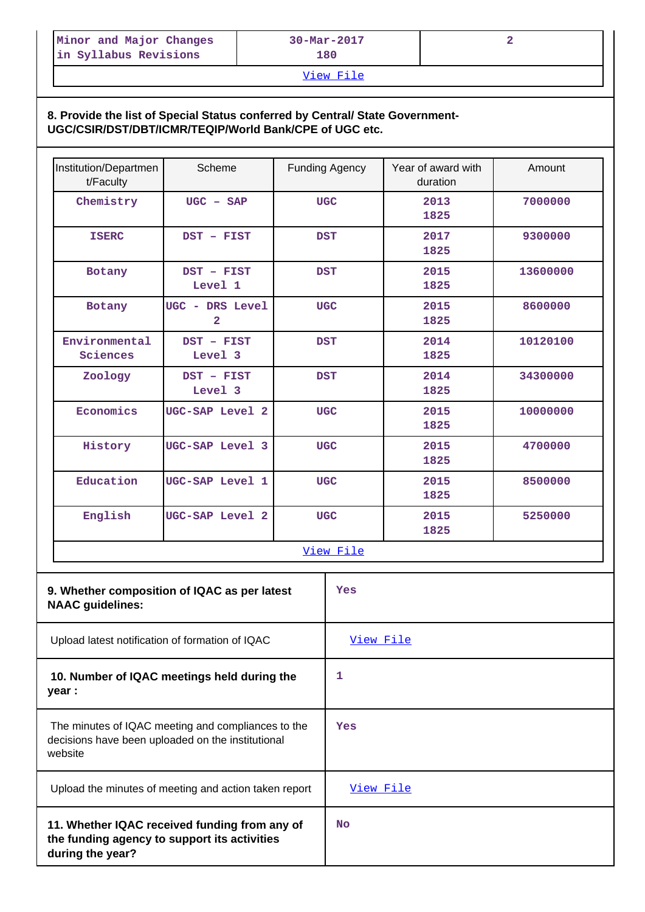| Minor and Major Changes in Syllabus Revisions | 30-Mar-2017 180 | 2 |
|---|---|---|
| View File | | |

**8. Provide the list of Special Status conferred by Central/ State Government- UGC/CSIR/DST/DBT/ICMR/TEQIP/World Bank/CPE of UGC etc.**

| Institution/Department/Faculty | Scheme | Funding Agency | Year of award with duration | Amount |
|---|---|---|---|---|
| Chemistry | UGC – SAP | UGC | 2013 1825 | 7000000 |
| ISERC | DST – FIST | DST | 2017 1825 | 9300000 |
| Botany | DST – FIST Level 1 | DST | 2015 1825 | 13600000 |
| Botany | UGC - DRS Level 2 | UGC | 2015 1825 | 8600000 |
| Environmental Sciences | DST – FIST Level 3 | DST | 2014 1825 | 10120100 |
| Zoology | DST – FIST Level 3 | DST | 2014 1825 | 34300000 |
| Economics | UGC-SAP Level 2 | UGC | 2015 1825 | 10000000 |
| History | UGC-SAP Level 3 | UGC | 2015 1825 | 4700000 |
| Education | UGC-SAP Level 1 | UGC | 2015 1825 | 8500000 |
| English | UGC-SAP Level 2 | UGC | 2015 1825 | 5250000 |
| View File | | | | |

| | |
|---|---|
| **9. Whether composition of IQAC as per latest NAAC guidelines:** | Yes |
| Upload latest notification of formation of IQAC | View File |
| **10. Number of IQAC meetings held during the year :** | 1 |
| The minutes of IQAC meeting and compliances to the decisions have been uploaded on the institutional website | Yes |
| Upload the minutes of meeting and action taken report | View File |
| **11. Whether IQAC received funding from any of the funding agency to support its activities during the year?** | No |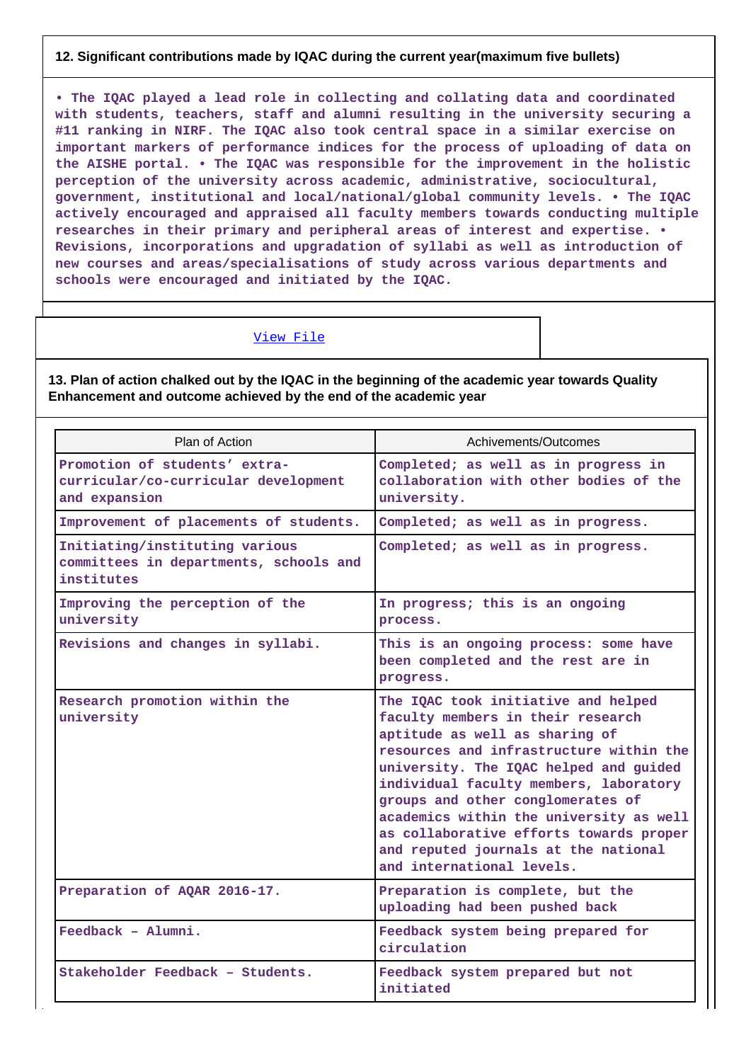**12. Significant contributions made by IQAC during the current year(maximum five bullets)**

• The IQAC played a lead role in collecting and collating data and coordinated with students, teachers, staff and alumni resulting in the university securing a #11 ranking in NIRF. The IQAC also took central space in a similar exercise on important markers of performance indices for the process of uploading of data on the AISHE portal. • The IQAC was responsible for the improvement in the holistic perception of the university across academic, administrative, sociocultural, government, institutional and local/national/global community levels. • The IQAC actively encouraged and appraised all faculty members towards conducting multiple researches in their primary and peripheral areas of interest and expertise. • Revisions, incorporations and upgradation of syllabi as well as introduction of new courses and areas/specialisations of study across various departments and schools were encouraged and initiated by the IQAC.

View File

**13. Plan of action chalked out by the IQAC in the beginning of the academic year towards Quality Enhancement and outcome achieved by the end of the academic year**

| Plan of Action | Achivements/Outcomes |
| --- | --- |
| Promotion of students' extra-curricular/co-curricular development and expansion | Completed; as well as in progress in collaboration with other bodies of the university. |
| Improvement of placements of students. | Completed; as well as in progress. |
| Initiating/instituting various committees in departments, schools and institutes | Completed; as well as in progress. |
| Improving the perception of the university | In progress; this is an ongoing process. |
| Revisions and changes in syllabi. | This is an ongoing process: some have been completed and the rest are in progress. |
| Research promotion within the university | The IQAC took initiative and helped faculty members in their research aptitude as well as sharing of resources and infrastructure within the university. The IQAC helped and guided individual faculty members, laboratory groups and other conglomerates of academics within the university as well as collaborative efforts towards proper and reputed journals at the national and international levels. |
| Preparation of AQAR 2016-17. | Preparation is complete, but the uploading had been pushed back |
| Feedback – Alumni. | Feedback system being prepared for circulation |
| Stakeholder Feedback – Students. | Feedback system prepared but not initiated |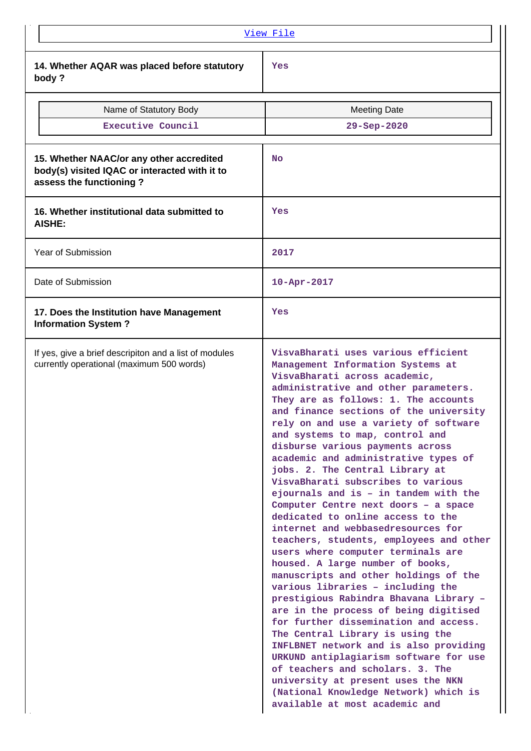[View File]

| 14. Whether AQAR was placed before statutory body ? | Yes |
|---|---|

| Name of Statutory Body | Meeting Date |
|---|---|
| Executive Council | 29-Sep-2020 |

| 15. Whether NAAC/or any other accredited body(s) visited IQAC or interacted with it to assess the functioning ? | No |
|---|---|
| **16. Whether institutional data submitted to AISHE:** | Yes |
| Year of Submission | 2017 |
| Date of Submission | 10-Apr-2017 |
| **17. Does the Institution have Management Information System ?** | Yes |
| If yes, give a brief descripiton and a list of modules currently operational (maximum 500 words) | VisvaBharati uses various efficient Management Information Systems at VisvaBharati across academic, administrative and other parameters. They are as follows: 1. The accounts and finance sections of the university rely on and use a variety of software and systems to map, control and disburse various payments across academic and administrative types of jobs. 2. The Central Library at VisvaBharati subscribes to various ejournals and is – in tandem with the Computer Centre next doors – a space dedicated to online access to the internet and webbasedresources for teachers, students, employees and other users where computer terminals are housed. A large number of books, manuscripts and other holdings of the various libraries – including the prestigious Rabindra Bhavana Library – are in the process of being digitised for further dissemination and access. The Central Library is using the INFLBNET network and is also providing URKUND antiplagiarism software for use of teachers and scholars. 3. The university at present uses the NKN (National Knowledge Network) which is available at most academic and |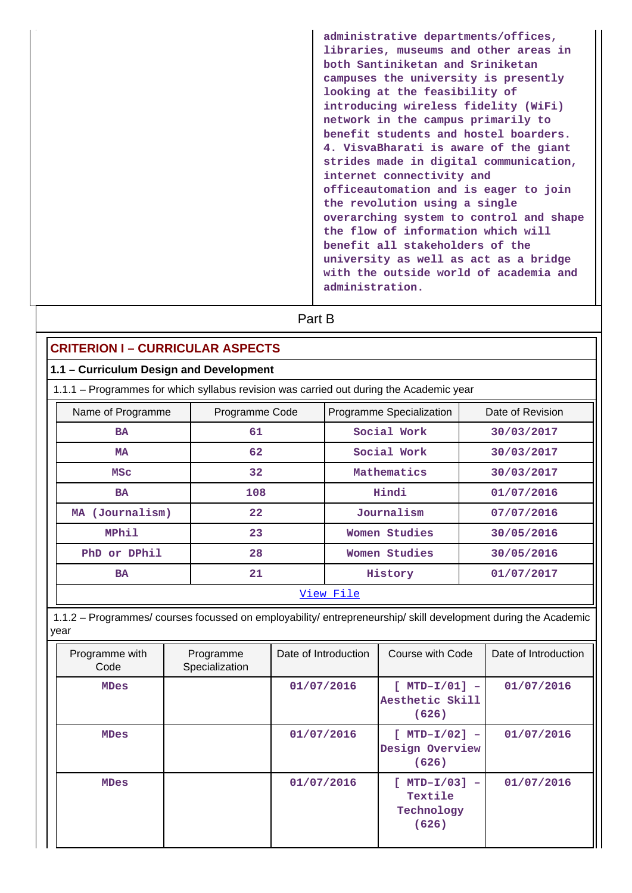administrative departments/offices, libraries, museums and other areas in both Santiniketan and Sriniketan campuses the university is presently looking at the feasibility of introducing wireless fidelity (WiFi) network in the campus primarily to benefit students and hostel boarders. 4. VisvaBharati is aware of the giant strides made in digital communication, internet connectivity and officeautomation and is eager to join the revolution using a single overarching system to control and shape the flow of information which will benefit all stakeholders of the university as well as act as a bridge with the outside world of academia and administration.

## Part B

## CRITERION I – CURRICULAR ASPECTS

### 1.1 – Curriculum Design and Development

1.1.1 – Programmes for which syllabus revision was carried out during the Academic year

| Name of Programme | Programme Code | Programme Specialization | Date of Revision |
|---|---|---|---|
| BA | 61 | Social Work | 30/03/2017 |
| MA | 62 | Social Work | 30/03/2017 |
| MSc | 32 | Mathematics | 30/03/2017 |
| BA | 108 | Hindi | 01/07/2016 |
| MA (Journalism) | 22 | Journalism | 07/07/2016 |
| MPhil | 23 | Women Studies | 30/05/2016 |
| PhD or DPhil | 28 | Women Studies | 30/05/2016 |
| BA | 21 | History | 01/07/2017 |

View File

1.1.2 – Programmes/ courses focussed on employability/ entrepreneurship/ skill development during the Academic year

| Programme with Code | Programme Specialization | Date of Introduction | Course with Code | Date of Introduction |
|---|---|---|---|---|
| MDes | | 01/07/2016 | [ MTD-I/01] – Aesthetic Skill (626) | 01/07/2016 |
| MDes | | 01/07/2016 | [ MTD-I/02] – Design Overview (626) | 01/07/2016 |
| MDes | | 01/07/2016 | [ MTD-I/03] – Textile Technology (626) | 01/07/2016 |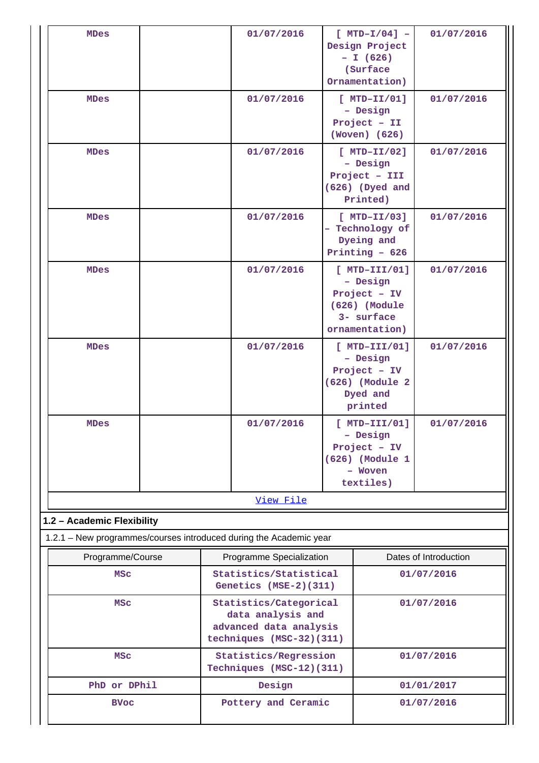| MDes | | 01/07/2016 | [ MTD-I/04] – Design Project – I (626) (Surface Ornamentation) | 01/07/2016 |
|---|---|---|---|---|
| MDes | | 01/07/2016 | [ MTD-II/01] – Design Project – II (Woven) (626) | 01/07/2016 |
| MDes | | 01/07/2016 | [ MTD-II/02] – Design Project – III (626) (Dyed and Printed) | 01/07/2016 |
| MDes | | 01/07/2016 | [ MTD-II/03] – Technology of Dyeing and Printing – 626 | 01/07/2016 |
| MDes | | 01/07/2016 | [ MTD-III/01] – Design Project – IV (626) (Module 3- surface ornamentation) | 01/07/2016 |
| MDes | | 01/07/2016 | [ MTD-III/01] – Design Project – IV (626) (Module 2 Dyed and printed | 01/07/2016 |
| MDes | | 01/07/2016 | [ MTD-III/01] – Design Project – IV (626) (Module 1 – Woven textiles) | 01/07/2016 |

View File

**1.2 – Academic Flexibility**

1.2.1 – New programmes/courses introduced during the Academic year

| Programme/Course | Programme Specialization | Dates of Introduction |
|---|---|---|
| MSc | Statistics/Statistical Genetics (MSE-2)(311) | 01/07/2016 |
| MSc | Statistics/Categorical data analysis and advanced data analysis techniques (MSC-32)(311) | 01/07/2016 |
| MSc | Statistics/Regression Techniques (MSC-12)(311) | 01/07/2016 |
| PhD or DPhil | Design | 01/01/2017 |
| BVoc | Pottery and Ceramic | 01/07/2016 |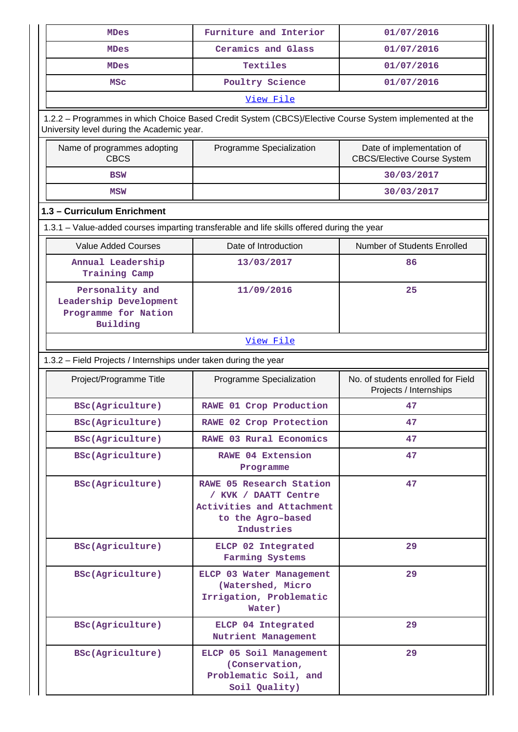| MDes | Furniture and Interior | 01/07/2016 |
|---|---|---|
| MDes | Ceramics and Glass | 01/07/2016 |
| MDes | Textiles | 01/07/2016 |
| MSc | Poultry Science | 01/07/2016 |
| View File | | |

1.2.2 – Programmes in which Choice Based Credit System (CBCS)/Elective Course System implemented at the University level during the Academic year.

| Name of programmes adopting CBCS | Programme Specialization | Date of implementation of CBCS/Elective Course System |
|---|---|---|
| BSW | | 30/03/2017 |
| MSW | | 30/03/2017 |

**1.3 – Curriculum Enrichment**

1.3.1 – Value-added courses imparting transferable and life skills offered during the year

| Value Added Courses | Date of Introduction | Number of Students Enrolled |
|---|---|---|
| Annual Leadership Training Camp | 13/03/2017 | 86 |
| Personality and Leadership Development Programme for Nation Building | 11/09/2016 | 25 |
| View File | | |

1.3.2 – Field Projects / Internships under taken during the year

| Project/Programme Title | Programme Specialization | No. of students enrolled for Field Projects / Internships |
|---|---|---|
| BSc(Agriculture) | RAWE 01 Crop Production | 47 |
| BSc(Agriculture) | RAWE 02 Crop Protection | 47 |
| BSc(Agriculture) | RAWE 03 Rural Economics | 47 |
| BSc(Agriculture) | RAWE 04 Extension Programme | 47 |
| BSc(Agriculture) | RAWE 05 Research Station / KVK / DAATT Centre Activities and Attachment to the Agro-based Industries | 47 |
| BSc(Agriculture) | ELCP 02 Integrated Farming Systems | 29 |
| BSc(Agriculture) | ELCP 03 Water Management (Watershed, Micro Irrigation, Problematic Water) | 29 |
| BSc(Agriculture) | ELCP 04 Integrated Nutrient Management | 29 |
| BSc(Agriculture) | ELCP 05 Soil Management (Conservation, Problematic Soil, and Soil Quality) | 29 |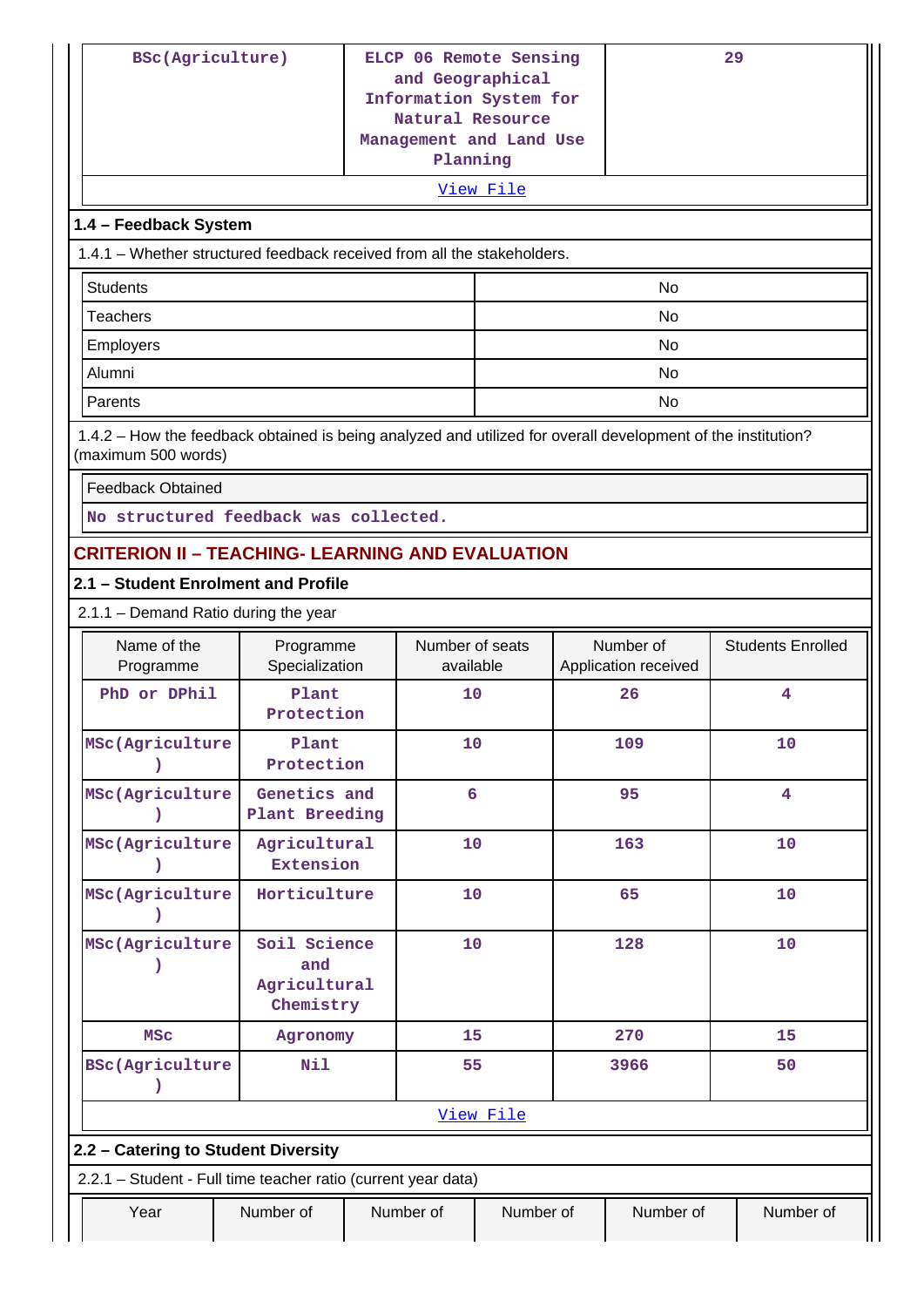| | | |
|---|---|---|
| BSc(Agriculture) | ELCP 06 Remote Sensing and Geographical Information System for Natural Resource Management and Land Use Planning | 29 |
| View File | | |

### 1.4 – Feedback System

1.4.1 – Whether structured feedback received from all the stakeholders.

| | |
|---|---|
| Students | No |
| Teachers | No |
| Employers | No |
| Alumni | No |
| Parents | No |

1.4.2 – How the feedback obtained is being analyzed and utilized for overall development of the institution? (maximum 500 words)

| Feedback Obtained |
|---|
| No structured feedback was collected. |

## CRITERION II – TEACHING- LEARNING AND EVALUATION

### 2.1 – Student Enrolment and Profile

2.1.1 – Demand Ratio during the year

| Name of the Programme | Programme Specialization | Number of seats available | Number of Application received | Students Enrolled |
|---|---|---|---|---|
| PhD or DPhil | Plant Protection | 10 | 26 | 4 |
| MSc(Agriculture) | Plant Protection | 10 | 109 | 10 |
| MSc(Agriculture) | Genetics and Plant Breeding | 6 | 95 | 4 |
| MSc(Agriculture) | Agricultural Extension | 10 | 163 | 10 |
| MSc(Agriculture) | Horticulture | 10 | 65 | 10 |
| MSc(Agriculture) | Soil Science and Agricultural Chemistry | 10 | 128 | 10 |
| MSc | Agronomy | 15 | 270 | 15 |
| BSc(Agriculture) | Nil | 55 | 3966 | 50 |
| View File | | | | |

### 2.2 – Catering to Student Diversity

2.2.1 – Student - Full time teacher ratio (current year data)

| Year | Number of | Number of | Number of | Number of | Number of |
|---|---|---|---|---|---|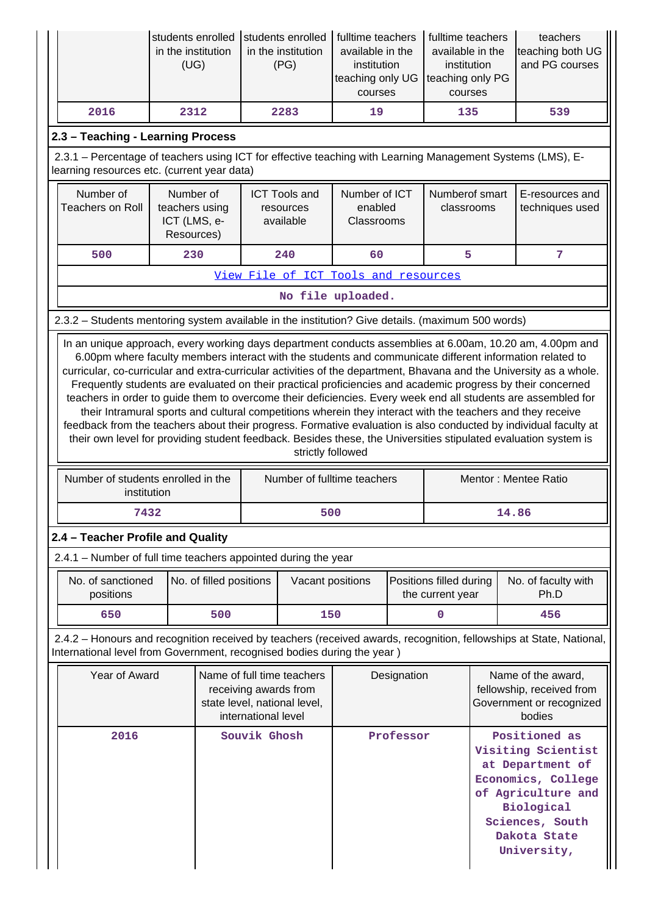| | students enrolled in the institution (UG) | students enrolled in the institution (PG) | fulltime teachers available in the institution teaching only UG courses | fulltime teachers available in the institution teaching only PG courses | teachers teaching both UG and PG courses |
|---|---|---|---|---|---|
| 2016 | 2312 | 2283 | 19 | 135 | 539 |

## 2.3 – Teaching - Learning Process

2.3.1 – Percentage of teachers using ICT for effective teaching with Learning Management Systems (LMS), E-learning resources etc. (current year data)

| Number of Teachers on Roll | Number of teachers using ICT (LMS, e-Resources) | ICT Tools and resources available | Number of ICT enabled Classrooms | Numberof smart classrooms | E-resources and techniques used |
|---|---|---|---|---|---|
| 500 | 230 | 240 | 60 | 5 | 7 |

View File of ICT Tools and resources

No file uploaded.

2.3.2 – Students mentoring system available in the institution? Give details. (maximum 500 words)

In an unique approach, every working days department conducts assemblies at 6.00am, 10.20 am, 4.00pm and 6.00pm where faculty members interact with the students and communicate different information related to curricular, co-curricular and extra-curricular activities of the department, Bhavana and the University as a whole. Frequently students are evaluated on their practical proficiencies and academic progress by their concerned teachers in order to guide them to overcome their deficiencies. Every week end all students are assembled for their Intramural sports and cultural competitions wherein they interact with the teachers and they receive feedback from the teachers about their progress. Formative evaluation is also conducted by individual faculty at their own level for providing student feedback. Besides these, the Universities stipulated evaluation system is strictly followed

| Number of students enrolled in the institution | Number of fulltime teachers | Mentor : Mentee Ratio |
|---|---|---|
| 7432 | 500 | 14.86 |

## 2.4 – Teacher Profile and Quality

2.4.1 – Number of full time teachers appointed during the year

| No. of sanctioned positions | No. of filled positions | Vacant positions | Positions filled during the current year | No. of faculty with Ph.D |
|---|---|---|---|---|
| 650 | 500 | 150 | 0 | 456 |

2.4.2 – Honours and recognition received by teachers (received awards, recognition, fellowships at State, National, International level from Government, recognised bodies during the year )

| Year of Award | Name of full time teachers receiving awards from state level, national level, international level | Designation | Name of the award, fellowship, received from Government or recognized bodies |
|---|---|---|---|
| 2016 | Souvik Ghosh | Professor | Positioned as Visiting Scientist at Department of Economics, College of Agriculture and Biological Sciences, South Dakota State University, |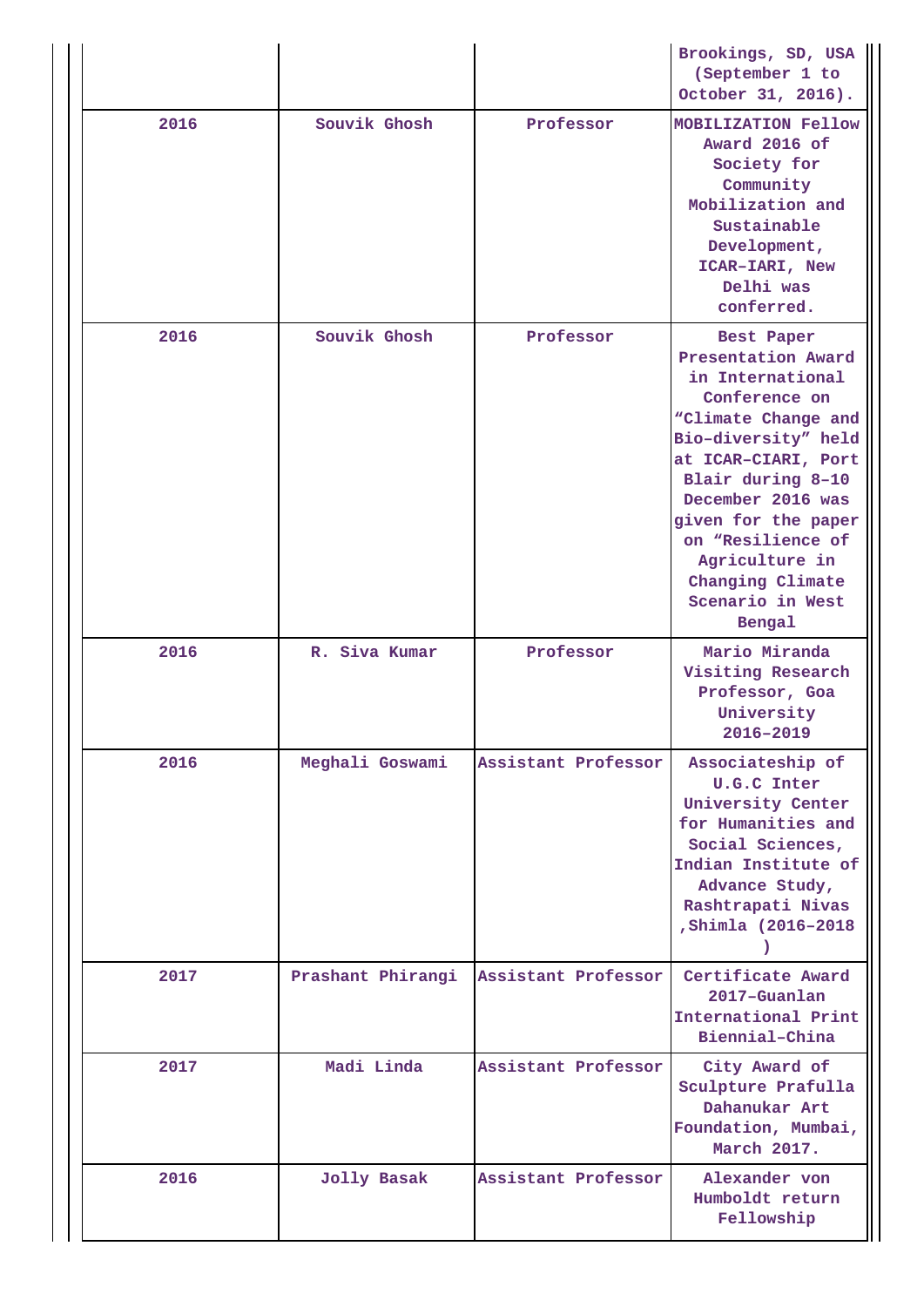| | | | Brookings, SD, USA (September 1 to October 31, 2016). |
|---|---|---|---|
| 2016 | Souvik Ghosh | Professor | MOBILIZATION Fellow Award 2016 of Society for Community Mobilization and Sustainable Development, ICAR-IARI, New Delhi was conferred. |
| 2016 | Souvik Ghosh | Professor | Best Paper Presentation Award in International Conference on "Climate Change and Bio-diversity" held at ICAR-CIARI, Port Blair during 8-10 December 2016 was given for the paper on "Resilience of Agriculture in Changing Climate Scenario in West Bengal |
| 2016 | R. Siva Kumar | Professor | Mario Miranda Visiting Research Professor, Goa University 2016-2019 |
| 2016 | Meghali Goswami | Assistant Professor | Associateship of U.G.C Inter University Center for Humanities and Social Sciences, Indian Institute of Advance Study, Rashtrapati Nivas ,Shimla (2016-2018 ) |
| 2017 | Prashant Phirangi | Assistant Professor | Certificate Award 2017-Guanlan International Print Biennial-China |
| 2017 | Madi Linda | Assistant Professor | City Award of Sculpture Prafulla Dahanukar Art Foundation, Mumbai, March 2017. |
| 2016 | Jolly Basak | Assistant Professor | Alexander von Humboldt return Fellowship |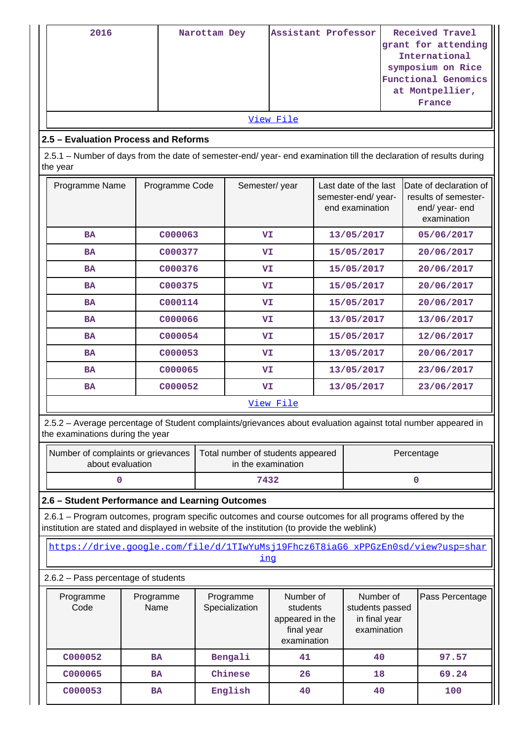| 2016 | Narottam Dey | Assistant Professor | Received Travel grant for attending International symposium on Rice Functional Genomics at Montpellier, France |
|---|---|---|---|

View File

## 2.5 – Evaluation Process and Reforms

2.5.1 – Number of days from the date of semester-end/ year- end examination till the declaration of results during the year

| Programme Name | Programme Code | Semester/ year | Last date of the last semester-end/ year- end examination | Date of declaration of results of semester- end/ year- end examination |
|---|---|---|---|---|
| BA | C000063 | VI | 13/05/2017 | 05/06/2017 |
| BA | C000377 | VI | 15/05/2017 | 20/06/2017 |
| BA | C000376 | VI | 15/05/2017 | 20/06/2017 |
| BA | C000375 | VI | 15/05/2017 | 20/06/2017 |
| BA | C000114 | VI | 15/05/2017 | 20/06/2017 |
| BA | C000066 | VI | 13/05/2017 | 13/06/2017 |
| BA | C000054 | VI | 15/05/2017 | 12/06/2017 |
| BA | C000053 | VI | 13/05/2017 | 20/06/2017 |
| BA | C000065 | VI | 13/05/2017 | 23/06/2017 |
| BA | C000052 | VI | 13/05/2017 | 23/06/2017 |

View File

2.5.2 – Average percentage of Student complaints/grievances about evaluation against total number appeared in the examinations during the year

| Number of complaints or grievances about evaluation | Total number of students appeared in the examination | Percentage |
|---|---|---|
| 0 | 7432 | 0 |

## 2.6 – Student Performance and Learning Outcomes

2.6.1 – Program outcomes, program specific outcomes and course outcomes for all programs offered by the institution are stated and displayed in website of the institution (to provide the weblink)

https://drive.google.com/file/d/1TIwYuMsj19Fhcz6T8iaG6_xPPGzEn0sd/view?usp=sharing

2.6.2 – Pass percentage of students

| Programme Code | Programme Name | Programme Specialization | Number of students appeared in the final year examination | Number of students passed in final year examination | Pass Percentage |
|---|---|---|---|---|---|
| C000052 | BA | Bengali | 41 | 40 | 97.57 |
| C000065 | BA | Chinese | 26 | 18 | 69.24 |
| C000053 | BA | English | 40 | 40 | 100 |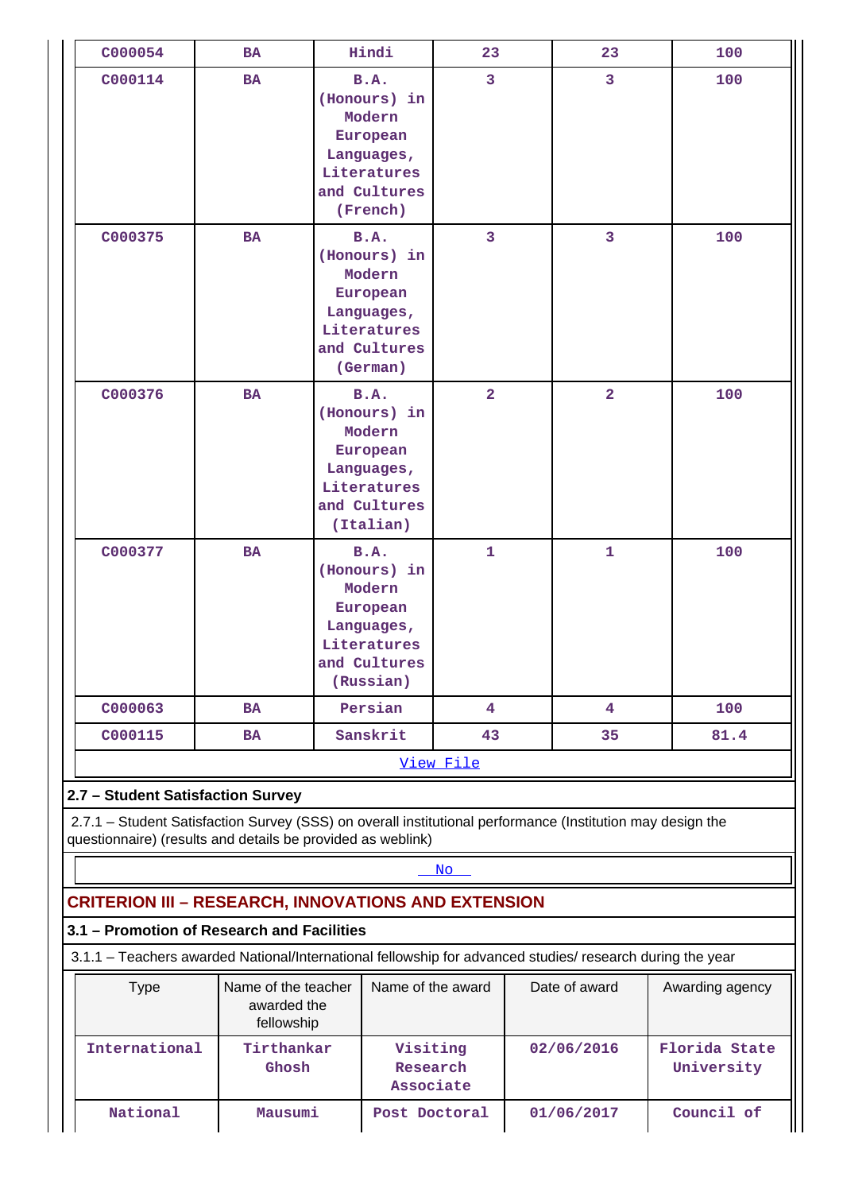| | | | | | |
|---|---|---|---|---|---|
| C000054 | BA | Hindi | 23 | 23 | 100 |
| C000114 | BA | B.A. (Honours) in Modern European Languages, Literatures and Cultures (French) | 3 | 3 | 100 |
| C000375 | BA | B.A. (Honours) in Modern European Languages, Literatures and Cultures (German) | 3 | 3 | 100 |
| C000376 | BA | B.A. (Honours) in Modern European Languages, Literatures and Cultures (Italian) | 2 | 2 | 100 |
| C000377 | BA | B.A. (Honours) in Modern European Languages, Literatures and Cultures (Russian) | 1 | 1 | 100 |
| C000063 | BA | Persian | 4 | 4 | 100 |
| C000115 | BA | Sanskrit | 43 | 35 | 81.4 |

View File

### 2.7 – Student Satisfaction Survey

2.7.1 – Student Satisfaction Survey (SSS) on overall institutional performance (Institution may design the questionnaire) (results and details be provided as weblink)

No

## CRITERION III – RESEARCH, INNOVATIONS AND EXTENSION

### 3.1 – Promotion of Research and Facilities

3.1.1 – Teachers awarded National/International fellowship for advanced studies/ research during the year

| Type | Name of the teacher awarded the fellowship | Name of the award | Date of award | Awarding agency |
|---|---|---|---|---|
| International | Tirthankar Ghosh | Visiting Research Associate | 02/06/2016 | Florida State University |
| National | Mausumi | Post Doctoral | 01/06/2017 | Council of |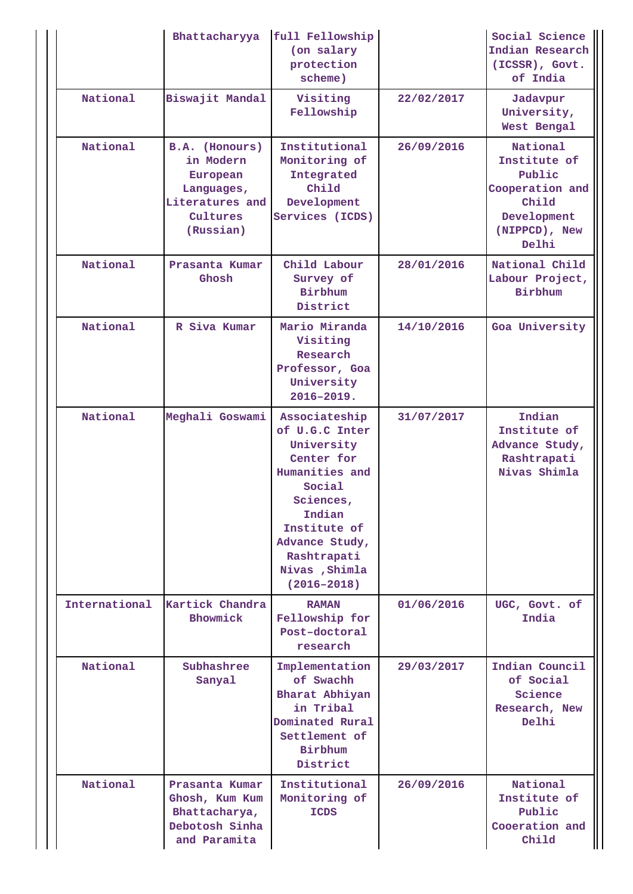| | | | | |
|---|---|---|---|---|
| | Bhattacharyya | full Fellowship (on salary protection scheme) | | Social Science Indian Research (ICSSR), Govt. of India |
| National | Biswajit Mandal | Visiting Fellowship | 22/02/2017 | Jadavpur University, West Bengal |
| National | B.A. (Honours) in Modern European Languages, Literatures and Cultures (Russian) | Institutional Monitoring of Integrated Child Development Services (ICDS) | 26/09/2016 | National Institute of Public Cooperation and Child Development (NIPPCD), New Delhi |
| National | Prasanta Kumar Ghosh | Child Labour Survey of Birbhum District | 28/01/2016 | National Child Labour Project, Birbhum |
| National | R Siva Kumar | Mario Miranda Visiting Research Professor, Goa University 2016-2019. | 14/10/2016 | Goa University |
| National | Meghali Goswami | Associateship of U.G.C Inter University Center for Humanities and Social Sciences, Indian Institute of Advance Study, Rashtrapati Nivas ,Shimla (2016-2018) | 31/07/2017 | Indian Institute of Advance Study, Rashtrapati Nivas Shimla |
| International | Kartick Chandra Bhowmick | RAMAN Fellowship for Post-doctoral research | 01/06/2016 | UGC, Govt. of India |
| National | Subhashree Sanyal | Implementation of Swachh Bharat Abhiyan in Tribal Dominated Rural Settlement of Birbhum District | 29/03/2017 | Indian Council of Social Science Research, New Delhi |
| National | Prasanta Kumar Ghosh, Kum Kum Bhattacharya, Debotosh Sinha and Paramita | Institutional Monitoring of ICDS | 26/09/2016 | National Institute of Public Cooeration and Child |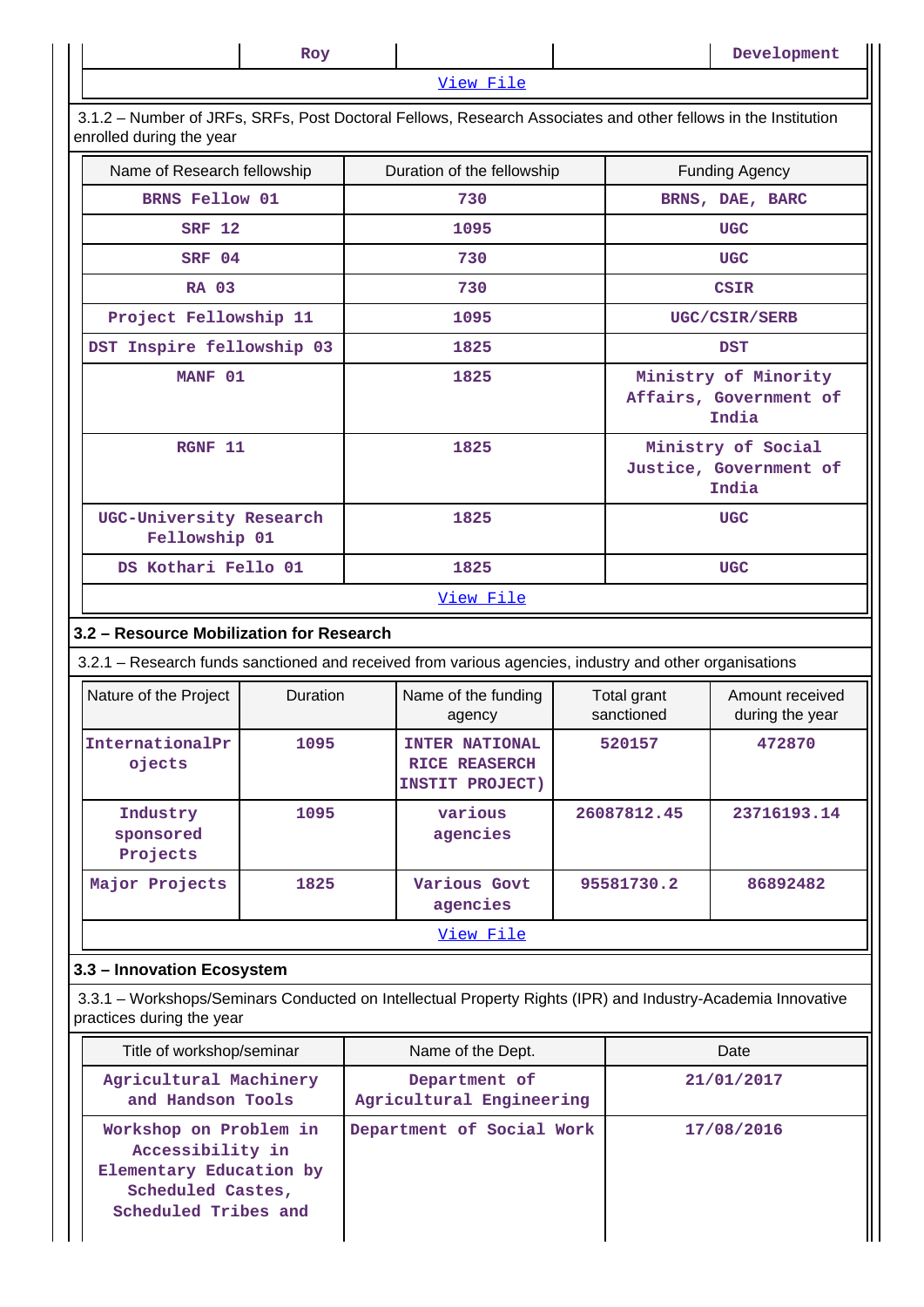| | Roy | | | Development |
|---|---|---|---|---|
| View File | | | | |

3.1.2 – Number of JRFs, SRFs, Post Doctoral Fellows, Research Associates and other fellows in the Institution enrolled during the year

| Name of Research fellowship | Duration of the fellowship | Funding Agency |
|---|---|---|
| BRNS Fellow 01 | 730 | BRNS, DAE, BARC |
| SRF 12 | 1095 | UGC |
| SRF 04 | 730 | UGC |
| RA 03 | 730 | CSIR |
| Project Fellowship 11 | 1095 | UGC/CSIR/SERB |
| DST Inspire fellowship 03 | 1825 | DST |
| MANF 01 | 1825 | Ministry of Minority Affairs, Government of India |
| RGNF 11 | 1825 | Ministry of Social Justice, Government of India |
| UGC-University Research Fellowship 01 | 1825 | UGC |
| DS Kothari Fello 01 | 1825 | UGC |
| View File | | |

## 3.2 – Resource Mobilization for Research

3.2.1 – Research funds sanctioned and received from various agencies, industry and other organisations

| Nature of the Project | Duration | Name of the funding agency | Total grant sanctioned | Amount received during the year |
|---|---|---|---|---|
| InternationalProjects | 1095 | INTER NATIONAL RICE REASERCH INSTIT PROJECT) | 520157 | 472870 |
| Industry sponsored Projects | 1095 | various agencies | 26087812.45 | 23716193.14 |
| Major Projects | 1825 | Various Govt agencies | 95581730.2 | 86892482 |
| View File | | | | |

## 3.3 – Innovation Ecosystem

3.3.1 – Workshops/Seminars Conducted on Intellectual Property Rights (IPR) and Industry-Academia Innovative practices during the year

| Title of workshop/seminar | Name of the Dept. | Date |
|---|---|---|
| Agricultural Machinery and Handson Tools | Department of Agricultural Engineering | 21/01/2017 |
| Workshop on Problem in Accessibility in Elementary Education by Scheduled Castes, Scheduled Tribes and | Department of Social Work | 17/08/2016 |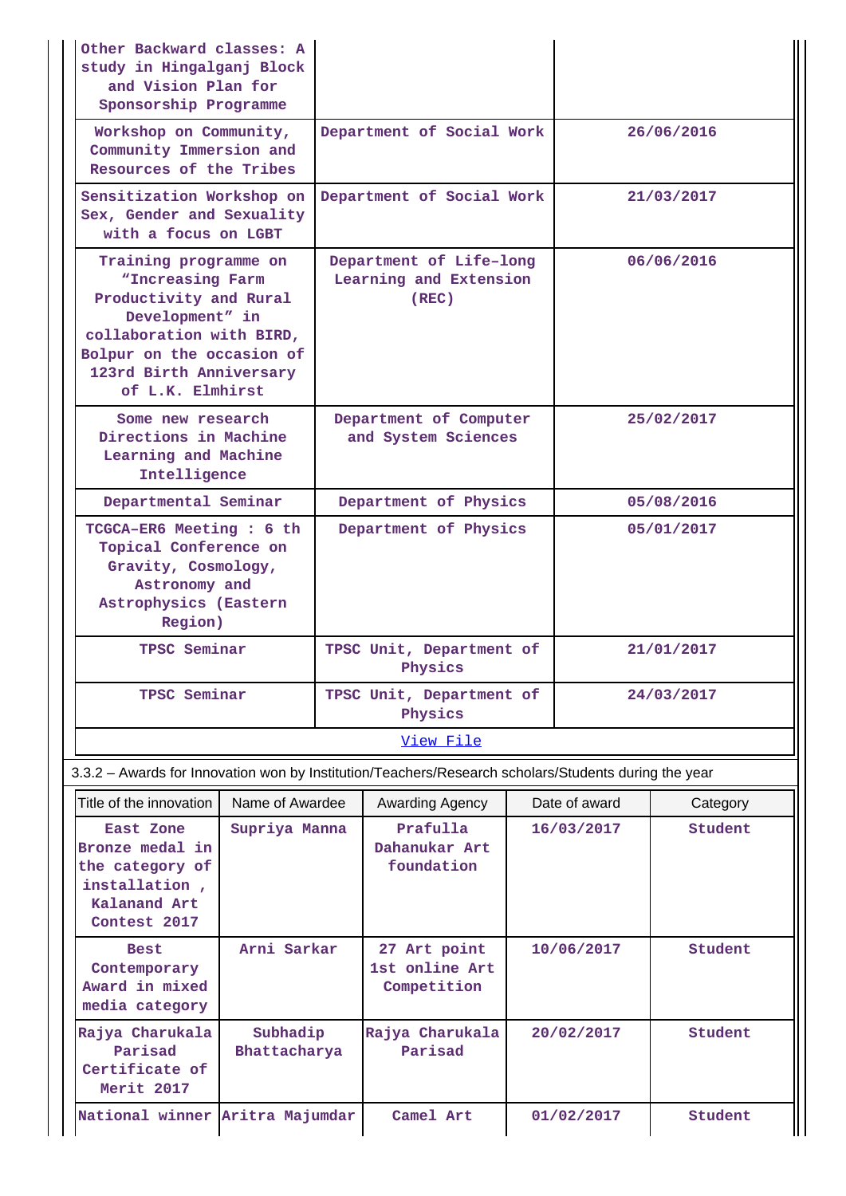| | | |
|---|---|---|
| Other Backward classes: A study in Hingalganj Block and Vision Plan for Sponsorship Programme | | |
| Workshop on Community, Community Immersion and Resources of the Tribes | Department of Social Work | 26/06/2016 |
| Sensitization Workshop on Sex, Gender and Sexuality with a focus on LGBT | Department of Social Work | 21/03/2017 |
| Training programme on "Increasing Farm Productivity and Rural Development" in collaboration with BIRD, Bolpur on the occasion of 123rd Birth Anniversary of L.K. Elmhirst | Department of Life-long Learning and Extension (REC) | 06/06/2016 |
| Some new research Directions in Machine Learning and Machine Intelligence | Department of Computer and System Sciences | 25/02/2017 |
| Departmental Seminar | Department of Physics | 05/08/2016 |
| TCGCA-ER6 Meeting : 6 th Topical Conference on Gravity, Cosmology, Astronomy and Astrophysics (Eastern Region) | Department of Physics | 05/01/2017 |
| TPSC Seminar | TPSC Unit, Department of Physics | 21/01/2017 |
| TPSC Seminar | TPSC Unit, Department of Physics | 24/03/2017 |

[View File]

3.3.2 – Awards for Innovation won by Institution/Teachers/Research scholars/Students during the year

| Title of the innovation | Name of Awardee | Awarding Agency | Date of award | Category |
|---|---|---|---|---|
| East Zone Bronze medal in the category of installation , Kalanand Art Contest 2017 | Supriya Manna | Prafulla Dahanukar Art foundation | 16/03/2017 | Student |
| Best Contemporary Award in mixed media category | Arni Sarkar | 27 Art point 1st online Art Competition | 10/06/2017 | Student |
| Rajya Charukala Parisad Certificate of Merit 2017 | Subhadip Bhattacharya | Rajya Charukala Parisad | 20/02/2017 | Student |
| National winner | Aritra Majumdar | Camel Art | 01/02/2017 | Student |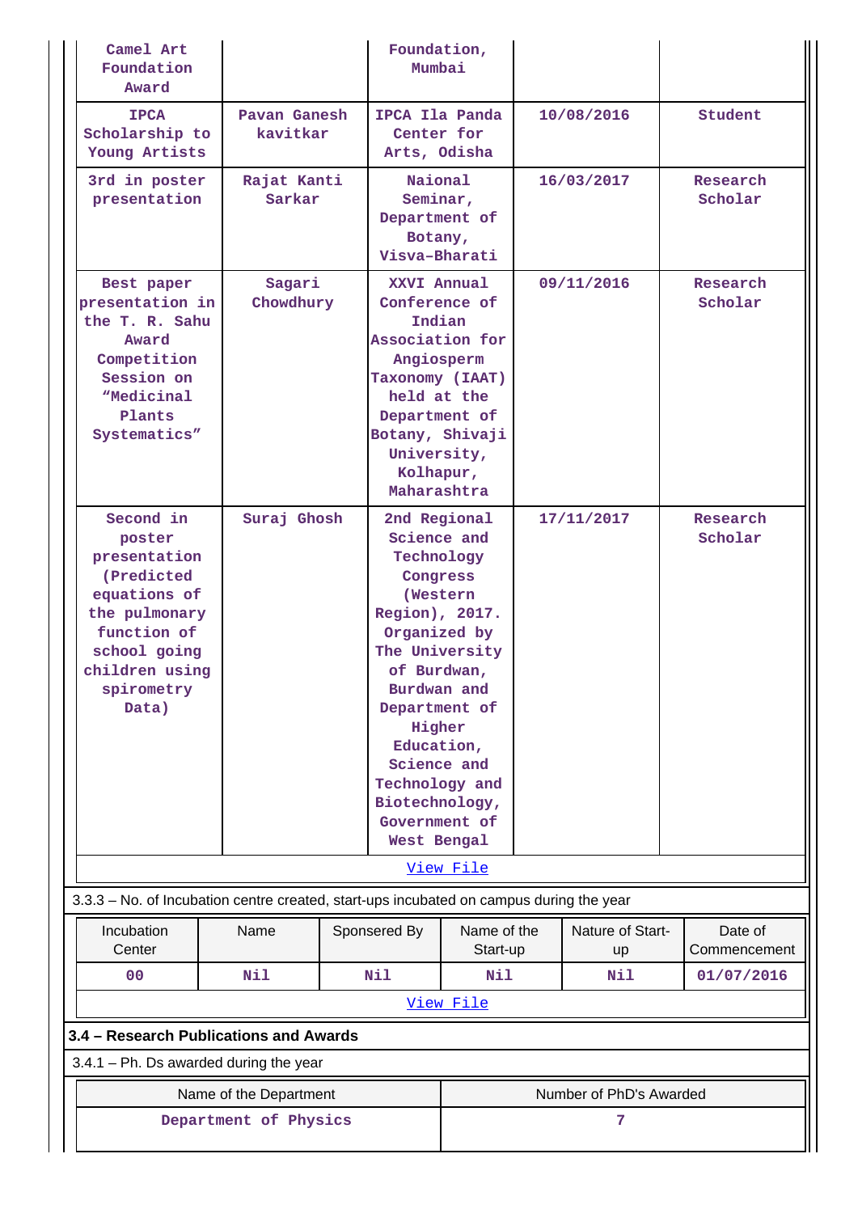| | | | | |
|---|---|---|---|---|
| Camel Art Foundation Award | | Foundation, Mumbai | | |
| IPCA Scholarship to Young Artists | Pavan Ganesh kavitkar | IPCA Ila Panda Center for Arts, Odisha | 10/08/2016 | Student |
| 3rd in poster presentation | Rajat Kanti Sarkar | Naional Seminar, Department of Botany, Visva-Bharati | 16/03/2017 | Research Scholar |
| Best paper presentation in the T. R. Sahu Award Competition Session on "Medicinal Plants Systematics" | Sagari Chowdhury | XXVI Annual Conference of Indian Association for Angiosperm Taxonomy (IAAT) held at the Department of Botany, Shivaji University, Kolhapur, Maharashtra | 09/11/2016 | Research Scholar |
| Second in poster presentation (Predicted equations of the pulmonary function of school going children using spirometry Data) | Suraj Ghosh | 2nd Regional Science and Technology Congress (Western Region), 2017. Organized by The University of Burdwan, Burdwan and Department of Higher Education, Science and Technology and Biotechnology, Government of West Bengal | 17/11/2017 | Research Scholar |

View File

3.3.3 – No. of Incubation centre created, start-ups incubated on campus during the year

| Incubation Center | Name | Sponsered By | Name of the Start-up | Nature of Start-up | Date of Commencement |
|---|---|---|---|---|---|
| 00 | Nil | Nil | Nil | Nil | 01/07/2016 |

View File

**3.4 – Research Publications and Awards**

3.4.1 – Ph. Ds awarded during the year

| Name of the Department | Number of PhD's Awarded |
|---|---|
| Department of Physics | 7 |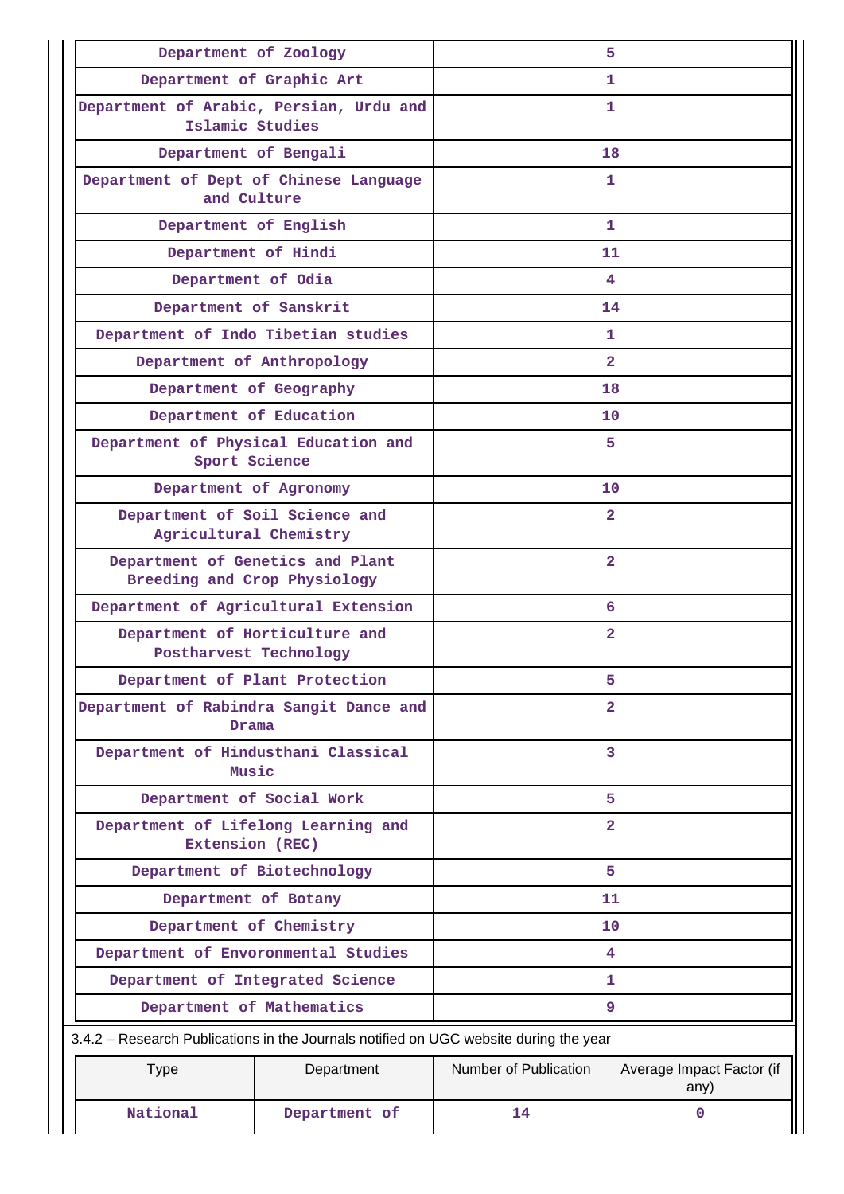| Department of Zoology | 5 |
|---|---|
| Department of Graphic Art | 1 |
| Department of Arabic, Persian, Urdu and Islamic Studies | 1 |
| Department of Bengali | 18 |
| Department of Dept of Chinese Language and Culture | 1 |
| Department of English | 1 |
| Department of Hindi | 11 |
| Department of Odia | 4 |
| Department of Sanskrit | 14 |
| Department of Indo Tibetian studies | 1 |
| Department of Anthropology | 2 |
| Department of Geography | 18 |
| Department of Education | 10 |
| Department of Physical Education and Sport Science | 5 |
| Department of Agronomy | 10 |
| Department of Soil Science and Agricultural Chemistry | 2 |
| Department of Genetics and Plant Breeding and Crop Physiology | 2 |
| Department of Agricultural Extension | 6 |
| Department of Horticulture and Postharvest Technology | 2 |
| Department of Plant Protection | 5 |
| Department of Rabindra Sangit Dance and Drama | 2 |
| Department of Hindusthani Classical Music | 3 |
| Department of Social Work | 5 |
| Department of Lifelong Learning and Extension (REC) | 2 |
| Department of Biotechnology | 5 |
| Department of Botany | 11 |
| Department of Chemistry | 10 |
| Department of Envoronmental Studies | 4 |
| Department of Integrated Science | 1 |
| Department of Mathematics | 9 |

3.4.2 – Research Publications in the Journals notified on UGC website during the year

| Type | Department | Number of Publication | Average Impact Factor (if any) |
|---|---|---|---|
| National | Department of | 14 | 0 |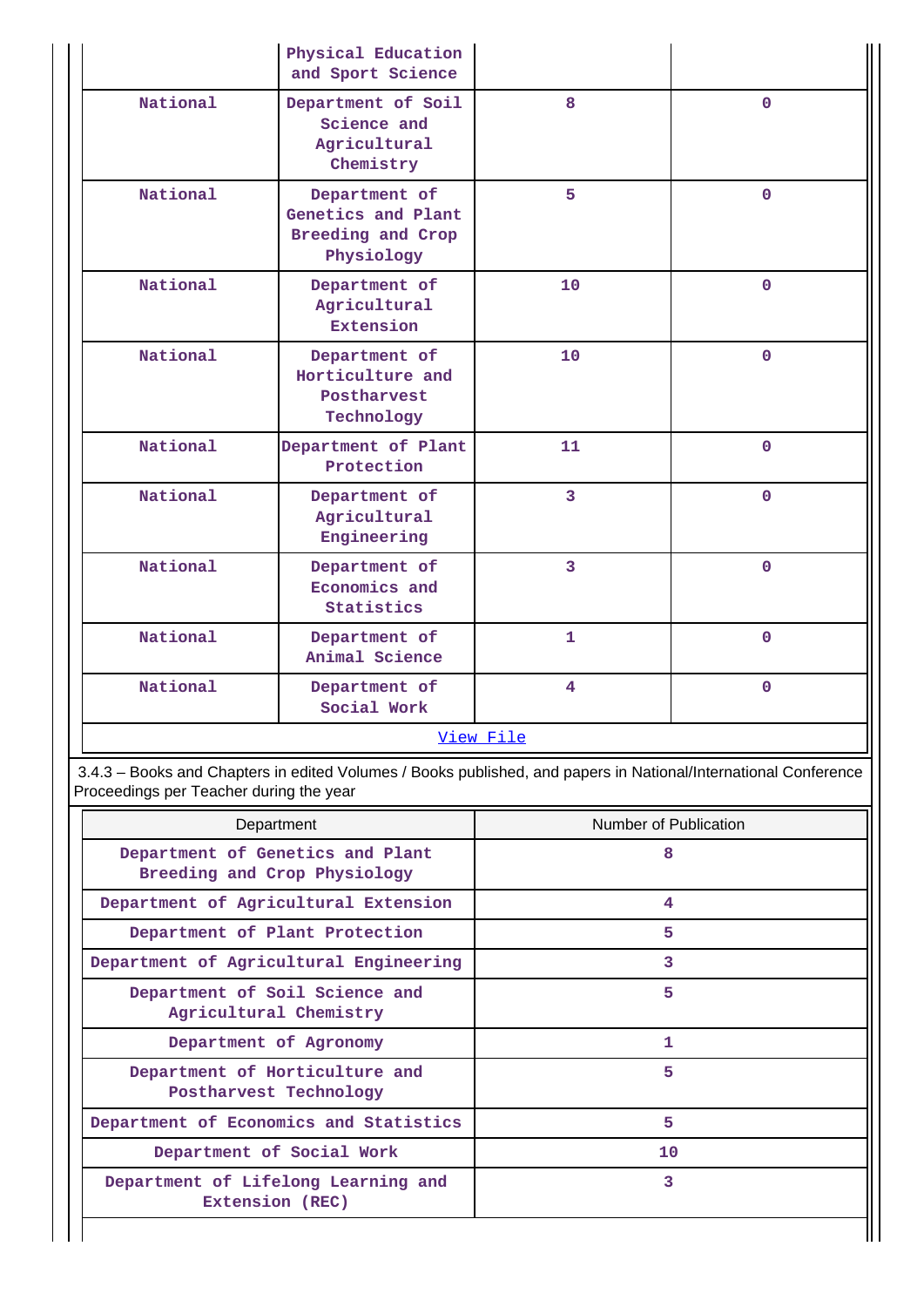|  | Physical Education and Sport Science |  |  |
|---|---|---|---|
| National | Department of Soil Science and Agricultural Chemistry | 8 | 0 |
| National | Department of Genetics and Plant Breeding and Crop Physiology | 5 | 0 |
| National | Department of Agricultural Extension | 10 | 0 |
| National | Department of Horticulture and Postharvest Technology | 10 | 0 |
| National | Department of Plant Protection | 11 | 0 |
| National | Department of Agricultural Engineering | 3 | 0 |
| National | Department of Economics and Statistics | 3 | 0 |
| National | Department of Animal Science | 1 | 0 |
| National | Department of Social Work | 4 | 0 |

View File

3.4.3 – Books and Chapters in edited Volumes / Books published, and papers in National/International Conference Proceedings per Teacher during the year

| Department | Number of Publication |
|---|---|
| Department of Genetics and Plant Breeding and Crop Physiology | 8 |
| Department of Agricultural Extension | 4 |
| Department of Plant Protection | 5 |
| Department of Agricultural Engineering | 3 |
| Department of Soil Science and Agricultural Chemistry | 5 |
| Department of Agronomy | 1 |
| Department of Horticulture and Postharvest Technology | 5 |
| Department of Economics and Statistics | 5 |
| Department of Social Work | 10 |
| Department of Lifelong Learning and Extension (REC) | 3 |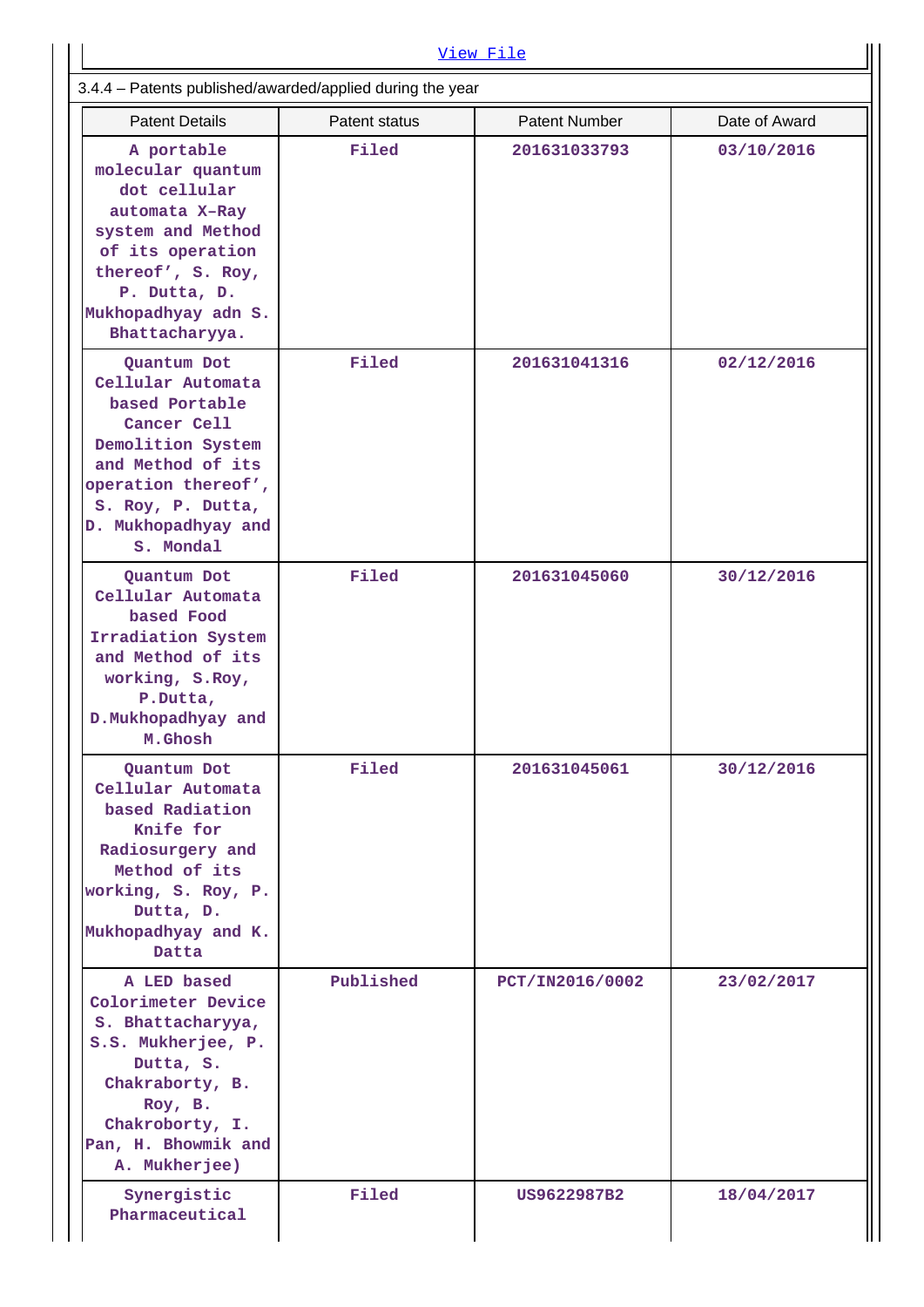View File

3.4.4 – Patents published/awarded/applied during the year

| Patent Details | Patent status | Patent Number | Date of Award |
|---|---|---|---|
| A portable molecular quantum dot cellular automata X-Ray system and Method of its operation thereof', S. Roy, P. Dutta, D. Mukhopadhyay adn S. Bhattacharyya. | Filed | 201631033793 | 03/10/2016 |
| Quantum Dot Cellular Automata based Portable Cancer Cell Demolition System and Method of its operation thereof', S. Roy, P. Dutta, D. Mukhopadhyay and S. Mondal | Filed | 201631041316 | 02/12/2016 |
| Quantum Dot Cellular Automata based Food Irradiation System and Method of its working, S.Roy, P.Dutta, D.Mukhopadhyay and M.Ghosh | Filed | 201631045060 | 30/12/2016 |
| Quantum Dot Cellular Automata based Radiation Knife for Radiosurgery and Method of its working, S. Roy, P. Dutta, D. Mukhopadhyay and K. Datta | Filed | 201631045061 | 30/12/2016 |
| A LED based Colorimeter Device S. Bhattacharyya, S.S. Mukherjee, P. Dutta, S. Chakraborty, B. Roy, B. Chakroborty, I. Pan, H. Bhowmik and A. Mukherjee) | Published | PCT/IN2016/0002 | 23/02/2017 |
| Synergistic Pharmaceutical | Filed | US9622987B2 | 18/04/2017 |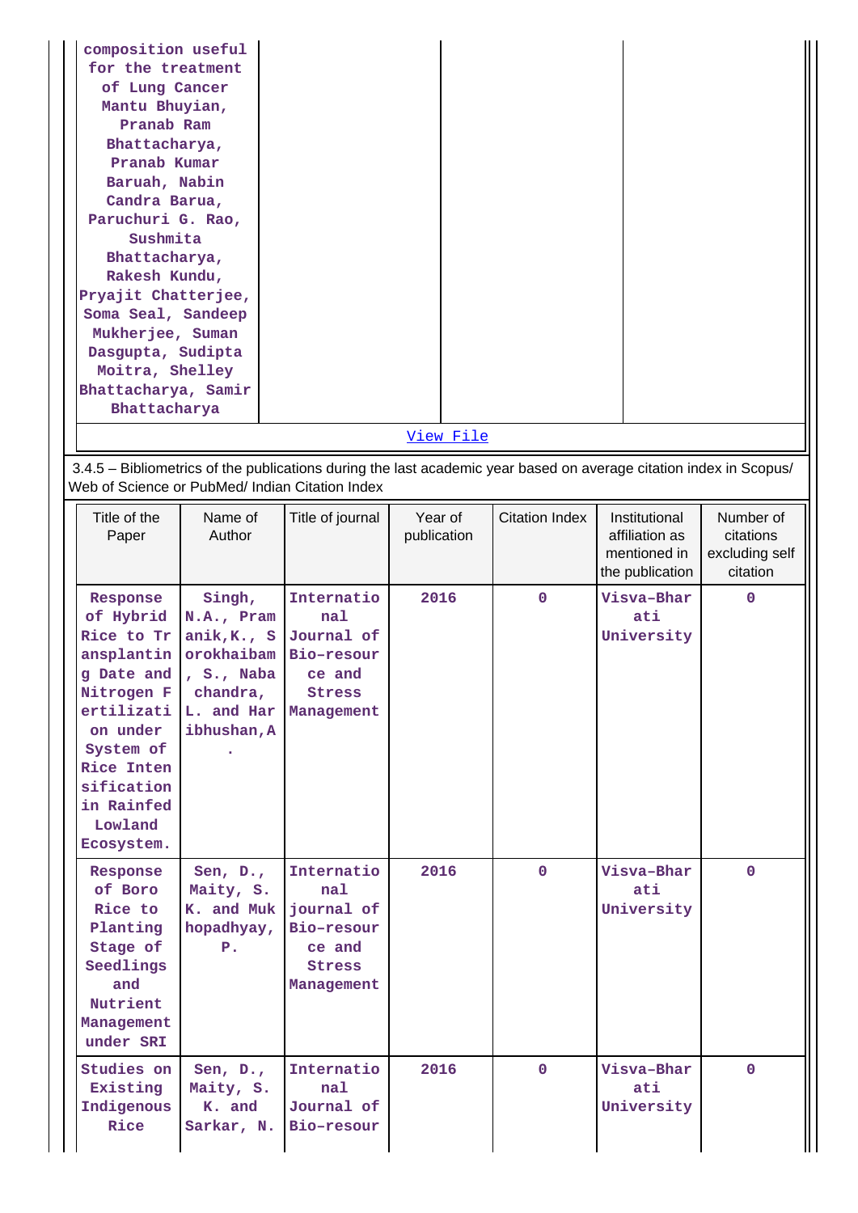| composition useful for the treatment of Lung Cancer Mantu Bhuyian, Pranab Ram Bhattacharya, Pranab Kumar Baruah, Nabin Candra Barua, Paruchuri G. Rao, Sushmita Bhattacharya, Rakesh Kundu, Pryajit Chatterjee, Soma Seal, Sandeep Mukherjee, Suman Dasgupta, Sudipta Moitra, Shelley Bhattacharya, Samir Bhattacharya | | | |
|---|---|---|---|

View File

3.4.5 – Bibliometrics of the publications during the last academic year based on average citation index in Scopus/ Web of Science or PubMed/ Indian Citation Index

| Title of the Paper | Name of Author | Title of journal | Year of publication | Citation Index | Institutional affiliation as mentioned in the publication | Number of citations excluding self citation |
|---|---|---|---|---|---|---|
| Response of Hybrid Rice to Transplanting Date and Nitrogen Fertilization under System of Rice Intensification in Rainfed Lowland Ecosystem. | Singh, N.A., Pramanik,K., Sorokhaibam, S., Nabachandra, L. and Haribhushan,A. | International Journal of Bio-resource and Stress Management | 2016 | 0 | Visva-Bharati University | 0 |
| Response of Boro Rice to Planting Stage of Seedlings and Nutrient Management under SRI | Sen, D., Maity, S. K. and Mukhopadhyay, P. | International journal of Bio-resource and Stress Management | 2016 | 0 | Visva-Bharati University | 0 |
| Studies on Existing Indigenous Rice | Sen, D., Maity, S. K. and Sarkar, N. | International Journal of Bio-resour | 2016 | 0 | Visva-Bharati University | 0 |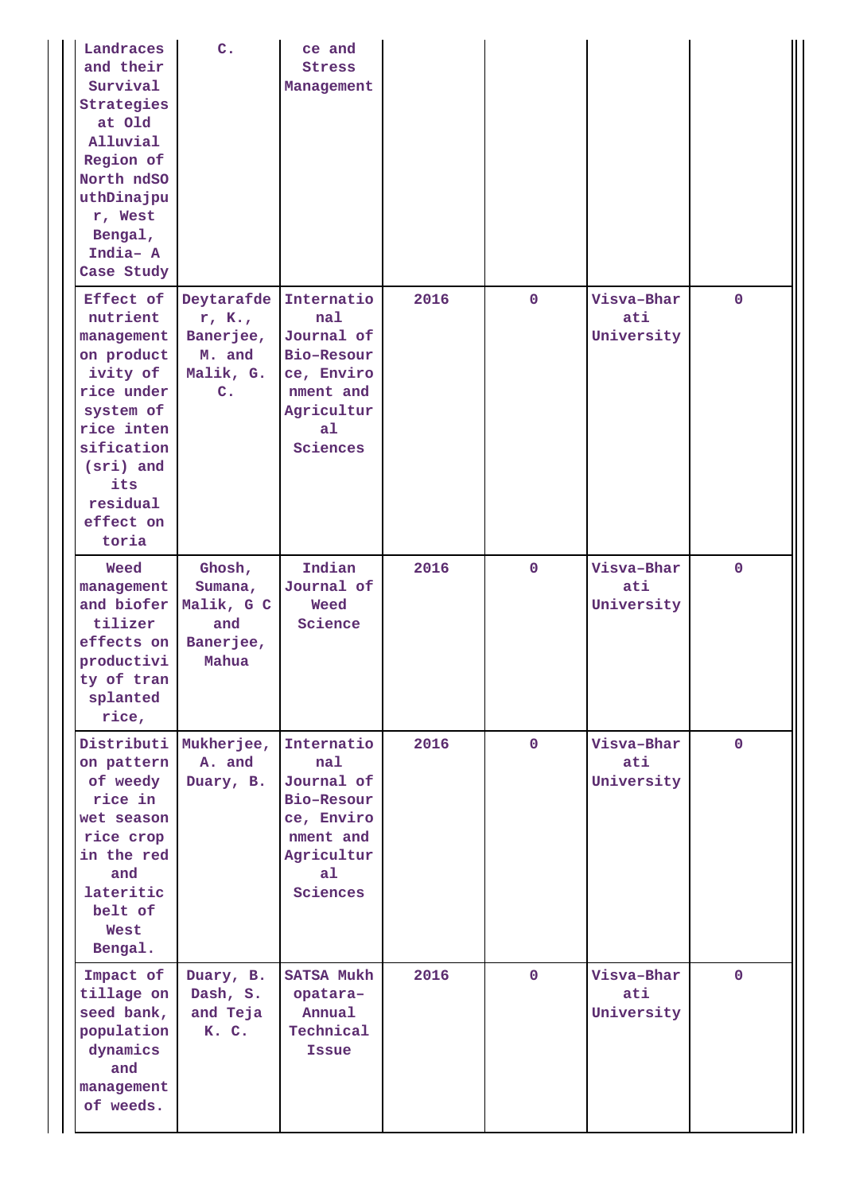| | | | | | | |
|---|---|---|---|---|---|---|
| Landraces and their Survival Strategies at Old Alluvial Region of North ndSOuthDinajpur, West Bengal, India– A Case Study | C. | ce and Stress Management | | | | |
| Effect of nutrient management on productivity of rice under system of rice intensification (sri) and its residual effect on toria | Deytarafder, K., Banerjee, M. and Malik, G. C. | International Journal of Bio-Resource, Environment and Agricultural Sciences | 2016 | 0 | Visva-Bharati University | 0 |
| Weed management and biofertilizer effects on productivity of transplanted rice, | Ghosh, Sumana, Malik, G C and Banerjee, Mahua | Indian Journal of Weed Science | 2016 | 0 | Visva-Bharati University | 0 |
| Distribution pattern of weedy rice in wet season rice crop in the red and lateritic belt of West Bengal. | Mukherjee, A. and Duary, B. | International Journal of Bio-Resource, Environment and Agricultural Sciences | 2016 | 0 | Visva-Bharati University | 0 |
| Impact of tillage on seed bank, population dynamics and management of weeds. | Duary, B. Dash, S. and Teja K. C. | SATSA Mukhopatara- Annual Technical Issue | 2016 | 0 | Visva-Bharati University | 0 |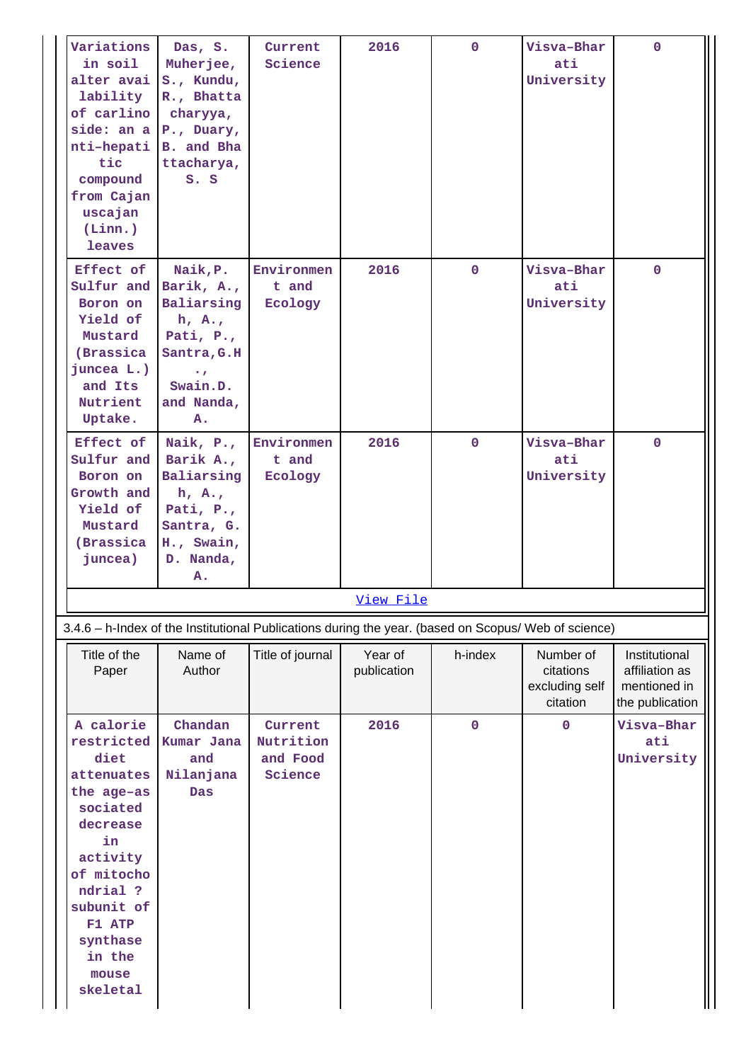| Variations in soil alter availability of carlinoside: an anti-hepatic compound from Cajanuscajan (Linn.) leaves | Das, S. Muherjee, S., Kundu, R., Bhattacharyya, P., Duary, B. and Bhattacharya, S. S | Current Science | 2016 | 0 | Visva-Bharati University | 0 |
|---|---|---|---|---|---|---|
| Effect of Sulfur and Boron on Yield of Mustard (Brassica juncea L.) and Its Nutrient Uptake. | Naik,P. Barik, A., Baliarsingh, A., Pati, P., Santra,G.H., Swain.D. and Nanda, A. | Environment and Ecology | 2016 | 0 | Visva-Bharati University | 0 |
| Effect of Sulfur and Boron on Growth and Yield of Mustard (Brassica juncea) | Naik, P., Barik A., Baliarsingh, A., Pati, P., Santra, G. H., Swain, D. Nanda, A. | Environment and Ecology | 2016 | 0 | Visva-Bharati University | 0 |

[View File]

3.4.6 – h-Index of the Institutional Publications during the year. (based on Scopus/ Web of science)

| Title of the Paper | Name of Author | Title of journal | Year of publication | h-index | Number of citations excluding self citation | Institutional affiliation as mentioned in the publication |
|---|---|---|---|---|---|---|
| A calorie restricted diet attenuates the age-associated decrease in activity of mitochondrial ? subunit of F1 ATP synthase in the mouse skeletal | Chandan Kumar Jana and Nilanjana Das | Current Nutrition and Food Science | 2016 | 0 | 0 | Visva-Bharati University |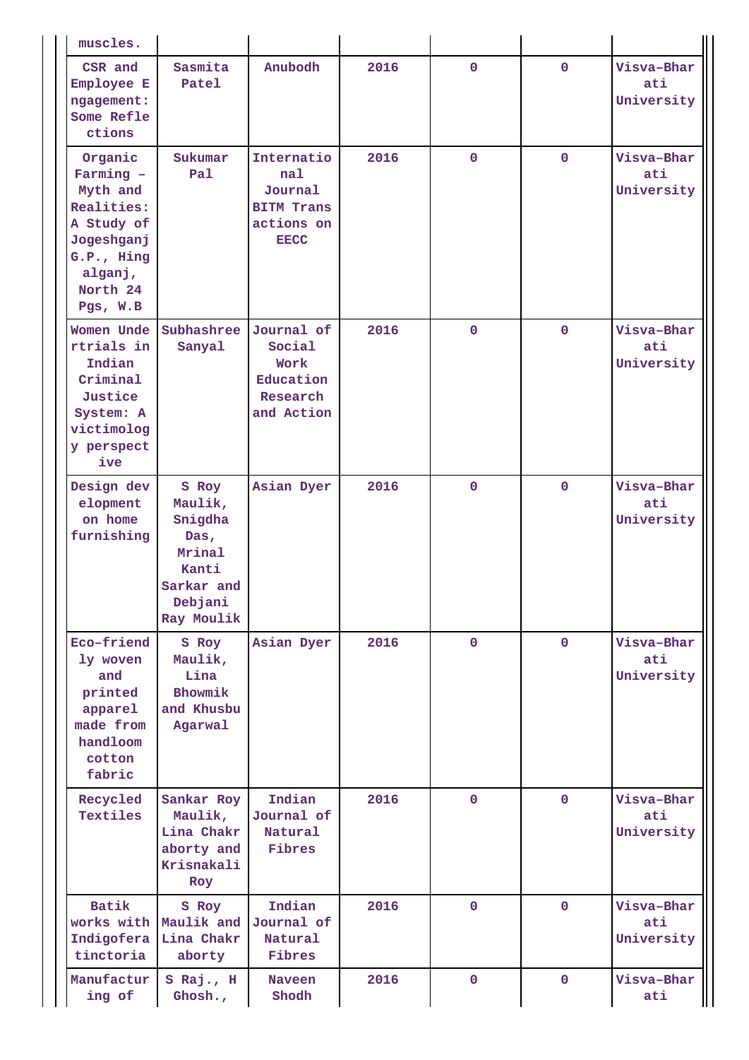| muscles. | | | | | | |
|---|---|---|---|---|---|---|
| CSR and Employee Engagement: Some Reflections | Sasmita Patel | Anubodh | 2016 | 0 | 0 | Visva-Bharati University |
| Organic Farming – Myth and Realities: A Study of Jogeshganj G.P., Hingalganj, North 24 Pgs, W.B | Sukumar Pal | International Journal BITM Transactions on EECC | 2016 | 0 | 0 | Visva-Bharati University |
| Women Undertrials in Indian Criminal Justice System: A victimology perspective | Subhashree Sanyal | Journal of Social Work Education Research and Action | 2016 | 0 | 0 | Visva-Bharati University |
| Design development on home furnishing | S Roy Maulik, Snigdha Das, Mrinal Kanti Sarkar and Debjani Ray Moulik | Asian Dyer | 2016 | 0 | 0 | Visva-Bharati University |
| Eco-friendly woven and printed apparel made from handloom cotton fabric | S Roy Maulik, Lina Bhowmik and Khusbu Agarwal | Asian Dyer | 2016 | 0 | 0 | Visva-Bharati University |
| Recycled Textiles | Sankar Roy Maulik, Lina Chakraborty and Krisnakali Roy | Indian Journal of Natural Fibres | 2016 | 0 | 0 | Visva-Bharati University |
| Batik works with Indigofera tinctoria | S Roy Maulik and Lina Chakraborty | Indian Journal of Natural Fibres | 2016 | 0 | 0 | Visva-Bharati University |
| Manufacturing of | S Raj., H Ghosh., | Naveen Shodh | 2016 | 0 | 0 | Visva-Bharati |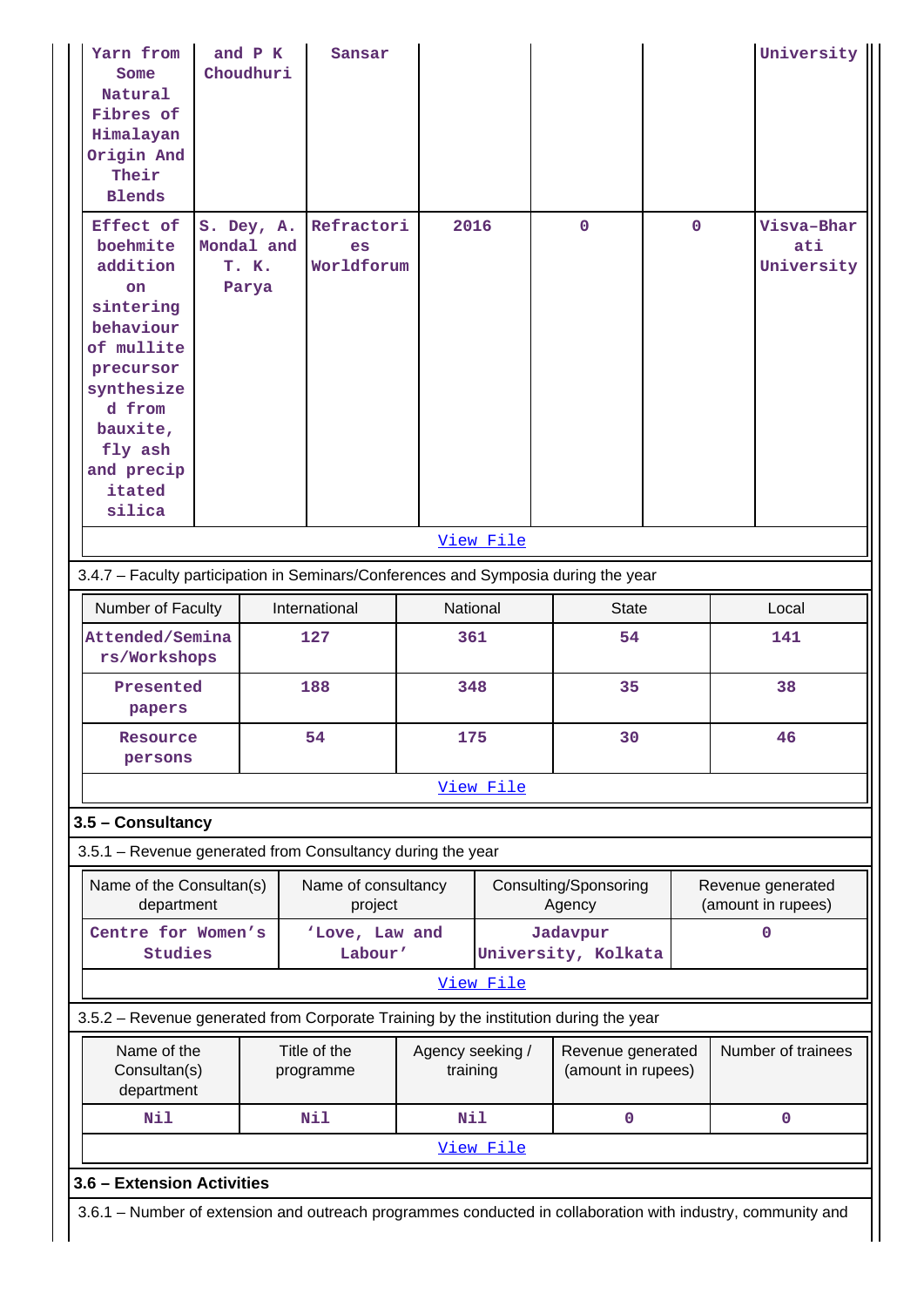| | | | | | | |
|---|---|---|---|---|---|---|
| Yarn from Some Natural Fibres of Himalayan Origin And Their Blends | and P K Choudhuri | Sansar | | | | University |
| Effect of boehmite addition on sintering behaviour of mullite precursor synthesized from bauxite, fly ash and precipitated silica | S. Dey, A. Mondal and T. K. Parya | Refractories Worldforum | 2016 | 0 | 0 | Visva-Bharati University |

View File

3.4.7 – Faculty participation in Seminars/Conferences and Symposia during the year

| Number of Faculty | International | National | State | Local |
|---|---|---|---|---|
| Attended/Seminars/Workshops | 127 | 361 | 54 | 141 |
| Presented papers | 188 | 348 | 35 | 38 |
| Resource persons | 54 | 175 | 30 | 46 |

View File

### 3.5 – Consultancy

3.5.1 – Revenue generated from Consultancy during the year

| Name of the Consultan(s) department | Name of consultancy project | Consulting/Sponsoring Agency | Revenue generated (amount in rupees) |
|---|---|---|---|
| Centre for Women's Studies | 'Love, Law and Labour' | Jadavpur University, Kolkata | 0 |

View File

3.5.2 – Revenue generated from Corporate Training by the institution during the year

| Name of the Consultan(s) department | Title of the programme | Agency seeking / training | Revenue generated (amount in rupees) | Number of trainees |
|---|---|---|---|---|
| Nil | Nil | Nil | 0 | 0 |

View File

### 3.6 – Extension Activities

3.6.1 – Number of extension and outreach programmes conducted in collaboration with industry, community and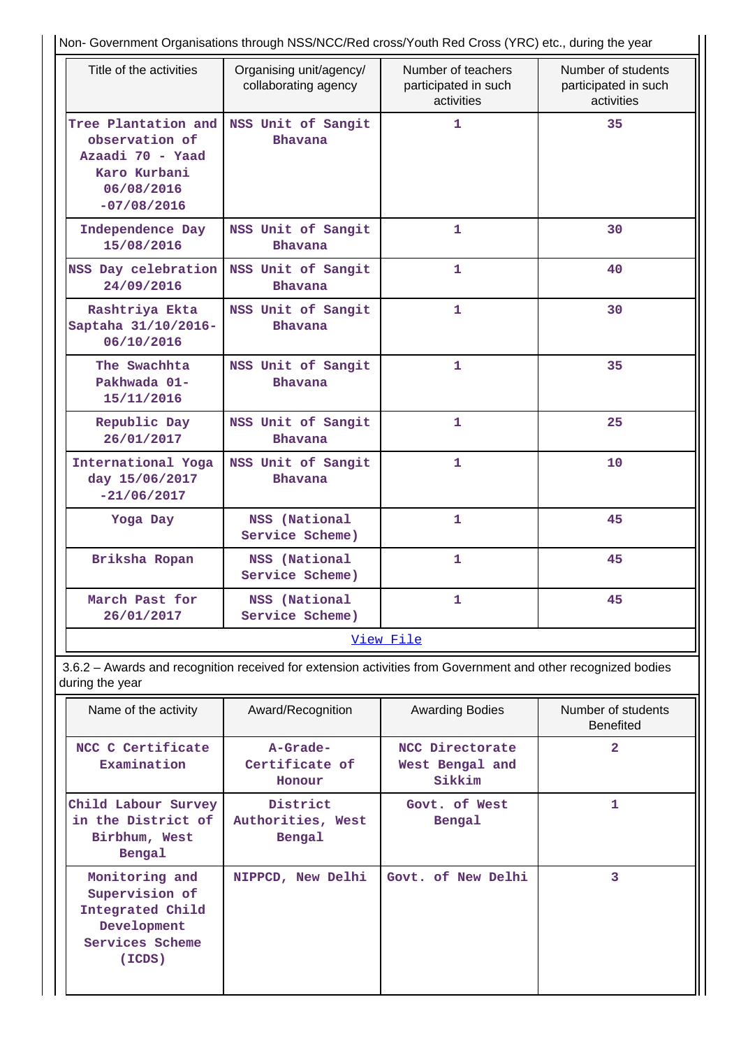Non- Government Organisations through NSS/NCC/Red cross/Youth Red Cross (YRC) etc., during the year

| Title of the activities | Organising unit/agency/ collaborating agency | Number of teachers participated in such activities | Number of students participated in such activities |
|---|---|---|---|
| Tree Plantation and observation of Azaadi 70 - Yaad Karo Kurbani 06/08/2016 -07/08/2016 | NSS Unit of Sangit Bhavana | 1 | 35 |
| Independence Day 15/08/2016 | NSS Unit of Sangit Bhavana | 1 | 30 |
| NSS Day celebration 24/09/2016 | NSS Unit of Sangit Bhavana | 1 | 40 |
| Rashtriya Ekta Saptaha 31/10/2016-06/10/2016 | NSS Unit of Sangit Bhavana | 1 | 30 |
| The Swachhta Pakhwada 01-15/11/2016 | NSS Unit of Sangit Bhavana | 1 | 35 |
| Republic Day 26/01/2017 | NSS Unit of Sangit Bhavana | 1 | 25 |
| International Yoga day 15/06/2017 -21/06/2017 | NSS Unit of Sangit Bhavana | 1 | 10 |
| Yoga Day | NSS (National Service Scheme) | 1 | 45 |
| Briksha Ropan | NSS (National Service Scheme) | 1 | 45 |
| March Past for 26/01/2017 | NSS (National Service Scheme) | 1 | 45 |

View File

3.6.2 – Awards and recognition received for extension activities from Government and other recognized bodies during the year

| Name of the activity | Award/Recognition | Awarding Bodies | Number of students Benefited |
|---|---|---|---|
| NCC C Certificate Examination | A-Grade-Certificate of Honour | NCC Directorate West Bengal and Sikkim | 2 |
| Child Labour Survey in the District of Birbhum, West Bengal | District Authorities, West Bengal | Govt. of West Bengal | 1 |
| Monitoring and Supervision of Integrated Child Development Services Scheme (ICDS) | NIPPCD, New Delhi | Govt. of New Delhi | 3 |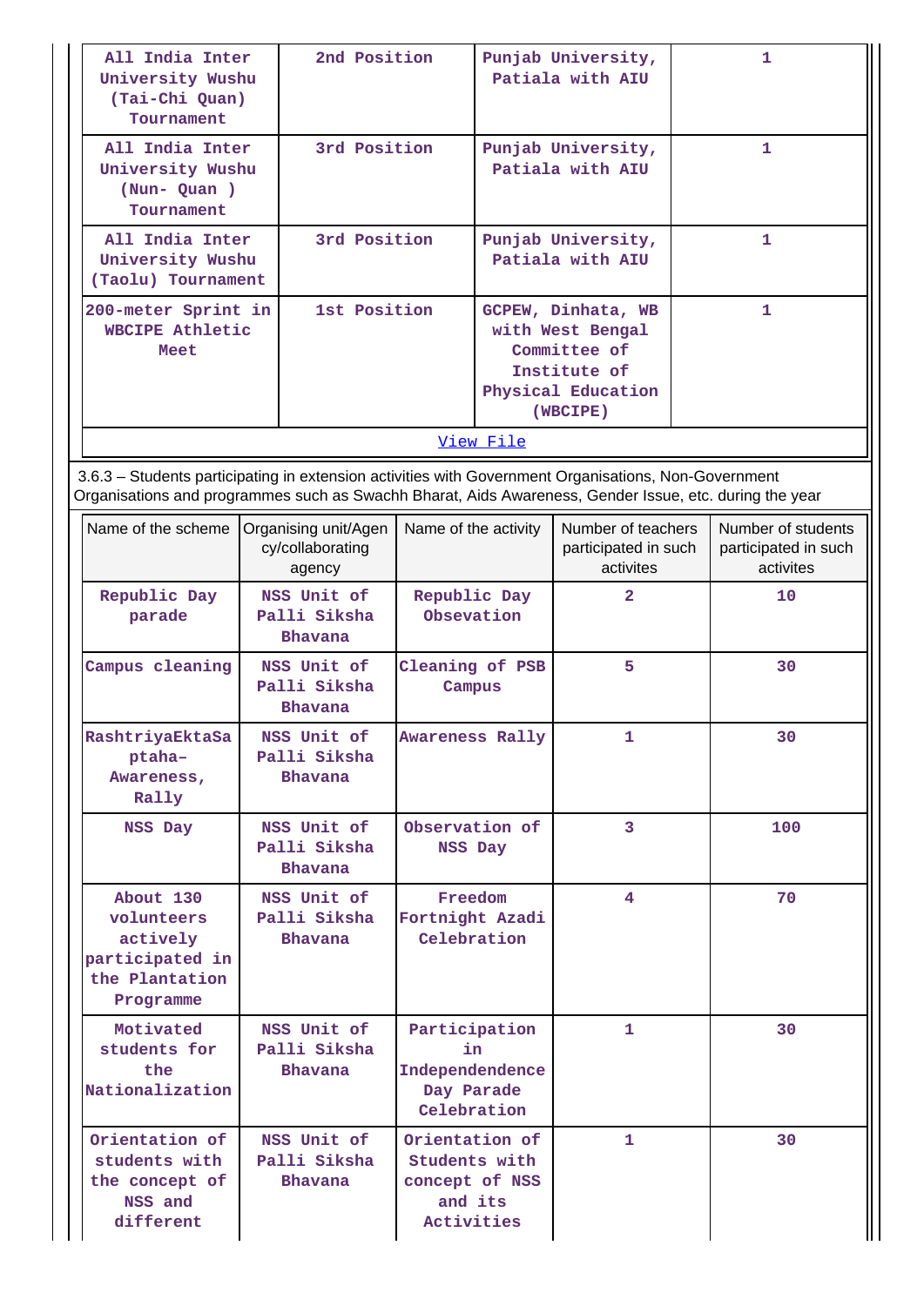| All India Inter University Wushu (Tai-Chi Quan) Tournament | 2nd Position | Punjab University, Patiala with AIU | 1 |
|---|---|---|---|
| All India Inter University Wushu (Nun- Quan ) Tournament | 3rd Position | Punjab University, Patiala with AIU | 1 |
| All India Inter University Wushu (Taolu) Tournament | 3rd Position | Punjab University, Patiala with AIU | 1 |
| 200-meter Sprint in WBCIPE Athletic Meet | 1st Position | GCPEW, Dinhata, WB with West Bengal Committee of Institute of Physical Education (WBCIPE) | 1 |

View File

3.6.3 – Students participating in extension activities with Government Organisations, Non-Government Organisations and programmes such as Swachh Bharat, Aids Awareness, Gender Issue, etc. during the year

| Name of the scheme | Organising unit/Agency/collaborating agency | Name of the activity | Number of teachers participated in such activites | Number of students participated in such activites |
|---|---|---|---|---|
| Republic Day parade | NSS Unit of Palli Siksha Bhavana | Republic Day Obsevation | 2 | 10 |
| Campus cleaning | NSS Unit of Palli Siksha Bhavana | Cleaning of PSB Campus | 5 | 30 |
| RashtriyaEktaSaptaha– Awareness, Rally | NSS Unit of Palli Siksha Bhavana | Awareness Rally | 1 | 30 |
| NSS Day | NSS Unit of Palli Siksha Bhavana | Observation of NSS Day | 3 | 100 |
| About 130 volunteers actively participated in the Plantation Programme | NSS Unit of Palli Siksha Bhavana | Freedom Fortnight Azadi Celebration | 4 | 70 |
| Motivated students for the Nationalization | NSS Unit of Palli Siksha Bhavana | Participation in Independence Day Parade Celebration | 1 | 30 |
| Orientation of students with the concept of NSS and different | NSS Unit of Palli Siksha Bhavana | Orientation of Students with concept of NSS and its Activities | 1 | 30 |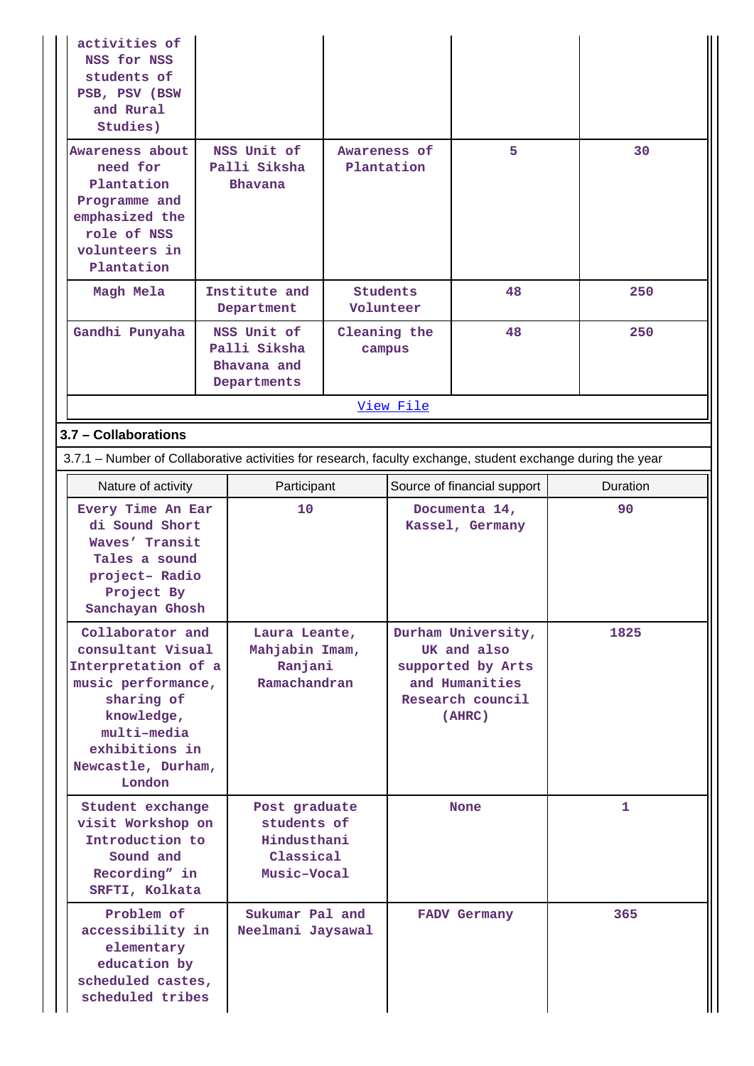| | | | | |
|---|---|---|---|---|
| activities of NSS for NSS students of PSB, PSV (BSW and Rural Studies) | | | | |
| Awareness about need for Plantation Programme and emphasized the role of NSS volunteers in Plantation | NSS Unit of Palli Siksha Bhavana | Awareness of Plantation | 5 | 30 |
| Magh Mela | Institute and Department | Students Volunteer | 48 | 250 |
| Gandhi Punyaha | NSS Unit of Palli Siksha Bhavana and Departments | Cleaning the campus | 48 | 250 |
| View File | | | | |

**3.7 – Collaborations**

3.7.1 – Number of Collaborative activities for research, faculty exchange, student exchange during the year

| Nature of activity | Participant | Source of financial support | Duration |
|---|---|---|---|
| Every Time An Ear di Sound Short Waves' Transit Tales a sound project– Radio Project By Sanchayan Ghosh | 10 | Documenta 14, Kassel, Germany | 90 |
| Collaborator and consultant Visual Interpretation of a music performance, sharing of knowledge, multi–media exhibitions in Newcastle, Durham, London | Laura Leante, Mahjabin Imam, Ranjani Ramachandran | Durham University, UK and also supported by Arts and Humanities Research council (AHRC) | 1825 |
| Student exchange visit Workshop on Introduction to Sound and Recording" in SRFTI, Kolkata | Post graduate students of Hindusthani Classical Music–Vocal | None | 1 |
| Problem of accessibility in elementary education by scheduled castes, scheduled tribes | Sukumar Pal and Neelmani Jaysawal | FADV Germany | 365 |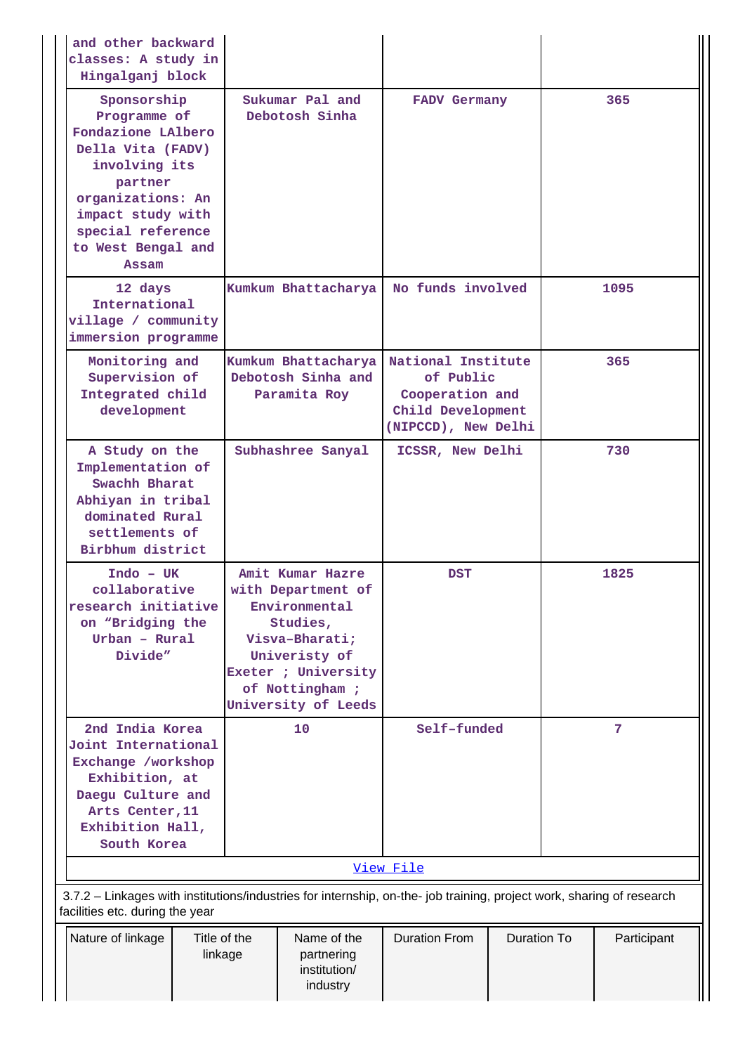| | | | |
|---|---|---|---|
| and other backward classes: A study in Hingalganj block | | | |
| Sponsorship Programme of Fondazione LAlbero Della Vita (FADV) involving its partner organizations: An impact study with special reference to West Bengal and Assam | Sukumar Pal and Debotosh Sinha | FADV Germany | 365 |
| 12 days International village / community immersion programme | Kumkum Bhattacharya | No funds involved | 1095 |
| Monitoring and Supervision of Integrated child development | Kumkum Bhattacharya Debotosh Sinha and Paramita Roy | National Institute of Public Cooperation and Child Development (NIPCCD), New Delhi | 365 |
| A Study on the Implementation of Swachh Bharat Abhiyan in tribal dominated Rural settlements of Birbhum district | Subhashree Sanyal | ICSSR, New Delhi | 730 |
| Indo – UK collaborative research initiative on “Bridging the Urban – Rural Divide” | Amit Kumar Hazre with Department of Environmental Studies, Visva–Bharati; Univeristy of Exeter ; University of Nottingham ; University of Leeds | DST | 1825 |
| 2nd India Korea Joint International Exchange /workshop Exhibition, at Daegu Culture and Arts Center,11 Exhibition Hall, South Korea | 10 | Self-funded | 7 |

View File

3.7.2 – Linkages with institutions/industries for internship, on-the- job training, project work, sharing of research facilities etc. during the year

| Nature of linkage | Title of the linkage | Name of the partnering institution/ industry | Duration From | Duration To | Participant |
|---|---|---|---|---|---|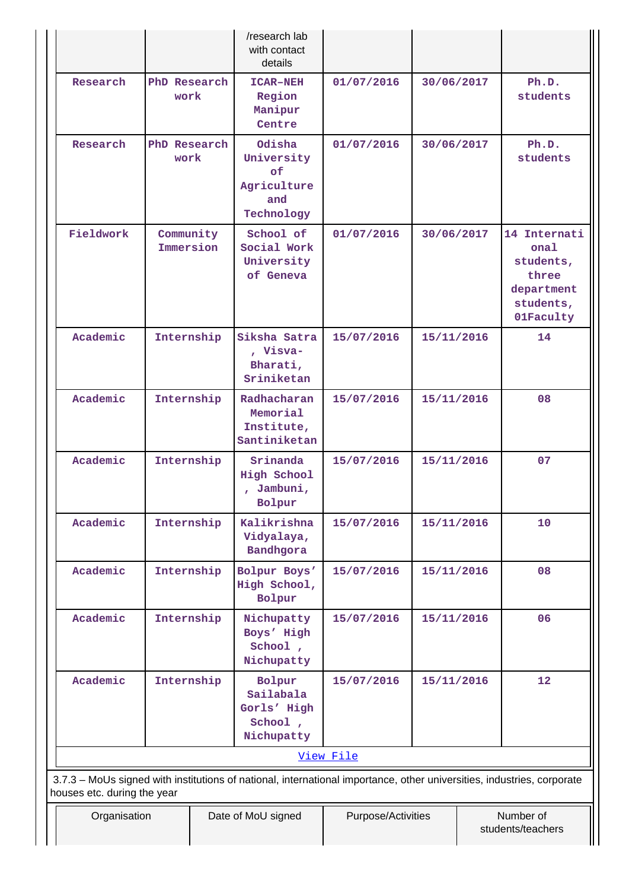| | | /research lab with contact details | | | |
|---|---|---|---|---|---|
| Research | PhD Research work | ICAR-NEH Region Manipur Centre | 01/07/2016 | 30/06/2017 | Ph.D. students |
| Research | PhD Research work | Odisha University of Agriculture and Technology | 01/07/2016 | 30/06/2017 | Ph.D. students |
| Fieldwork | Community Immersion | School of Social Work University of Geneva | 01/07/2016 | 30/06/2017 | 14 International students, three department students, 01Faculty |
| Academic | Internship | Siksha Satra , Visva-Bharati, Sriniketan | 15/07/2016 | 15/11/2016 | 14 |
| Academic | Internship | Radhacharan Memorial Institute, Santiniketan | 15/07/2016 | 15/11/2016 | 08 |
| Academic | Internship | Srinanda High School , Jambuni, Bolpur | 15/07/2016 | 15/11/2016 | 07 |
| Academic | Internship | Kalikrishna Vidyalaya, Bandhgora | 15/07/2016 | 15/11/2016 | 10 |
| Academic | Internship | Bolpur Boys' High School, Bolpur | 15/07/2016 | 15/11/2016 | 08 |
| Academic | Internship | Nichupatty Boys' High School , Nichupatty | 15/07/2016 | 15/11/2016 | 06 |
| Academic | Internship | Bolpur Sailabala Gorls' High School , Nichupatty | 15/07/2016 | 15/11/2016 | 12 |

View File

3.7.3 – MoUs signed with institutions of national, international importance, other universities, industries, corporate houses etc. during the year

| Organisation | Date of MoU signed | Purpose/Activities | Number of students/teachers |
|---|---|---|---|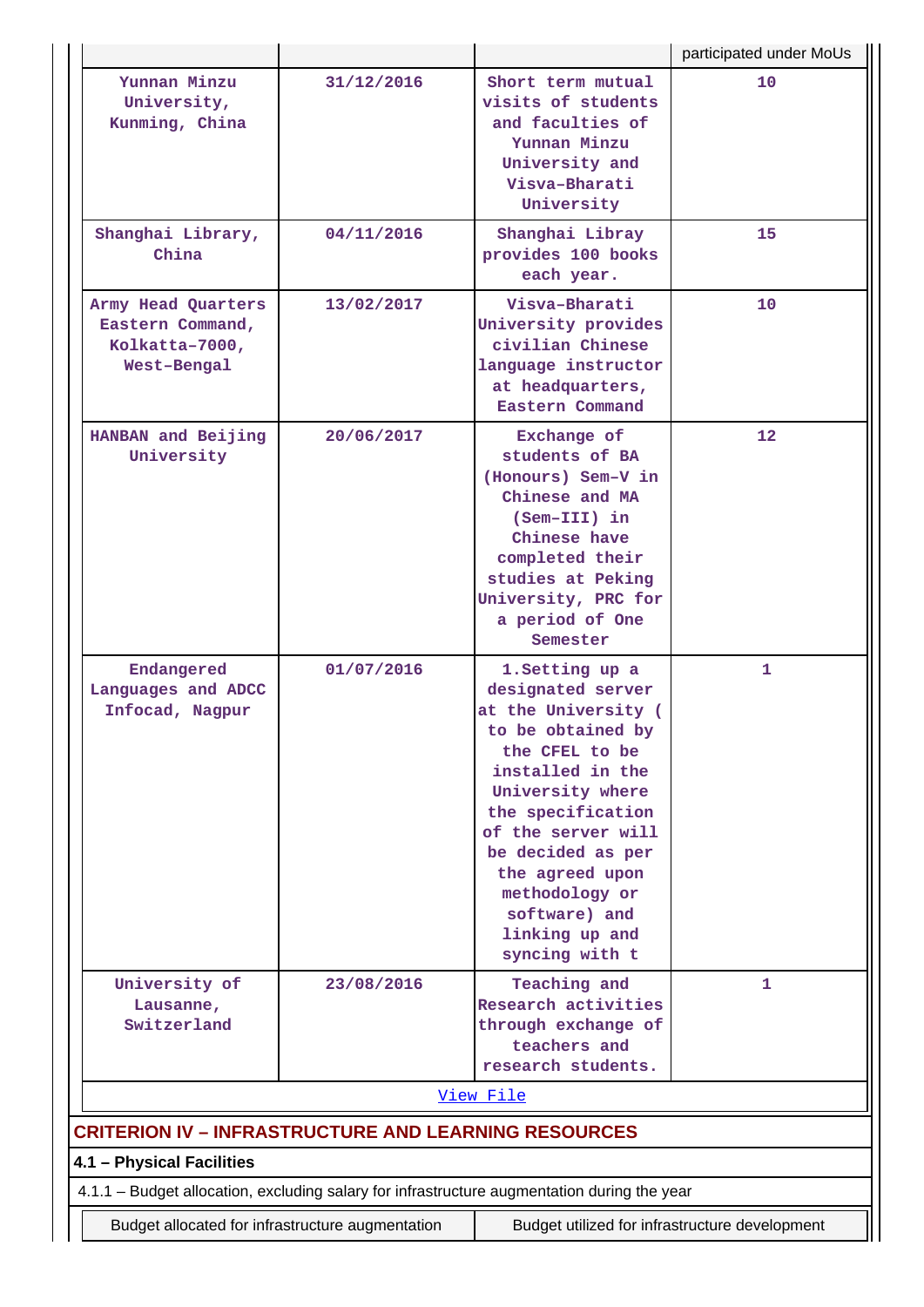| | | | participated under MoUs |
|---|---|---|---|
| Yunnan Minzu University, Kunming, China | 31/12/2016 | Short term mutual visits of students and faculties of Yunnan Minzu University and Visva-Bharati University | 10 |
| Shanghai Library, China | 04/11/2016 | Shanghai Libray provides 100 books each year. | 15 |
| Army Head Quarters Eastern Command, Kolkatta-7000, West-Bengal | 13/02/2017 | Visva-Bharati University provides civilian Chinese language instructor at headquarters, Eastern Command | 10 |
| HANBAN and Beijing University | 20/06/2017 | Exchange of students of BA (Honours) Sem-V in Chinese and MA (Sem-III) in Chinese have completed their studies at Peking University, PRC for a period of One Semester | 12 |
| Endangered Languages and ADCC Infocad, Nagpur | 01/07/2016 | 1.Setting up a designated server at the University ( to be obtained by the CFEL to be installed in the University where the specification of the server will be decided as per the agreed upon methodology or software) and linking up and syncing with t | 1 |
| University of Lausanne, Switzerland | 23/08/2016 | Teaching and Research activities through exchange of teachers and research students. | 1 |

View File

## CRITERION IV – INFRASTRUCTURE AND LEARNING RESOURCES

### 4.1 – Physical Facilities

4.1.1 – Budget allocation, excluding salary for infrastructure augmentation during the year

| Budget allocated for infrastructure augmentation | Budget utilized for infrastructure development |
|---|---|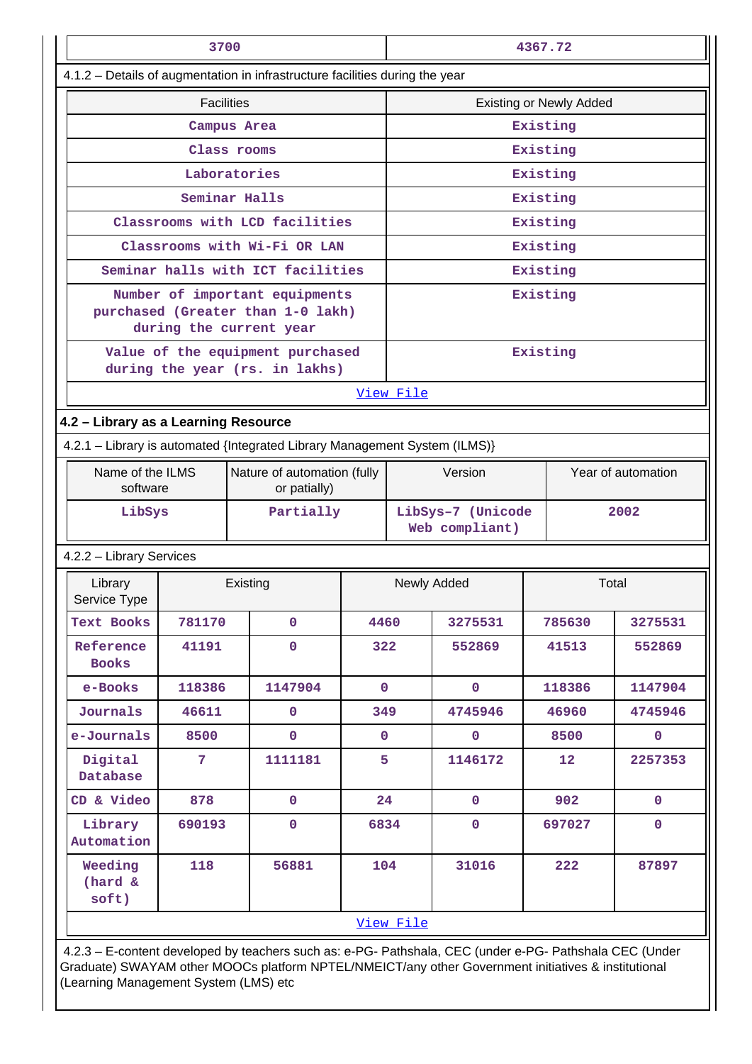| 3700 | 4367.72 |
|---|---|

4.1.2 – Details of augmentation in infrastructure facilities during the year

| Facilities | Existing or Newly Added |
|---|---|
| Campus Area | Existing |
| Class rooms | Existing |
| Laboratories | Existing |
| Seminar Halls | Existing |
| Classrooms with LCD facilities | Existing |
| Classrooms with Wi-Fi OR LAN | Existing |
| Seminar halls with ICT facilities | Existing |
| Number of important equipments purchased (Greater than 1-0 lakh) during the current year | Existing |
| Value of the equipment purchased during the year (rs. in lakhs) | Existing |
| View File | |

**4.2 – Library as a Learning Resource**

4.2.1 – Library is automated {Integrated Library Management System (ILMS)}

| Name of the ILMS software | Nature of automation (fully or patially) | Version | Year of automation |
|---|---|---|---|
| LibSys | Partially | LibSys–7 (Unicode Web compliant) | 2002 |

4.2.2 – Library Services

| Library Service Type | Existing | | Newly Added | | Total | |
|---|---|---|---|---|---|---|
| Text Books | 781170 | 0 | 4460 | 3275531 | 785630 | 3275531 |
| Reference Books | 41191 | 0 | 322 | 552869 | 41513 | 552869 |
| e-Books | 118386 | 1147904 | 0 | 0 | 118386 | 1147904 |
| Journals | 46611 | 0 | 349 | 4745946 | 46960 | 4745946 |
| e-Journals | 8500 | 0 | 0 | 0 | 8500 | 0 |
| Digital Database | 7 | 1111181 | 5 | 1146172 | 12 | 2257353 |
| CD & Video | 878 | 0 | 24 | 0 | 902 | 0 |
| Library Automation | 690193 | 0 | 6834 | 0 | 697027 | 0 |
| Weeding (hard & soft) | 118 | 56881 | 104 | 31016 | 222 | 87897 |
| View File | | | | | | |

4.2.3 – E-content developed by teachers such as: e-PG- Pathshala, CEC (under e-PG- Pathshala CEC (Under Graduate) SWAYAM other MOOCs platform NPTEL/NMEICT/any other Government initiatives & institutional (Learning Management System (LMS) etc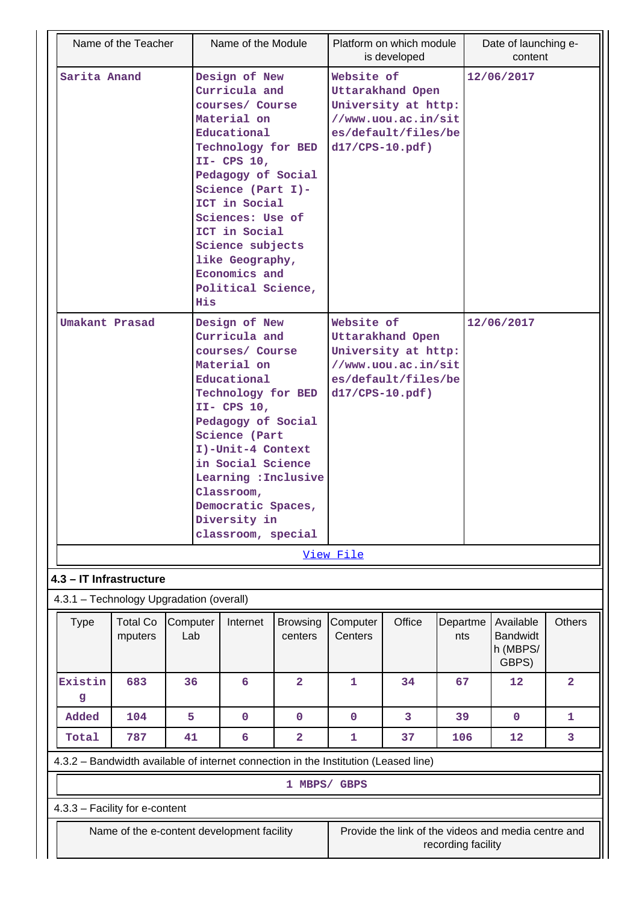| Name of the Teacher | Name of the Module | Platform on which module is developed | Date of launching e-content |
|---|---|---|---|
| Sarita Anand | Design of New Curricula and courses/ Course Material on Educational Technology for BED II- CPS 10, Pedagogy of Social Science (Part I)-ICT in Social Sciences: Use of ICT in Social Science subjects like Geography, Economics and Political Science, His | Website of Uttarakhand Open University at http://www.uou.ac.in/sites/default/files/bed17/CPS-10.pdf) | 12/06/2017 |
| Umakant Prasad | Design of New Curricula and courses/ Course Material on Educational Technology for BED II- CPS 10, Pedagogy of Social Science (Part I)-Unit-4 Context in Social Science Learning :Inclusive Classroom, Democratic Spaces, Diversity in classroom, special | Website of Uttarakhand Open University at http://www.uou.ac.in/sites/default/files/bed17/CPS-10.pdf) | 12/06/2017 |

View File

## 4.3 – IT Infrastructure

4.3.1 – Technology Upgradation (overall)

| Type | Total Computers | Computer Lab | Internet | Browsing centers | Computer Centers | Office | Departments | Available Bandwidth (MBPS/ GBPS) | Others |
|---|---|---|---|---|---|---|---|---|---|
| Existing | 683 | 36 | 6 | 2 | 1 | 34 | 67 | 12 | 2 |
| Added | 104 | 5 | 0 | 0 | 0 | 3 | 39 | 0 | 1 |
| Total | 787 | 41 | 6 | 2 | 1 | 37 | 106 | 12 | 3 |

4.3.2 – Bandwidth available of internet connection in the Institution (Leased line)

1 MBPS/ GBPS

4.3.3 – Facility for e-content

| Name of the e-content development facility | Provide the link of the videos and media centre and recording facility |
|---|---|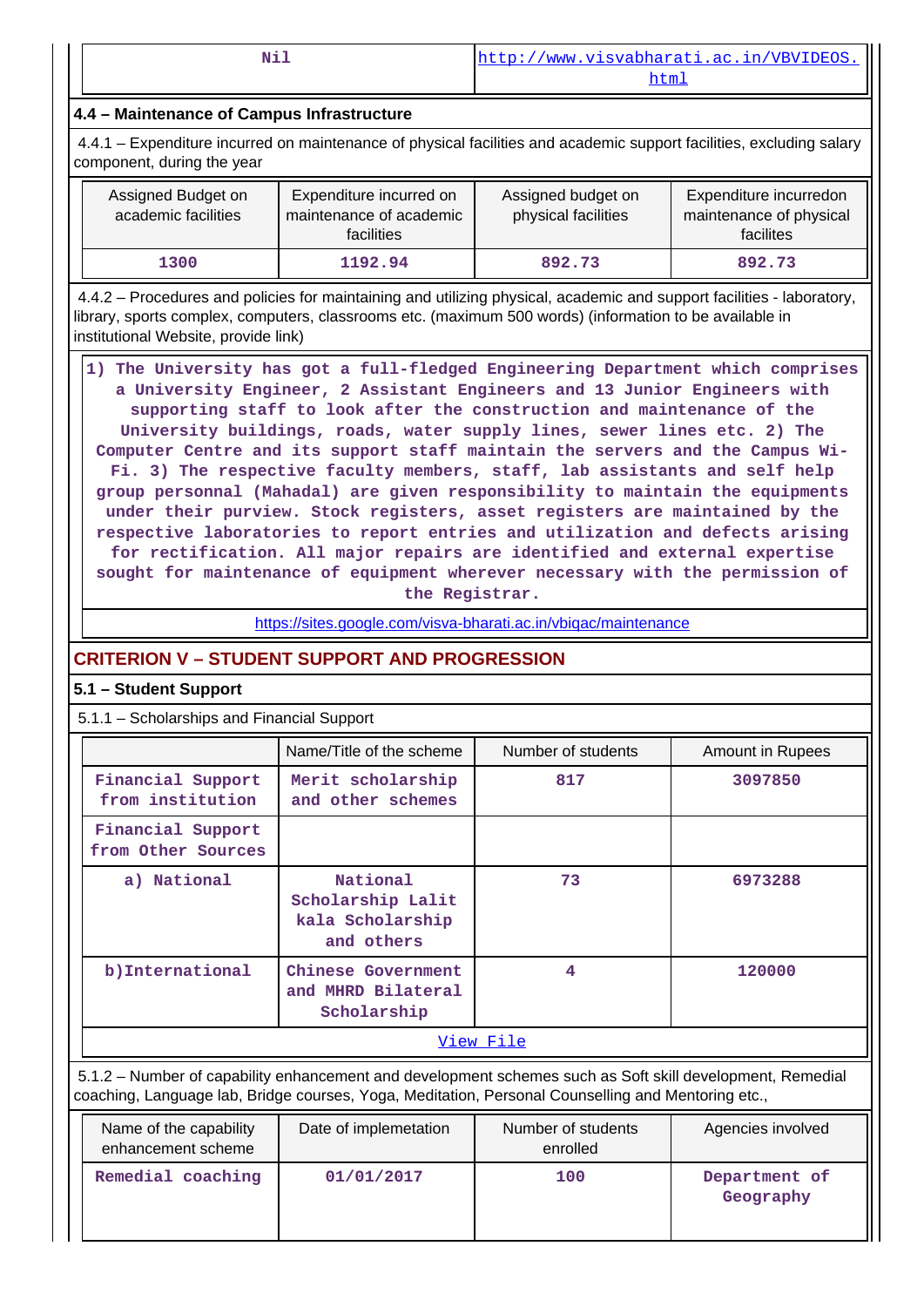| Nil | http://www.visvabharati.ac.in/VBVIDEOS.html |
|---|---|

## 4.4 – Maintenance of Campus Infrastructure

4.4.1 – Expenditure incurred on maintenance of physical facilities and academic support facilities, excluding salary component, during the year

| Assigned Budget on academic facilities | Expenditure incurred on maintenance of academic facilities | Assigned budget on physical facilities | Expenditure incurredon maintenance of physical facilites |
|---|---|---|---|
| 1300 | 1192.94 | 892.73 | 892.73 |

4.4.2 – Procedures and policies for maintaining and utilizing physical, academic and support facilities - laboratory, library, sports complex, computers, classrooms etc. (maximum 500 words) (information to be available in institutional Website, provide link)

1) The University has got a full-fledged Engineering Department which comprises a University Engineer, 2 Assistant Engineers and 13 Junior Engineers with supporting staff to look after the construction and maintenance of the University buildings, roads, water supply lines, sewer lines etc. 2) The Computer Centre and its support staff maintain the servers and the Campus Wi-Fi. 3) The respective faculty members, staff, lab assistants and self help group personnal (Mahadal) are given responsibility to maintain the equipments under their purview. Stock registers, asset registers are maintained by the respective laboratories to report entries and utilization and defects arising for rectification. All major repairs are identified and external expertise sought for maintenance of equipment wherever necessary with the permission of the Registrar.

https://sites.google.com/visva-bharati.ac.in/vbiqac/maintenance

## CRITERION V – STUDENT SUPPORT AND PROGRESSION

### 5.1 – Student Support

5.1.1 – Scholarships and Financial Support

| | Name/Title of the scheme | Number of students | Amount in Rupees |
|---|---|---|---|
| Financial Support from institution | Merit scholarship and other schemes | 817 | 3097850 |
| Financial Support from Other Sources | | | |
| a) National | National Scholarship Lalit kala Scholarship and others | 73 | 6973288 |
| b)International | Chinese Government and MHRD Bilateral Scholarship | 4 | 120000 |

View File

5.1.2 – Number of capability enhancement and development schemes such as Soft skill development, Remedial coaching, Language lab, Bridge courses, Yoga, Meditation, Personal Counselling and Mentoring etc.,

| Name of the capability enhancement scheme | Date of implementation | Number of students enrolled | Agencies involved |
|---|---|---|---|
| Remedial coaching | 01/01/2017 | 100 | Department of Geography |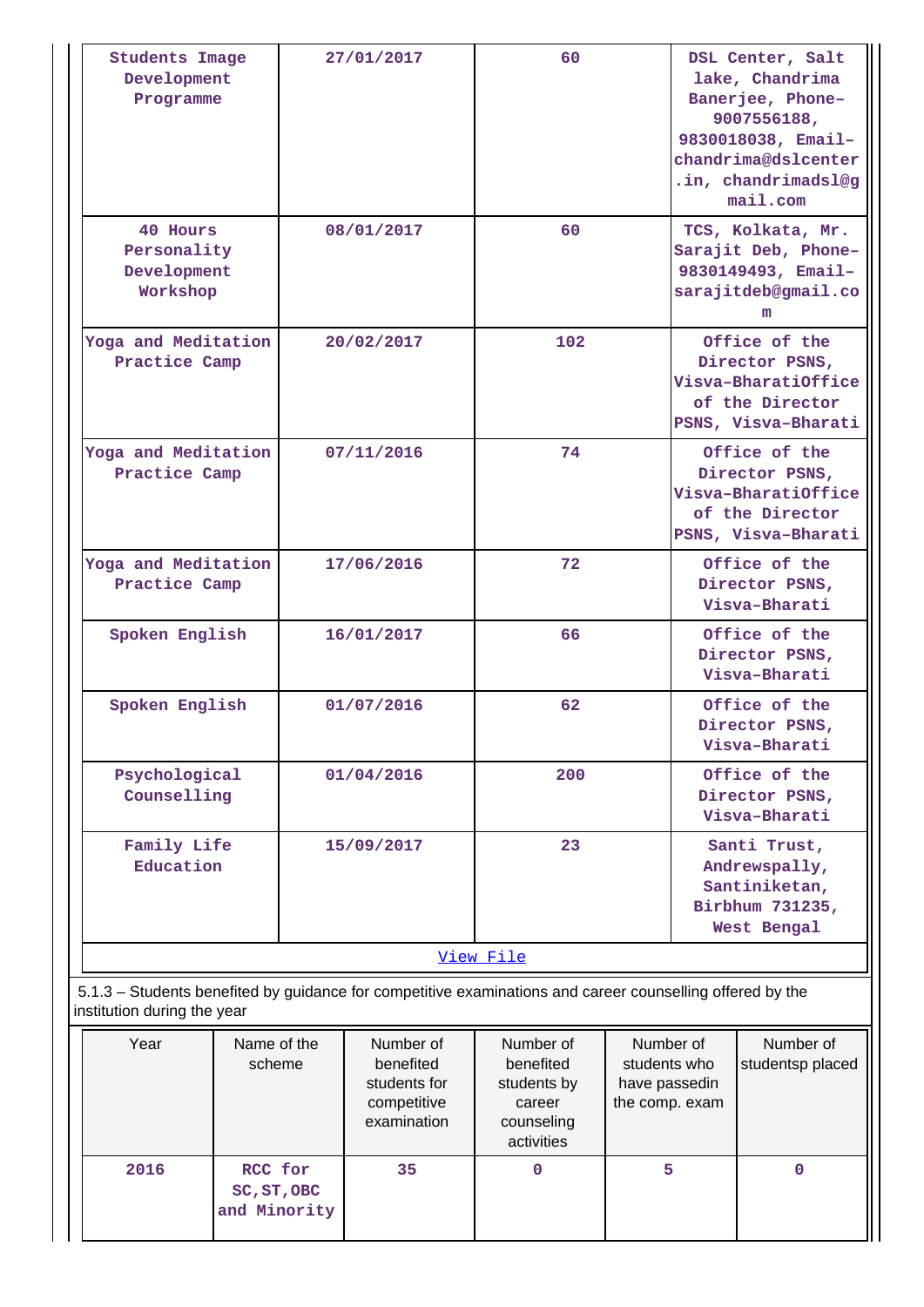| Students Image Development Programme | 27/01/2017 | 60 | DSL Center, Salt lake, Chandrima Banerjee, Phone-9007556188, 9830018038, Email-chandrima@dslcenter.in, chandrimadsl@gmail.com |
|---|---|---|---|
| 40 Hours Personality Development Workshop | 08/01/2017 | 60 | TCS, Kolkata, Mr. Sarajit Deb, Phone-9830149493, Email-sarajitdeb@gmail.com |
| Yoga and Meditation Practice Camp | 20/02/2017 | 102 | Office of the Director PSNS, Visva-BharatiOffice of the Director PSNS, Visva-Bharati |
| Yoga and Meditation Practice Camp | 07/11/2016 | 74 | Office of the Director PSNS, Visva-BharatiOffice of the Director PSNS, Visva-Bharati |
| Yoga and Meditation Practice Camp | 17/06/2016 | 72 | Office of the Director PSNS, Visva-Bharati |
| Spoken English | 16/01/2017 | 66 | Office of the Director PSNS, Visva-Bharati |
| Spoken English | 01/07/2016 | 62 | Office of the Director PSNS, Visva-Bharati |
| Psychological Counselling | 01/04/2016 | 200 | Office of the Director PSNS, Visva-Bharati |
| Family Life Education | 15/09/2017 | 23 | Santi Trust, Andrewspally, Santiniketan, Birbhum 731235, West Bengal |

[View File]

5.1.3 – Students benefited by guidance for competitive examinations and career counselling offered by the institution during the year

| Year | Name of the scheme | Number of benefited students for competitive examination | Number of benefited students by career counseling activities | Number of students who have passedin the comp. exam | Number of studentsp placed |
|---|---|---|---|---|---|
| 2016 | RCC for SC,ST,OBC and Minority | 35 | 0 | 5 | 0 |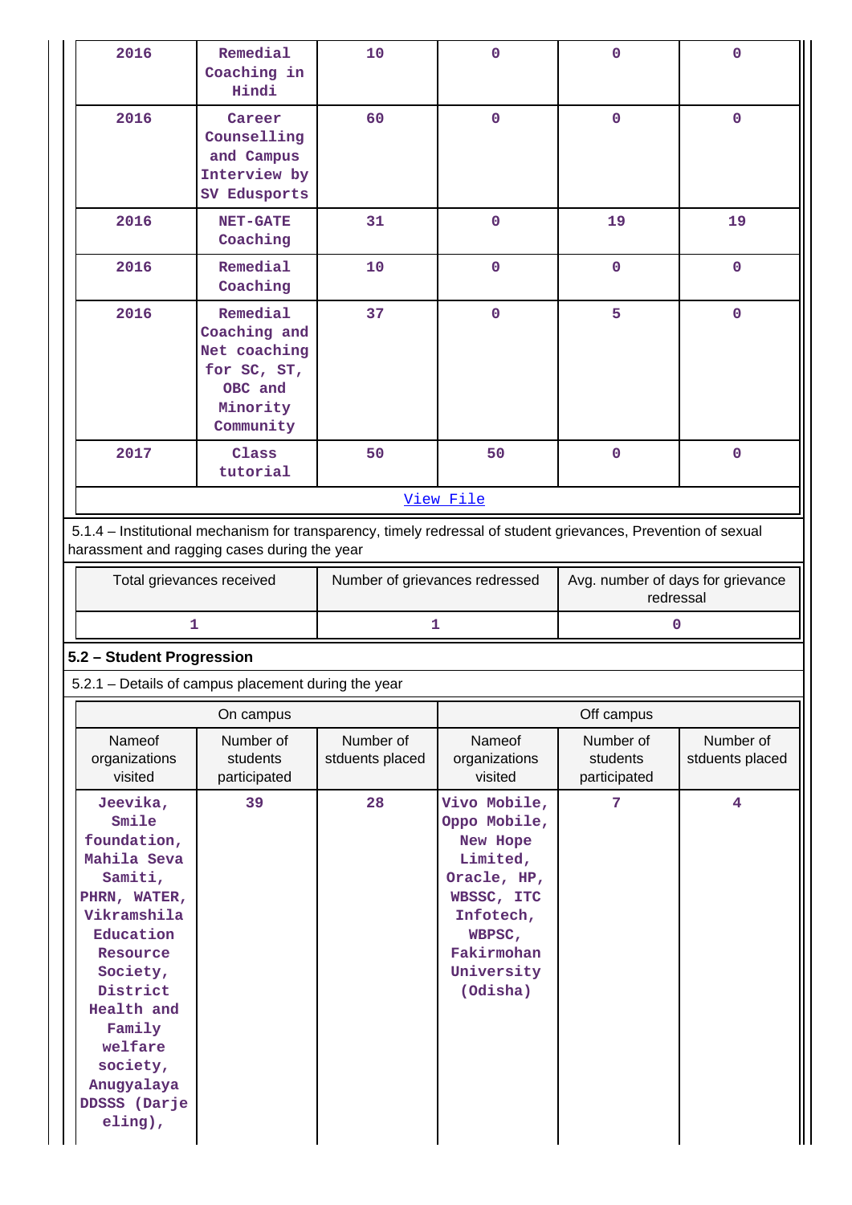| 2016 | Remedial Coaching in Hindi | 10 | 0 | 0 | 0 |
|---|---|---|---|---|---|
| 2016 | Career Counselling and Campus Interview by SV Edusports | 60 | 0 | 0 | 0 |
| 2016 | NET-GATE Coaching | 31 | 0 | 19 | 19 |
| 2016 | Remedial Coaching | 10 | 0 | 0 | 0 |
| 2016 | Remedial Coaching and Net coaching for SC, ST, OBC and Minority Community | 37 | 0 | 5 | 0 |
| 2017 | Class tutorial | 50 | 50 | 0 | 0 |

View File

5.1.4 – Institutional mechanism for transparency, timely redressal of student grievances, Prevention of sexual harassment and ragging cases during the year

| Total grievances received | Number of grievances redressed | Avg. number of days for grievance redressal |
|---|---|---|
| 1 | 1 | 0 |

**5.2 – Student Progression**

5.2.1 – Details of campus placement during the year

| On campus | | | Off campus | | |
|---|---|---|---|---|---|
| Nameof organizations visited | Number of students participated | Number of stduents placed | Nameof organizations visited | Number of students participated | Number of stduents placed |
| Jeevika, Smile foundation, Mahila Seva Samiti, PHRN, WATER, Vikramshila Education Resource Society, District Health and Family welfare society, Anugyalaya DDSSS (Darjeeling), | 39 | 28 | Vivo Mobile, Oppo Mobile, New Hope Limited, Oracle, HP, WBSSC, ITC Infotech, WBPSC, Fakirmohan University (Odisha) | 7 | 4 |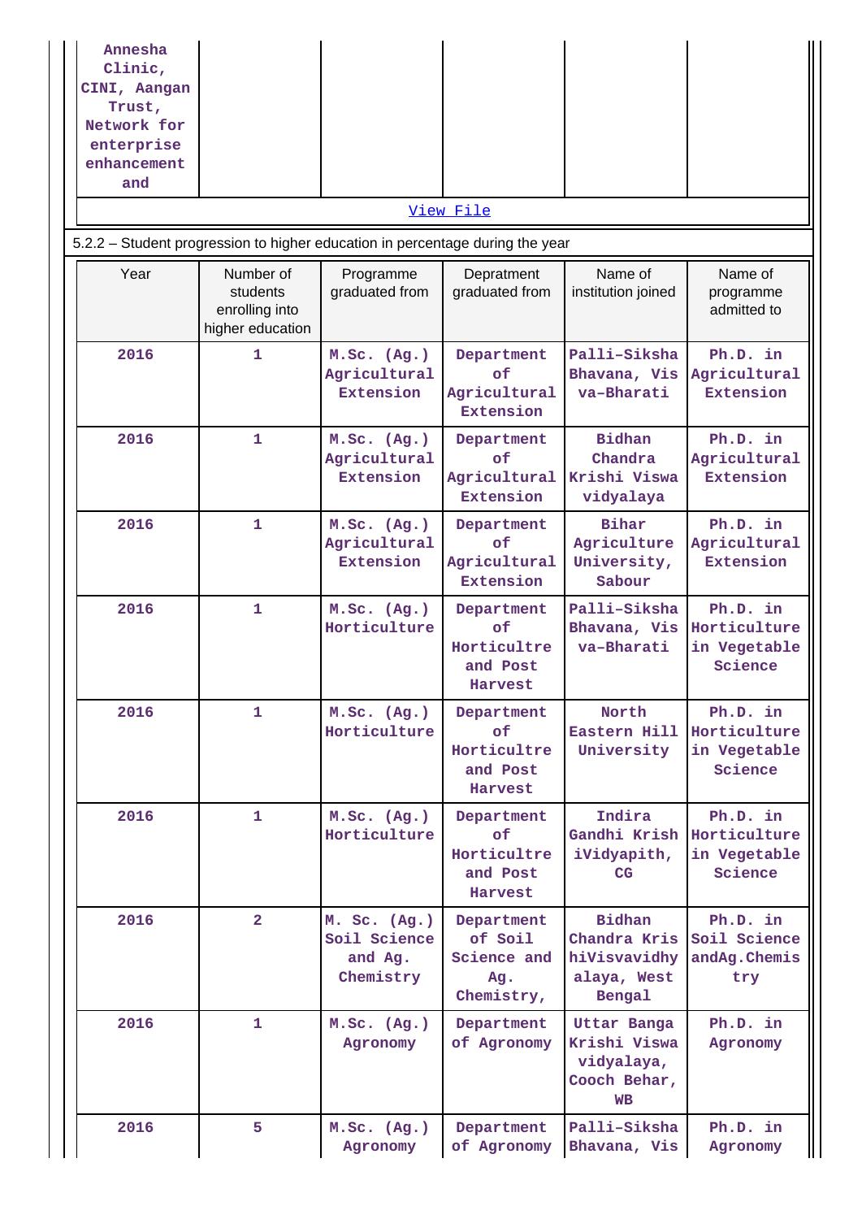| | | | | | |
|---|---|---|---|---|---|
| Annesha Clinic, CINI, Aangan Trust, Network for enterprise enhancement and | | | | | |

View File

5.2.2 – Student progression to higher education in percentage during the year

| Year | Number of students enrolling into higher education | Programme graduated from | Depratment graduated from | Name of institution joined | Name of programme admitted to |
|---|---|---|---|---|---|
| 2016 | 1 | M.Sc. (Ag.) Agricultural Extension | Department of Agricultural Extension | Palli-Siksha Bhavana, Visva-Bharati | Ph.D. in Agricultural Extension |
| 2016 | 1 | M.Sc. (Ag.) Agricultural Extension | Department of Agricultural Extension | Bidhan Chandra Krishi Viswavidyalaya | Ph.D. in Agricultural Extension |
| 2016 | 1 | M.Sc. (Ag.) Agricultural Extension | Department of Agricultural Extension | Bihar Agriculture University, Sabour | Ph.D. in Agricultural Extension |
| 2016 | 1 | M.Sc. (Ag.) Horticulture | Department of Horticultre and Post Harvest | Palli-Siksha Bhavana, Visva-Bharati | Ph.D. in Horticulture in Vegetable Science |
| 2016 | 1 | M.Sc. (Ag.) Horticulture | Department of Horticultre and Post Harvest | North Eastern Hill University | Ph.D. in Horticulture in Vegetable Science |
| 2016 | 1 | M.Sc. (Ag.) Horticulture | Department of Horticultre and Post Harvest | Indira Gandhi KrishiVidyapith, CG | Ph.D. in Horticulture in Vegetable Science |
| 2016 | 2 | M. Sc. (Ag.) Soil Science and Ag. Chemistry | Department of Soil Science and Ag. Chemistry, | Bidhan Chandra KrishiVisvavidhyalaya, West Bengal | Ph.D. in Soil Science andAg.Chemistry |
| 2016 | 1 | M.Sc. (Ag.) Agronomy | Department of Agronomy | Uttar Banga Krishi Viswavidyalaya, Cooch Behar, WB | Ph.D. in Agronomy |
| 2016 | 5 | M.Sc. (Ag.) Agronomy | Department of Agronomy | Palli-Siksha Bhavana, Vis | Ph.D. in Agronomy |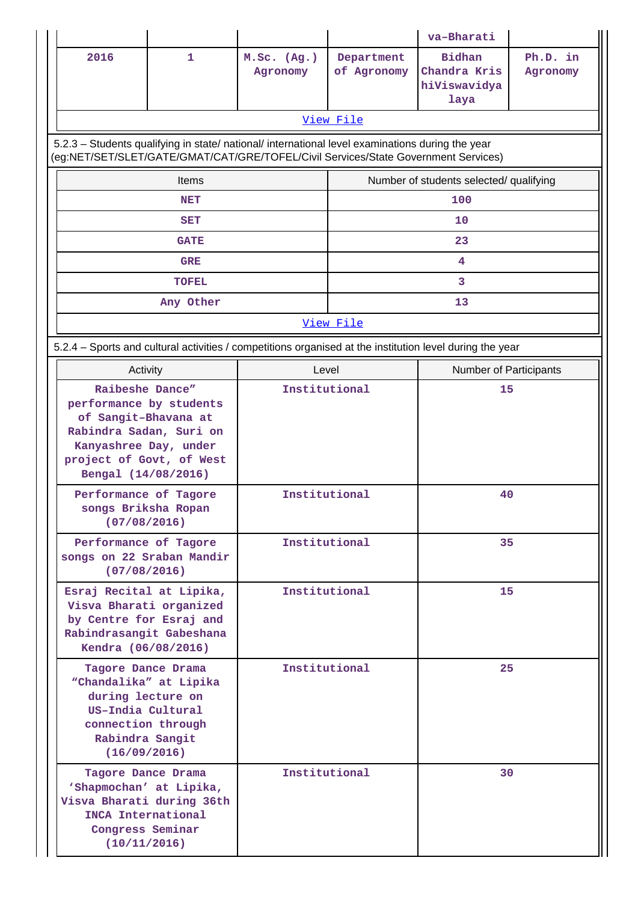|  |  |  |  | va-Bharati |  |
|---|---|---|---|---|---|
| 2016 | 1 | M.Sc. (Ag.) Agronomy | Department of Agronomy | Bidhan Chandra KrishiViswavidyalaya | Ph.D. in Agronomy |

View File

5.2.3 – Students qualifying in state/ national/ international level examinations during the year (eg:NET/SET/SLET/GATE/GMAT/CAT/GRE/TOFEL/Civil Services/State Government Services)

| Items | Number of students selected/ qualifying |
|---|---|
| NET | 100 |
| SET | 10 |
| GATE | 23 |
| GRE | 4 |
| TOFEL | 3 |
| Any Other | 13 |

View File

5.2.4 – Sports and cultural activities / competitions organised at the institution level during the year

| Activity | Level | Number of Participants |
|---|---|---|
| Raibeshe Dance" performance by students of Sangit-Bhavana at Rabindra Sadan, Suri on Kanyashree Day, under project of Govt, of West Bengal (14/08/2016) | Institutional | 15 |
| Performance of Tagore songs Briksha Ropan (07/08/2016) | Institutional | 40 |
| Performance of Tagore songs on 22 Sraban Mandir (07/08/2016) | Institutional | 35 |
| Esraj Recital at Lipika, Visva Bharati organized by Centre for Esraj and Rabindrasangit Gabeshana Kendra (06/08/2016) | Institutional | 15 |
| Tagore Dance Drama "Chandalika" at Lipika during lecture on US-India Cultural connection through Rabindra Sangit (16/09/2016) | Institutional | 25 |
| Tagore Dance Drama 'Shapmochan' at Lipika, Visva Bharati during 36th INCA International Congress Seminar (10/11/2016) | Institutional | 30 |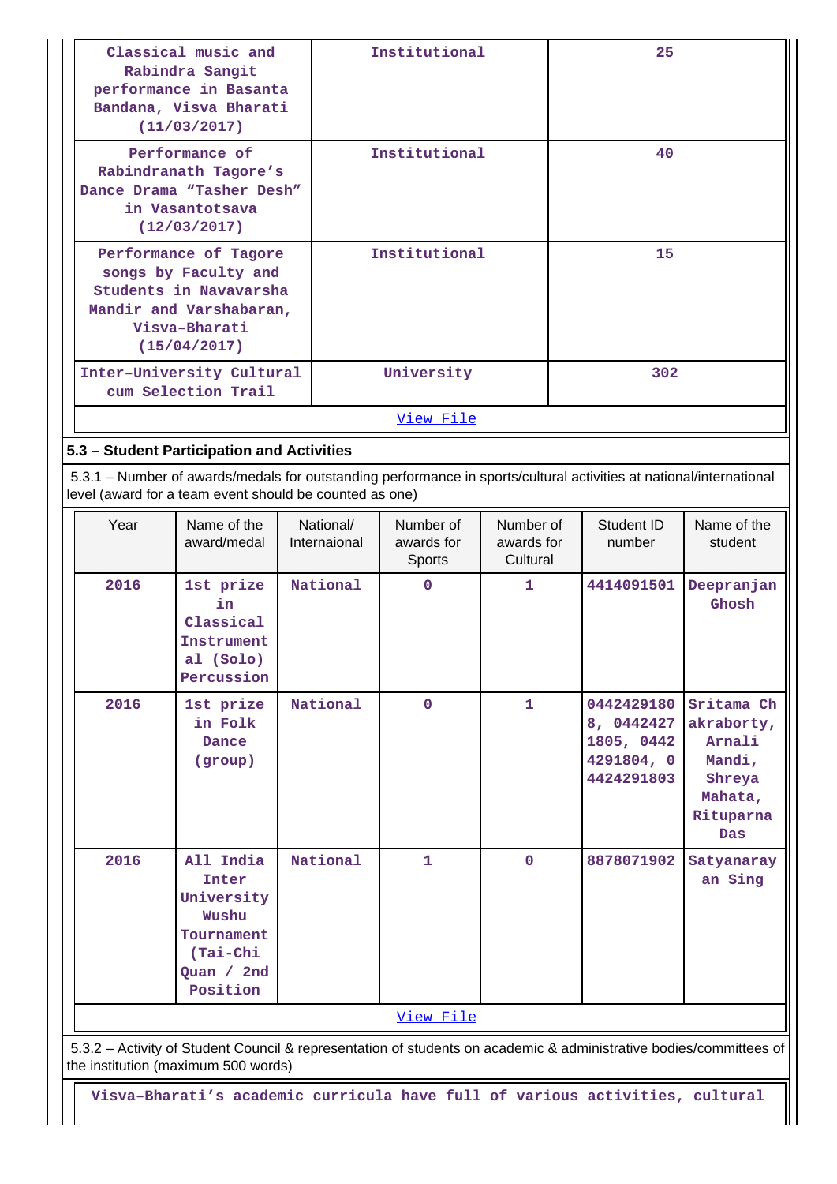| | | |
|---|---|---|
| Classical music and Rabindra Sangit performance in Basanta Bandana, Visva Bharati (11/03/2017) | Institutional | 25 |
| Performance of Rabindranath Tagore's Dance Drama "Tasher Desh" in Vasantotsava (12/03/2017) | Institutional | 40 |
| Performance of Tagore songs by Faculty and Students in Navavarsha Mandir and Varshabaran, Visva-Bharati (15/04/2017) | Institutional | 15 |
| Inter-University Cultural cum Selection Trail | University | 302 |

View File

## 5.3 – Student Participation and Activities

5.3.1 – Number of awards/medals for outstanding performance in sports/cultural activities at national/international level (award for a team event should be counted as one)

| Year | Name of the award/medal | National/ Internaional | Number of awards for Sports | Number of awards for Cultural | Student ID number | Name of the student |
|---|---|---|---|---|---|---|
| 2016 | 1st prize in Classical Instrumental (Solo) Percussion | National | 0 | 1 | 4414091501 | Deepranjan Ghosh |
| 2016 | 1st prize in Folk Dance (group) | National | 0 | 1 | 04424291808, 04424271805, 04424291804, 04424291803 | Sritama Chakraborty, Arnali Mandi, Shreya Mahata, Rituparna Das |
| 2016 | All India Inter University Wushu Tournament (Tai-Chi Quan / 2nd Position | National | 1 | 0 | 8878071902 | Satyanarayan Sing |

View File

5.3.2 – Activity of Student Council & representation of students on academic & administrative bodies/committees of the institution (maximum 500 words)

Visva-Bharati's academic curricula have full of various activities, cultural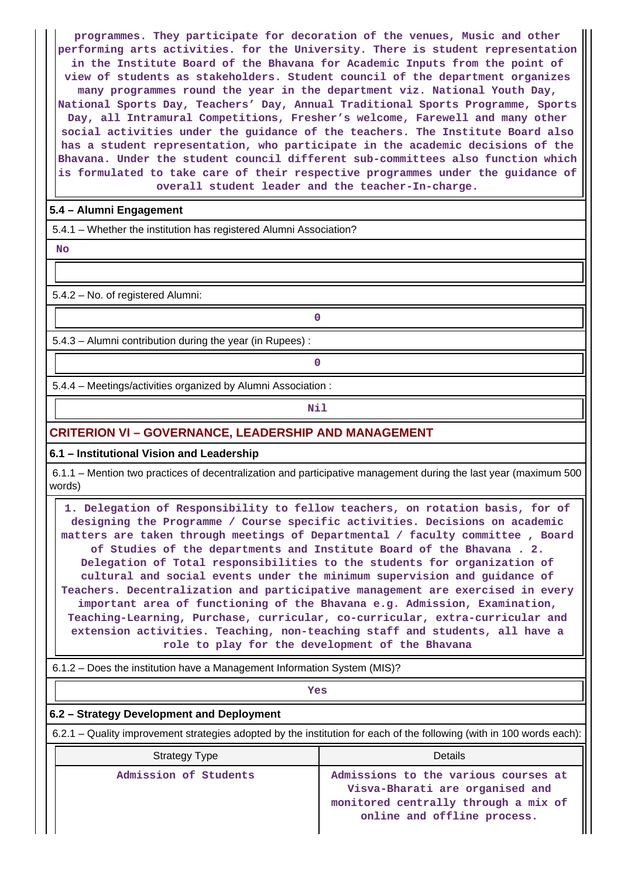programmes. They participate for decoration of the venues, Music and other performing arts activities. for the University. There is student representation in the Institute Board of the Bhavana for Academic Inputs from the point of view of students as stakeholders. Student council of the department organizes many programmes round the year in the department viz. National Youth Day, National Sports Day, Teachers' Day, Annual Traditional Sports Programme, Sports Day, all Intramural Competitions, Fresher's welcome, Farewell and many other social activities under the guidance of the teachers. The Institute Board also has a student representation, who participate in the academic decisions of the Bhavana. Under the student council different sub-committees also function which is formulated to take care of their respective programmes under the guidance of overall student leader and the teacher-In-charge.

**5.4 – Alumni Engagement**

5.4.1 – Whether the institution has registered Alumni Association?

No

5.4.2 – No. of registered Alumni:

0

5.4.3 – Alumni contribution during the year (in Rupees) :

0

5.4.4 – Meetings/activities organized by Alumni Association :

Nil

## CRITERION VI – GOVERNANCE, LEADERSHIP AND MANAGEMENT

**6.1 – Institutional Vision and Leadership**

6.1.1 – Mention two practices of decentralization and participative management during the last year (maximum 500 words)

1. Delegation of Responsibility to fellow teachers, on rotation basis, for of designing the Programme / Course specific activities. Decisions on academic matters are taken through meetings of Departmental / faculty committee , Board of Studies of the departments and Institute Board of the Bhavana . 2. Delegation of Total responsibilities to the students for organization of cultural and social events under the minimum supervision and guidance of Teachers. Decentralization and participative management are exercised in every important area of functioning of the Bhavana e.g. Admission, Examination, Teaching-Learning, Purchase, curricular, co-curricular, extra-curricular and extension activities. Teaching, non-teaching staff and students, all have a role to play for the development of the Bhavana

6.1.2 – Does the institution have a Management Information System (MIS)?

Yes

**6.2 – Strategy Development and Deployment**

6.2.1 – Quality improvement strategies adopted by the institution for each of the following (with in 100 words each):

| Strategy Type | Details |
|---|---|
| Admission of Students | Admissions to the various courses at Visva-Bharati are organised and monitored centrally through a mix of online and offline process. |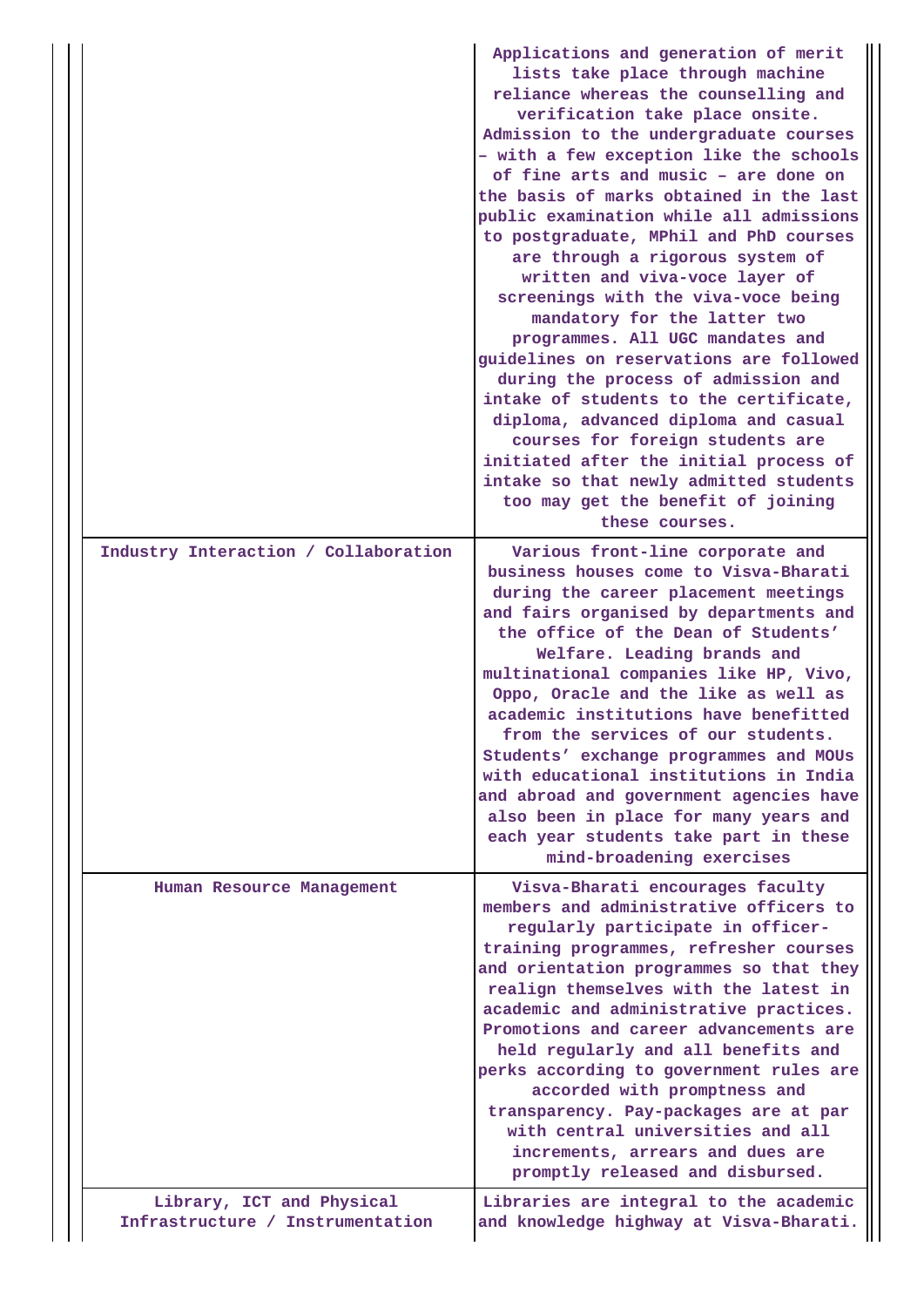| | |
|---|---|
| | Applications and generation of merit lists take place through machine reliance whereas the counselling and verification take place onsite. Admission to the undergraduate courses – with a few exception like the schools of fine arts and music – are done on the basis of marks obtained in the last public examination while all admissions to postgraduate, MPhil and PhD courses are through a rigorous system of written and viva-voce layer of screenings with the viva-voce being mandatory for the latter two programmes. All UGC mandates and guidelines on reservations are followed during the process of admission and intake of students to the certificate, diploma, advanced diploma and casual courses for foreign students are initiated after the initial process of intake so that newly admitted students too may get the benefit of joining these courses. |
| Industry Interaction / Collaboration | Various front-line corporate and business houses come to Visva-Bharati during the career placement meetings and fairs organised by departments and the office of the Dean of Students' Welfare. Leading brands and multinational companies like HP, Vivo, Oppo, Oracle and the like as well as academic institutions have benefitted from the services of our students. Students' exchange programmes and MOUs with educational institutions in India and abroad and government agencies have also been in place for many years and each year students take part in these mind-broadening exercises |
| Human Resource Management | Visva-Bharati encourages faculty members and administrative officers to regularly participate in officer-training programmes, refresher courses and orientation programmes so that they realign themselves with the latest in academic and administrative practices. Promotions and career advancements are held regularly and all benefits and perks according to government rules are accorded with promptness and transparency. Pay-packages are at par with central universities and all increments, arrears and dues are promptly released and disbursed. |
| Library, ICT and Physical Infrastructure / Instrumentation | Libraries are integral to the academic and knowledge highway at Visva-Bharati. |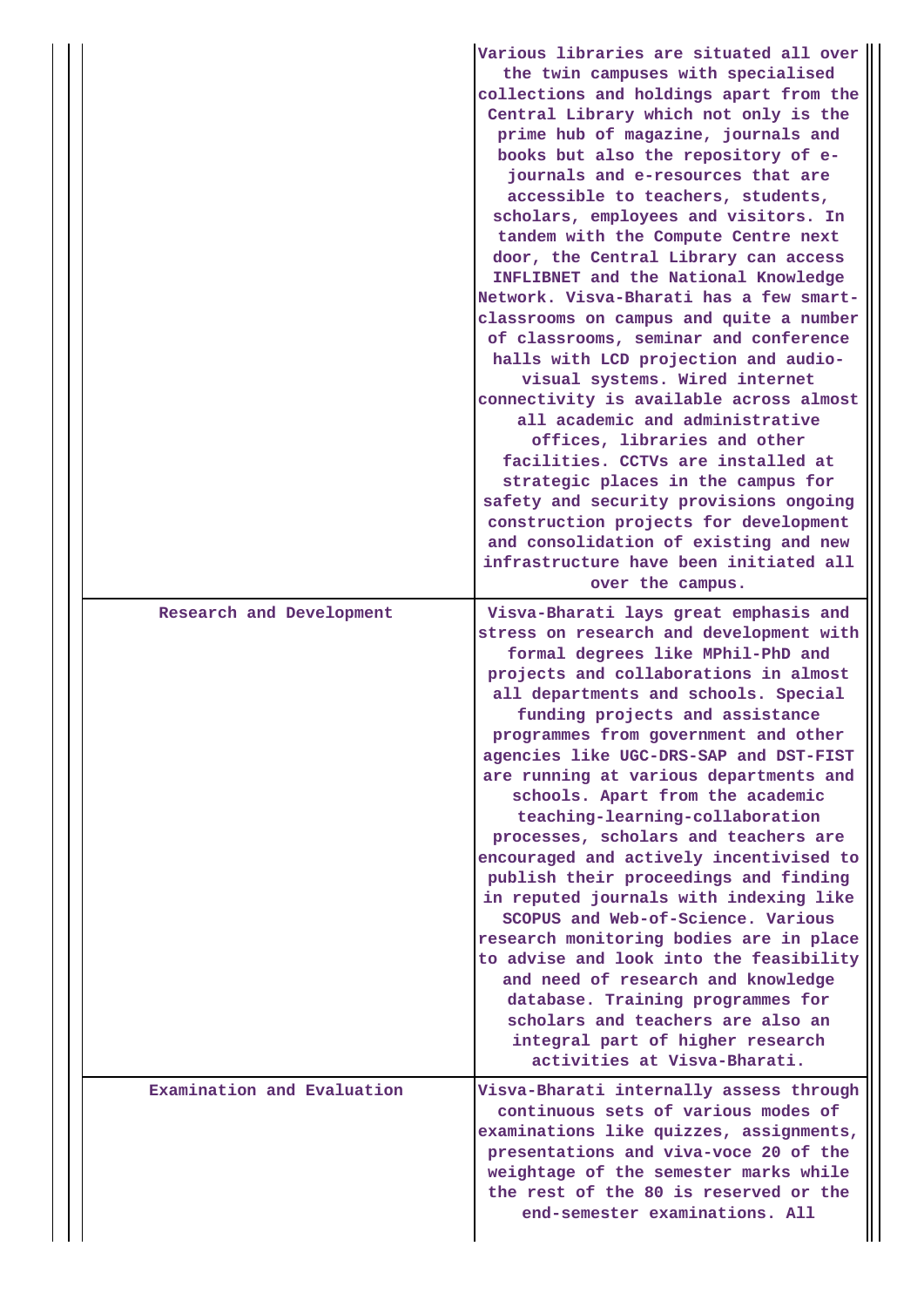| | |
|---|---|
| | Various libraries are situated all over the twin campuses with specialised collections and holdings apart from the Central Library which not only is the prime hub of magazine, journals and books but also the repository of e-journals and e-resources that are accessible to teachers, students, scholars, employees and visitors. In tandem with the Compute Centre next door, the Central Library can access INFLIBNET and the National Knowledge Network. Visva-Bharati has a few smart-classrooms on campus and quite a number of classrooms, seminar and conference halls with LCD projection and audio-visual systems. Wired internet connectivity is available across almost all academic and administrative offices, libraries and other facilities. CCTVs are installed at strategic places in the campus for safety and security provisions ongoing construction projects for development and consolidation of existing and new infrastructure have been initiated all over the campus. |
| Research and Development | Visva-Bharati lays great emphasis and stress on research and development with formal degrees like MPhil-PhD and projects and collaborations in almost all departments and schools. Special funding projects and assistance programmes from government and other agencies like UGC-DRS-SAP and DST-FIST are running at various departments and schools. Apart from the academic teaching-learning-collaboration processes, scholars and teachers are encouraged and actively incentivised to publish their proceedings and finding in reputed journals with indexing like SCOPUS and Web-of-Science. Various research monitoring bodies are in place to advise and look into the feasibility and need of research and knowledge database. Training programmes for scholars and teachers are also an integral part of higher research activities at Visva-Bharati. |
| Examination and Evaluation | Visva-Bharati internally assess through continuous sets of various modes of examinations like quizzes, assignments, presentations and viva-voce 20 of the weightage of the semester marks while the rest of the 80 is reserved or the end-semester examinations. All |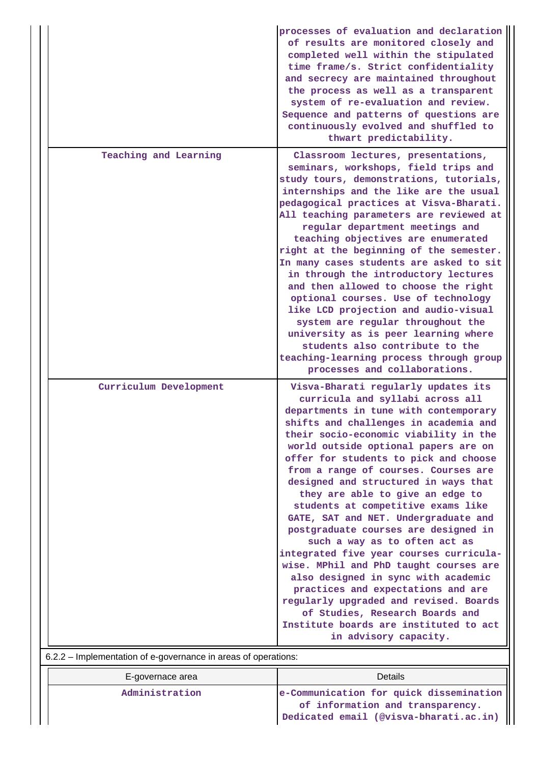| | |
|---|---|
| | processes of evaluation and declaration of results are monitored closely and completed well within the stipulated time frame/s. Strict confidentiality and secrecy are maintained throughout the process as well as a transparent system of re-evaluation and review. Sequence and patterns of questions are continuously evolved and shuffled to thwart predictability. |
| Teaching and Learning | Classroom lectures, presentations, seminars, workshops, field trips and study tours, demonstrations, tutorials, internships and the like are the usual pedagogical practices at Visva-Bharati. All teaching parameters are reviewed at regular department meetings and teaching objectives are enumerated right at the beginning of the semester. In many cases students are asked to sit in through the introductory lectures and then allowed to choose the right optional courses. Use of technology like LCD projection and audio-visual system are regular throughout the university as is peer learning where students also contribute to the teaching-learning process through group processes and collaborations. |
| Curriculum Development | Visva-Bharati regularly updates its curricula and syllabi across all departments in tune with contemporary shifts and challenges in academia and their socio-economic viability in the world outside optional papers are on offer for students to pick and choose from a range of courses. Courses are designed and structured in ways that they are able to give an edge to students at competitive exams like GATE, SAT and NET. Undergraduate and postgraduate courses are designed in such a way as to often act as integrated five year courses curricula-wise. MPhil and PhD taught courses are also designed in sync with academic practices and expectations and are regularly upgraded and revised. Boards of Studies, Research Boards and Institute boards are instituted to act in advisory capacity. |

6.2.2 – Implementation of e-governance in areas of operations:

| E-governace area | Details |
|---|---|
| Administration | e-Communication for quick dissemination of information and transparency. Dedicated email (@visva-bharati.ac.in) |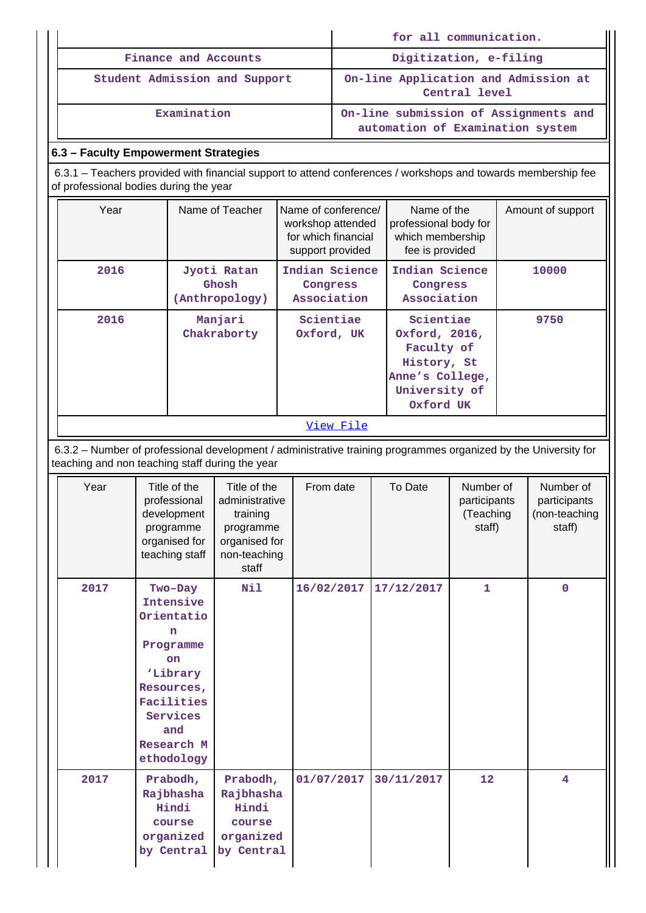| | for all communication. |
|---|---|
| Finance and Accounts | Digitization, e-filing |
| Student Admission and Support | On-line Application and Admission at Central level |
| Examination | On-line submission of Assignments and automation of Examination system |

### 6.3 – Faculty Empowerment Strategies

6.3.1 – Teachers provided with financial support to attend conferences / workshops and towards membership fee of professional bodies during the year

| Year | Name of Teacher | Name of conference/ workshop attended for which financial support provided | Name of the professional body for which membership fee is provided | Amount of support |
|---|---|---|---|---|
| 2016 | Jyoti Ratan Ghosh (Anthropology) | Indian Science Congress Association | Indian Science Congress Association | 10000 |
| 2016 | Manjari Chakraborty | Scientiae Oxford, UK | Scientiae Oxford, 2016, Faculty of History, St Anne's College, University of Oxford UK | 9750 |

View File

6.3.2 – Number of professional development / administrative training programmes organized by the University for teaching and non teaching staff during the year

| Year | Title of the professional development programme organised for teaching staff | Title of the administrative training programme organised for non-teaching staff | From date | To Date | Number of participants (Teaching staff) | Number of participants (non-teaching staff) |
|---|---|---|---|---|---|---|
| 2017 | Two-Day Intensive Orientation Programme on 'Library Resources, Facilities Services and Research Methodology | Nil | 16/02/2017 | 17/12/2017 | 1 | 0 |
| 2017 | Prabodh, Rajbhasha Hindi course organized by Central | Prabodh, Rajbhasha Hindi course organized by Central | 01/07/2017 | 30/11/2017 | 12 | 4 |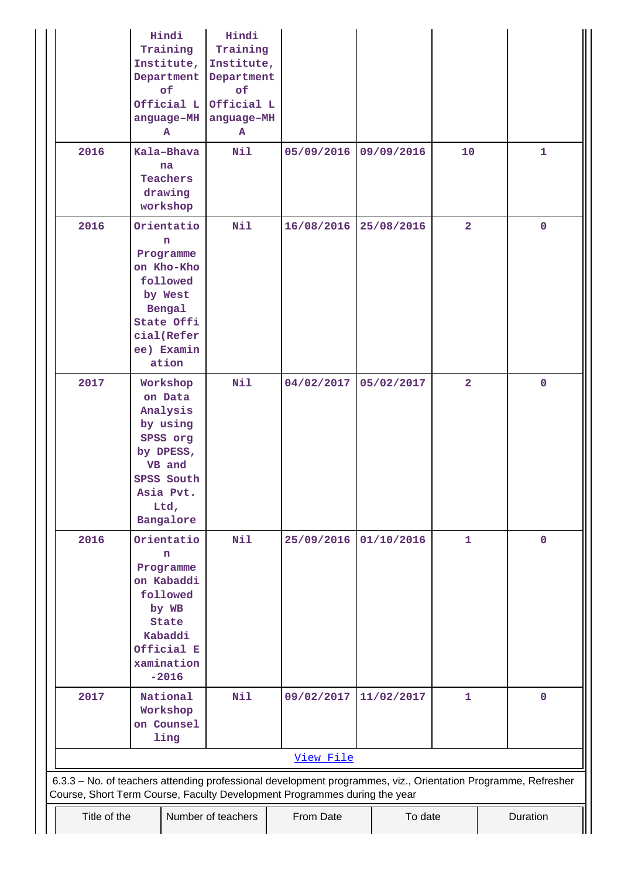| | | | | | | |
|---|---|---|---|---|---|---|
| | Hindi Training Institute, Department of Official Language-MHA | Hindi Training Institute, Department of Official Language-MHA | | | | |
| 2016 | Kala-Bhavana Teachers drawing workshop | Nil | 05/09/2016 | 09/09/2016 | 10 | 1 |
| 2016 | Orientation Programme on Kho-Kho followed by West Bengal State Official(Referee) Examination | Nil | 16/08/2016 | 25/08/2016 | 2 | 0 |
| 2017 | Workshop on Data Analysis by using SPSS org by DPESS, VB and SPSS South Asia Pvt. Ltd, Bangalore | Nil | 04/02/2017 | 05/02/2017 | 2 | 0 |
| 2016 | Orientation Programme on Kabaddi followed by WB State Kabaddi Official Examination -2016 | Nil | 25/09/2016 | 01/10/2016 | 1 | 0 |
| 2017 | National Workshop on Counselling | Nil | 09/02/2017 | 11/02/2017 | 1 | 0 |
| View File | | | | | | |

6.3.3 – No. of teachers attending professional development programmes, viz., Orientation Programme, Refresher Course, Short Term Course, Faculty Development Programmes during the year

| Title of the | Number of teachers | From Date | To date | Duration |
|---|---|---|---|---|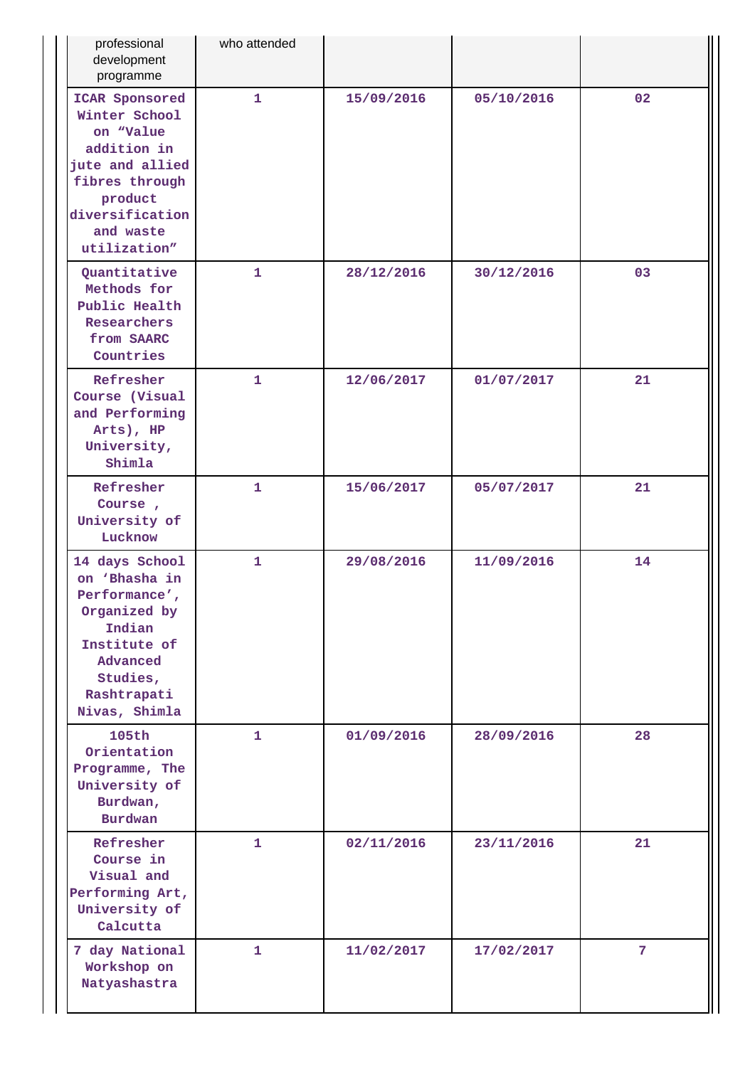| professional development programme | who attended | | | |
|---|---|---|---|---|
| ICAR Sponsored Winter School on “Value addition in jute and allied fibres through product diversification and waste utilization” | 1 | 15/09/2016 | 05/10/2016 | 02 |
| Quantitative Methods for Public Health Researchers from SAARC Countries | 1 | 28/12/2016 | 30/12/2016 | 03 |
| Refresher Course (Visual and Performing Arts), HP University, Shimla | 1 | 12/06/2017 | 01/07/2017 | 21 |
| Refresher Course , University of Lucknow | 1 | 15/06/2017 | 05/07/2017 | 21 |
| 14 days School on ‘Bhasha in Performance’, Organized by Indian Institute of Advanced Studies, Rashtrapati Nivas, Shimla | 1 | 29/08/2016 | 11/09/2016 | 14 |
| 105th Orientation Programme, The University of Burdwan, Burdwan | 1 | 01/09/2016 | 28/09/2016 | 28 |
| Refresher Course in Visual and Performing Art, University of Calcutta | 1 | 02/11/2016 | 23/11/2016 | 21 |
| 7 day National Workshop on Natyashastra | 1 | 11/02/2017 | 17/02/2017 | 7 |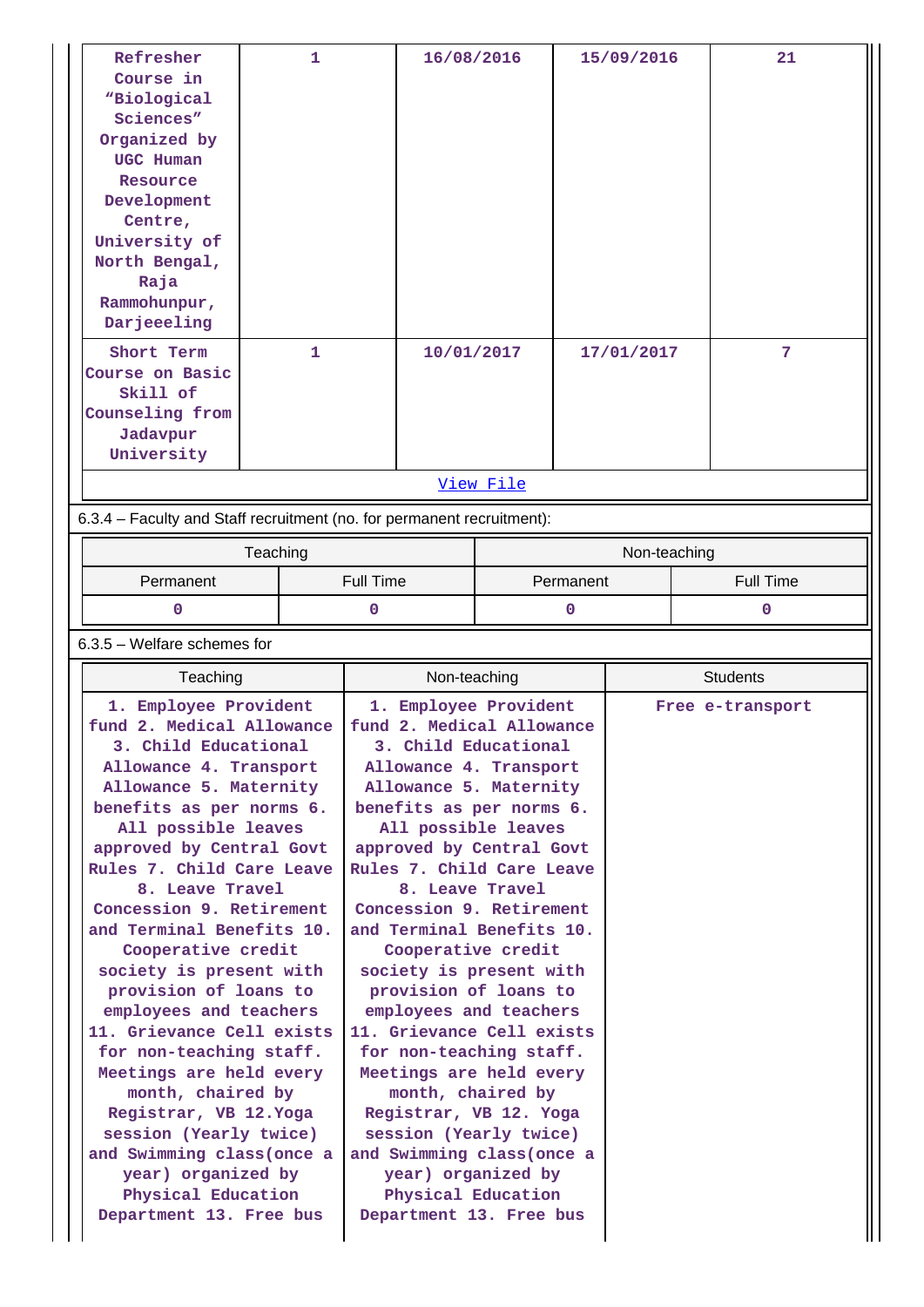| | | | | |
|---|---|---|---|---|
| Refresher Course in “Biological Sciences” Organized by UGC Human Resource Development Centre, University of North Bengal, Raja Rammohunpur, Darjeeeling | 1 | 16/08/2016 | 15/09/2016 | 21 |
| Short Term Course on Basic Skill of Counseling from Jadavpur University | 1 | 10/01/2017 | 17/01/2017 | 7 |

[View File]

6.3.4 – Faculty and Staff recruitment (no. for permanent recruitment):

| Teaching | | Non-teaching | |
|---|---|---|---|
| Permanent | Full Time | Permanent | Full Time |
| 0 | 0 | 0 | 0 |

6.3.5 – Welfare schemes for

| Teaching | Non-teaching | Students |
|---|---|---|
| 1. Employee Provident fund 2. Medical Allowance 3. Child Educational Allowance 4. Transport Allowance 5. Maternity benefits as per norms 6. All possible leaves approved by Central Govt Rules 7. Child Care Leave 8. Leave Travel Concession 9. Retirement and Terminal Benefits 10. Cooperative credit society is present with provision of loans to employees and teachers 11. Grievance Cell exists for non-teaching staff. Meetings are held every month, chaired by Registrar, VB 12.Yoga session (Yearly twice) and Swimming class(once a year) organized by Physical Education Department 13. Free bus | 1. Employee Provident fund 2. Medical Allowance 3. Child Educational Allowance 4. Transport Allowance 5. Maternity benefits as per norms 6. All possible leaves approved by Central Govt Rules 7. Child Care Leave 8. Leave Travel Concession 9. Retirement and Terminal Benefits 10. Cooperative credit society is present with provision of loans to employees and teachers 11. Grievance Cell exists for non-teaching staff. Meetings are held every month, chaired by Registrar, VB 12. Yoga session (Yearly twice) and Swimming class(once a year) organized by Physical Education Department 13. Free bus | Free e-transport |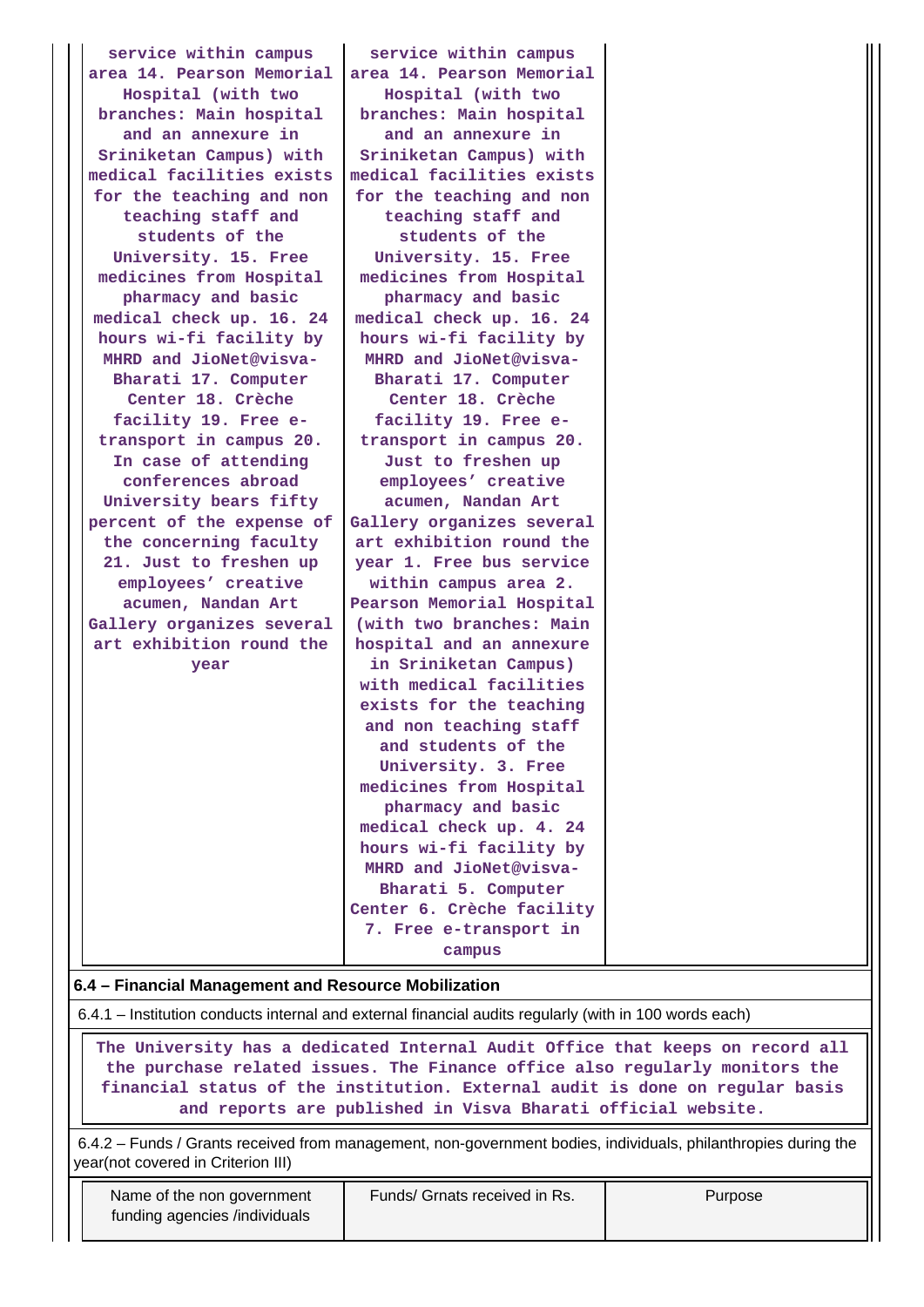| | | |
|---|---|---|
| service within campus area 14. Pearson Memorial Hospital (with two branches: Main hospital and an annexure in Sriniketan Campus) with medical facilities exists for the teaching and non teaching staff and students of the University. 15. Free medicines from Hospital pharmacy and basic medical check up. 16. 24 hours wi-fi facility by MHRD and JioNet@visva-Bharati 17. Computer Center 18. Crèche facility 19. Free e-transport in campus 20. In case of attending conferences abroad University bears fifty percent of the expense of the concerning faculty 21. Just to freshen up employees' creative acumen, Nandan Art Gallery organizes several art exhibition round the year | service within campus area 14. Pearson Memorial Hospital (with two branches: Main hospital and an annexure in Sriniketan Campus) with medical facilities exists for the teaching and non teaching staff and students of the University. 15. Free medicines from Hospital pharmacy and basic medical check up. 16. 24 hours wi-fi facility by MHRD and JioNet@visva-Bharati 17. Computer Center 18. Crèche facility 19. Free e-transport in campus 20. Just to freshen up employees' creative acumen, Nandan Art Gallery organizes several art exhibition round the year 1. Free bus service within campus area 2. Pearson Memorial Hospital (with two branches: Main hospital and an annexure in Sriniketan Campus) with medical facilities exists for the teaching and non teaching staff and students of the University. 3. Free medicines from Hospital pharmacy and basic medical check up. 4. 24 hours wi-fi facility by MHRD and JioNet@visva-Bharati 5. Computer Center 6. Crèche facility 7. Free e-transport in campus | |

**6.4 – Financial Management and Resource Mobilization**

6.4.1 – Institution conducts internal and external financial audits regularly (with in 100 words each)

The University has a dedicated Internal Audit Office that keeps on record all the purchase related issues. The Finance office also regularly monitors the financial status of the institution. External audit is done on regular basis and reports are published in Visva Bharati official website.

6.4.2 – Funds / Grants received from management, non-government bodies, individuals, philanthropies during the year(not covered in Criterion III)

| Name of the non government funding agencies /individuals | Funds/ Grnats received in Rs. | Purpose |
|---|---|---|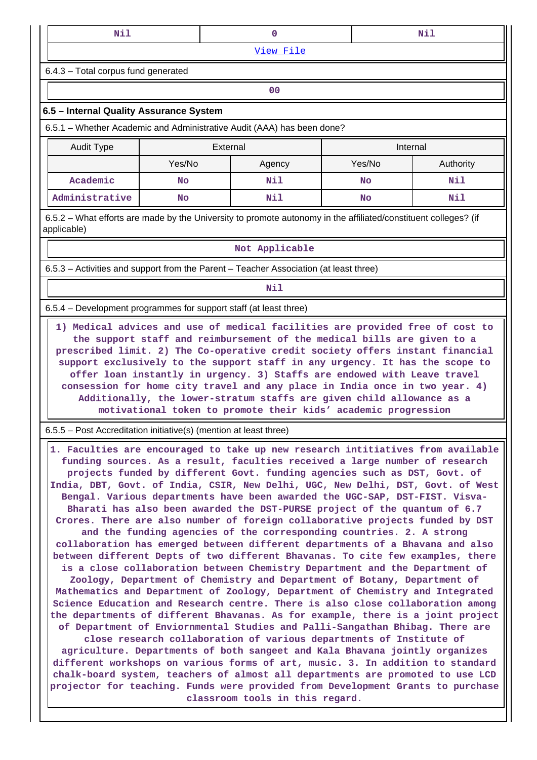| Nil | 0 | Nil |
|---|---|---|
| View File | | |

6.4.3 – Total corpus fund generated

00

### 6.5 – Internal Quality Assurance System

6.5.1 – Whether Academic and Administrative Audit (AAA) has been done?

| Audit Type | External | | Internal | |
|---|---|---|---|---|
| | Yes/No | Agency | Yes/No | Authority |
| Academic | No | Nil | No | Nil |
| Administrative | No | Nil | No | Nil |

6.5.2 – What efforts are made by the University to promote autonomy in the affiliated/constituent colleges? (if applicable)

Not Applicable

6.5.3 – Activities and support from the Parent – Teacher Association (at least three)

Nil

6.5.4 – Development programmes for support staff (at least three)

1) Medical advices and use of medical facilities are provided free of cost to the support staff and reimbursement of the medical bills are given to a prescribed limit. 2) The Co-operative credit society offers instant financial support exclusively to the support staff in any urgency. It has the scope to offer loan instantly in urgency. 3) Staffs are endowed with Leave travel concession for home city travel and any place in India once in two year. 4) Additionally, the lower-stratum staffs are given child allowance as a motivational token to promote their kids' academic progression

6.5.5 – Post Accreditation initiative(s) (mention at least three)

1. Faculties are encouraged to take up new research intitiatives from available funding sources. As a result, faculties received a large number of research projects funded by different Govt. funding agencies such as DST, Govt. of India, DBT, Govt. of India, CSIR, New Delhi, UGC, New Delhi, DST, Govt. of West Bengal. Various departments have been awarded the UGC-SAP, DST-FIST. Visva-Bharati has also been awarded the DST-PURSE project of the quantum of 6.7 Crores. There are also number of foreign collaborative projects funded by DST and the funding agencies of the corresponding countries. 2. A strong collaboration has emerged between different departments of a Bhavana and also between different Depts of two different Bhavanas. To cite few examples, there is a close collaboration between Chemistry Department and the Department of Zoology, Department of Chemistry and Department of Botany, Department of Mathematics and Department of Zoology, Department of Chemistry and Integrated Science Education and Research centre. There is also close collaboration among the departments of different Bhavanas. As for example, there is a joint project of Department of Enviornmental Studies and Palli-Sangathan Bhibag. There are close research collaboration of various departments of Institute of agriculture. Departments of both sangeet and Kala Bhavana jointly organizes different workshops on various forms of art, music. 3. In addition to standard chalk-board system, teachers of almost all departments are promoted to use LCD projector for teaching. Funds were provided from Development Grants to purchase classroom tools in this regard.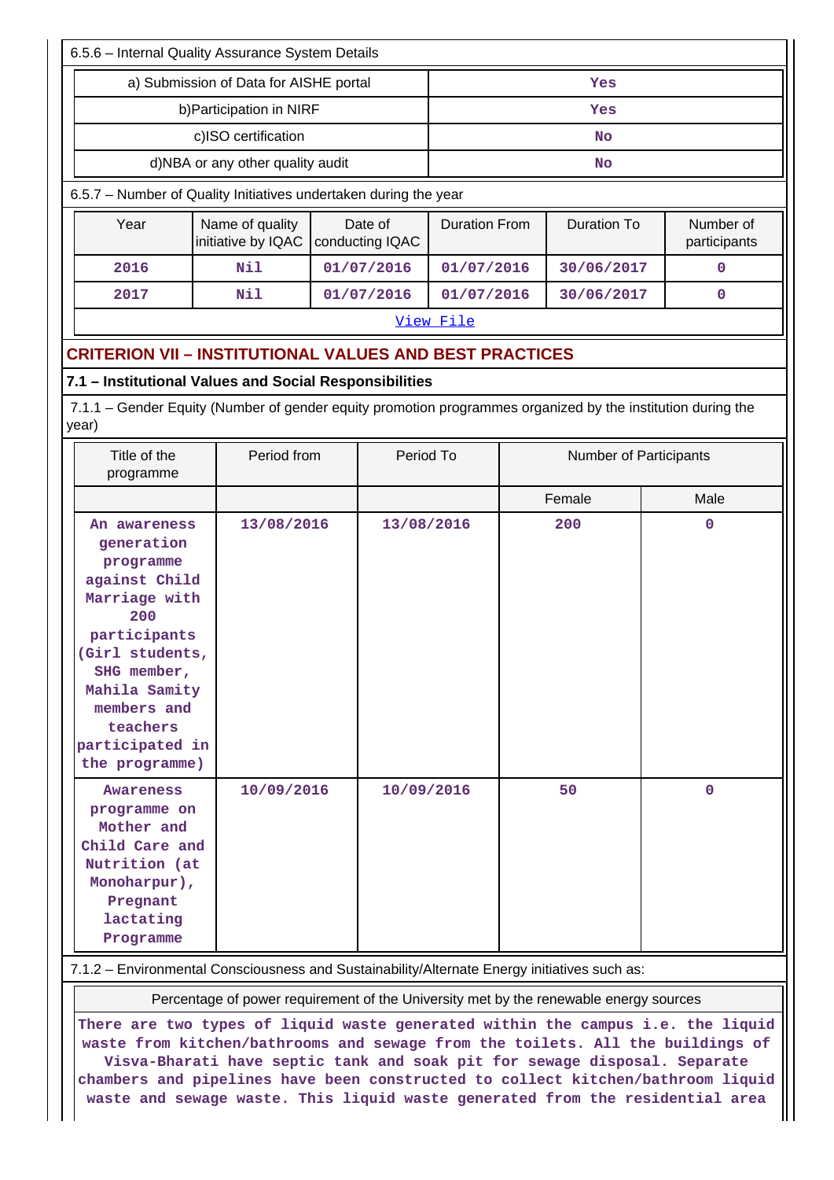6.5.6 – Internal Quality Assurance System Details

| a) Submission of Data for AISHE portal | Yes |
|---|---|
| b)Participation in NIRF | Yes |
| c)ISO certification | No |
| d)NBA or any other quality audit | No |

6.5.7 – Number of Quality Initiatives undertaken during the year

| Year | Name of quality initiative by IQAC | Date of conducting IQAC | Duration From | Duration To | Number of participants |
|---|---|---|---|---|---|
| 2016 | Nil | 01/07/2016 | 01/07/2016 | 30/06/2017 | 0 |
| 2017 | Nil | 01/07/2016 | 01/07/2016 | 30/06/2017 | 0 |

View File

## CRITERION VII – INSTITUTIONAL VALUES AND BEST PRACTICES

### 7.1 – Institutional Values and Social Responsibilities

7.1.1 – Gender Equity (Number of gender equity promotion programmes organized by the institution during the year)

| Title of the programme | Period from | Period To | Number of Participants | |
|---|---|---|---|---|
| | | | Female | Male |
| An awareness generation programme against Child Marriage with 200 participants (Girl students, SHG member, Mahila Samity members and teachers participated in the programme) | 13/08/2016 | 13/08/2016 | 200 | 0 |
| Awareness programme on Mother and Child Care and Nutrition (at Monoharpur), Pregnant lactating Programme | 10/09/2016 | 10/09/2016 | 50 | 0 |

7.1.2 – Environmental Consciousness and Sustainability/Alternate Energy initiatives such as:

Percentage of power requirement of the University met by the renewable energy sources

There are two types of liquid waste generated within the campus i.e. the liquid waste from kitchen/bathrooms and sewage from the toilets. All the buildings of Visva-Bharati have septic tank and soak pit for sewage disposal. Separate chambers and pipelines have been constructed to collect kitchen/bathroom liquid waste and sewage waste. This liquid waste generated from the residential area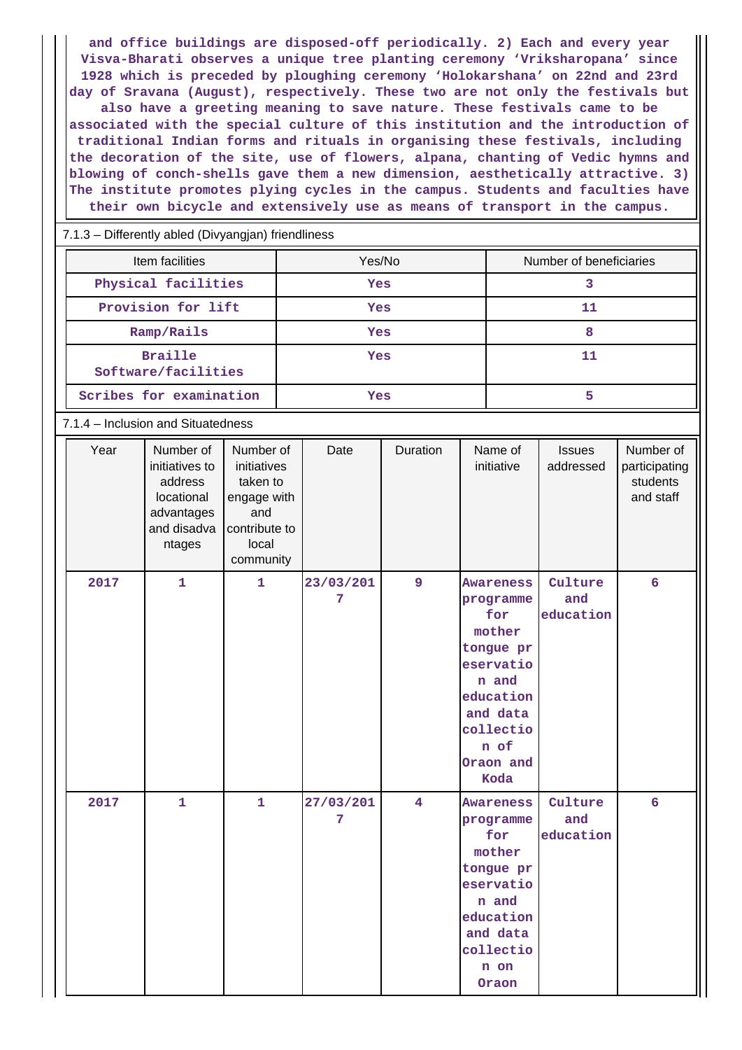and office buildings are disposed-off periodically. 2) Each and every year Visva-Bharati observes a unique tree planting ceremony 'Vriksharopana' since 1928 which is preceded by ploughing ceremony 'Holokarshana' on 22nd and 23rd day of Sravana (August), respectively. These two are not only the festivals but also have a greeting meaning to save nature. These festivals came to be associated with the special culture of this institution and the introduction of traditional Indian forms and rituals in organising these festivals, including the decoration of the site, use of flowers, alpana, chanting of Vedic hymns and blowing of conch-shells gave them a new dimension, aesthetically attractive. 3) The institute promotes plying cycles in the campus. Students and faculties have their own bicycle and extensively use as means of transport in the campus.

7.1.3 – Differently abled (Divyangjan) friendliness

| Item facilities | Yes/No | Number of beneficiaries |
|---|---|---|
| Physical facilities | Yes | 3 |
| Provision for lift | Yes | 11 |
| Ramp/Rails | Yes | 8 |
| Braille Software/facilities | Yes | 11 |
| Scribes for examination | Yes | 5 |

7.1.4 – Inclusion and Situatedness

| Year | Number of initiatives to address locational advantages and disadvantages | Number of initiatives taken to engage with and contribute to local community | Date | Duration | Name of initiative | Issues addressed | Number of participating students and staff |
|---|---|---|---|---|---|---|---|
| 2017 | 1 | 1 | 23/03/2017 | 9 | Awareness programme for mother tongue preservation and education and data collection of Oraon and Koda | Culture and education | 6 |
| 2017 | 1 | 1 | 27/03/2017 | 4 | Awareness programme for mother tongue preservation and education and data collection on Oraon | Culture and education | 6 |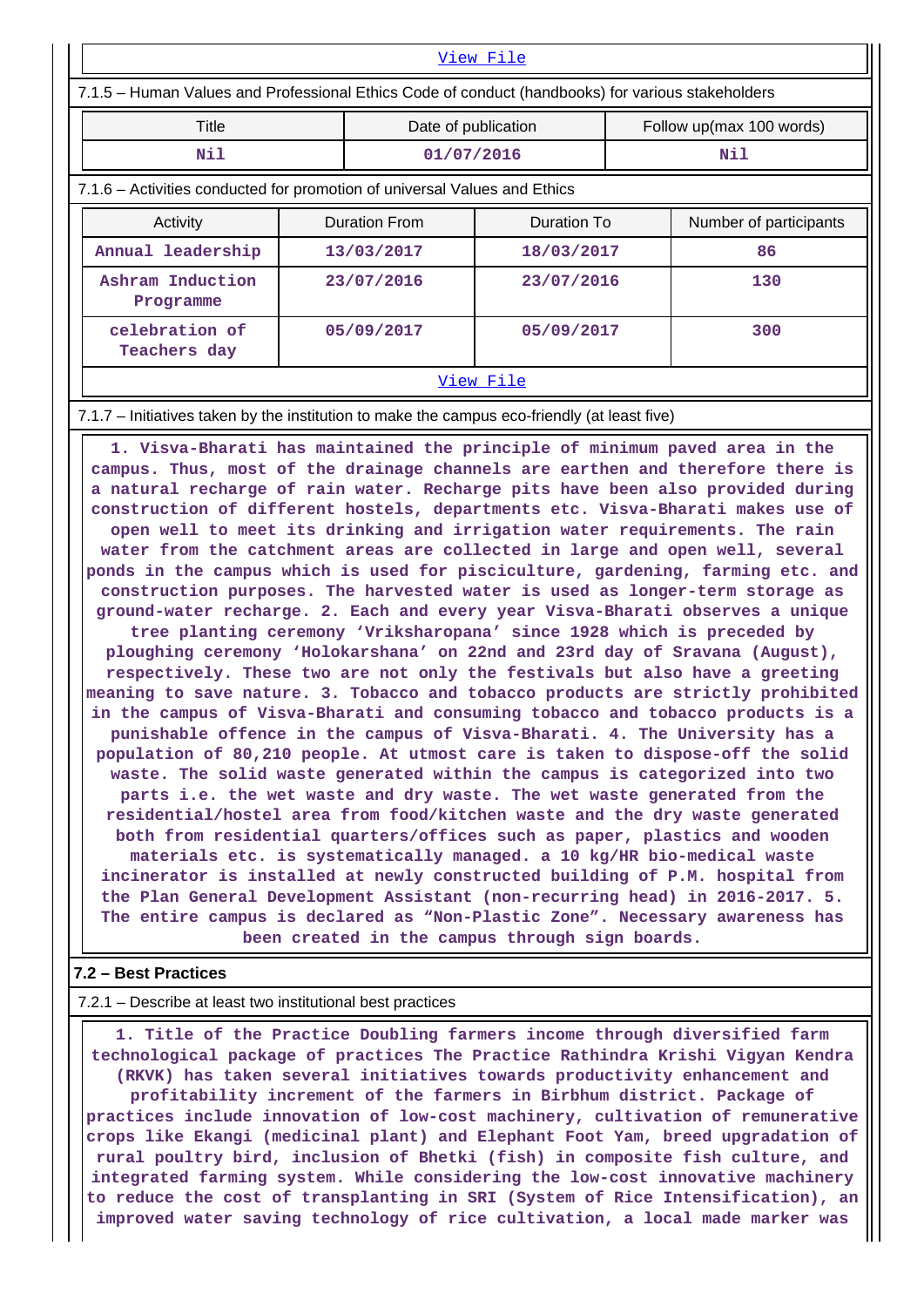View File

7.1.5 – Human Values and Professional Ethics Code of conduct (handbooks) for various stakeholders

| Title | Date of publication | Follow up(max 100 words) |
|---|---|---|
| Nil | 01/07/2016 | Nil |

7.1.6 – Activities conducted for promotion of universal Values and Ethics

| Activity | Duration From | Duration To | Number of participants |
|---|---|---|---|
| Annual leadership | 13/03/2017 | 18/03/2017 | 86 |
| Ashram Induction Programme | 23/07/2016 | 23/07/2016 | 130 |
| celebration of Teachers day | 05/09/2017 | 05/09/2017 | 300 |

View File

7.1.7 – Initiatives taken by the institution to make the campus eco-friendly (at least five)

1. Visva-Bharati has maintained the principle of minimum paved area in the campus. Thus, most of the drainage channels are earthen and therefore there is a natural recharge of rain water. Recharge pits have been also provided during construction of different hostels, departments etc. Visva-Bharati makes use of open well to meet its drinking and irrigation water requirements. The rain water from the catchment areas are collected in large and open well, several ponds in the campus which is used for pisciculture, gardening, farming etc. and construction purposes. The harvested water is used as longer-term storage as ground-water recharge. 2. Each and every year Visva-Bharati observes a unique tree planting ceremony 'Vriksharopana' since 1928 which is preceded by ploughing ceremony 'Holokarshana' on 22nd and 23rd day of Sravana (August), respectively. These two are not only the festivals but also have a greeting meaning to save nature. 3. Tobacco and tobacco products are strictly prohibited in the campus of Visva-Bharati and consuming tobacco and tobacco products is a punishable offence in the campus of Visva-Bharati. 4. The University has a population of 80,210 people. At utmost care is taken to dispose-off the solid waste. The solid waste generated within the campus is categorized into two parts i.e. the wet waste and dry waste. The wet waste generated from the residential/hostel area from food/kitchen waste and the dry waste generated both from residential quarters/offices such as paper, plastics and wooden materials etc. is systematically managed. a 10 kg/HR bio-medical waste incinerator is installed at newly constructed building of P.M. hospital from the Plan General Development Assistant (non-recurring head) in 2016-2017. 5. The entire campus is declared as "Non-Plastic Zone". Necessary awareness has been created in the campus through sign boards.

**7.2 – Best Practices**

7.2.1 – Describe at least two institutional best practices

1. Title of the Practice Doubling farmers income through diversified farm technological package of practices The Practice Rathindra Krishi Vigyan Kendra (RKVK) has taken several initiatives towards productivity enhancement and profitability increment of the farmers in Birbhum district. Package of practices include innovation of low-cost machinery, cultivation of remunerative crops like Ekangi (medicinal plant) and Elephant Foot Yam, breed upgradation of rural poultry bird, inclusion of Bhetki (fish) in composite fish culture, and integrated farming system. While considering the low-cost innovative machinery to reduce the cost of transplanting in SRI (System of Rice Intensification), an improved water saving technology of rice cultivation, a local made marker was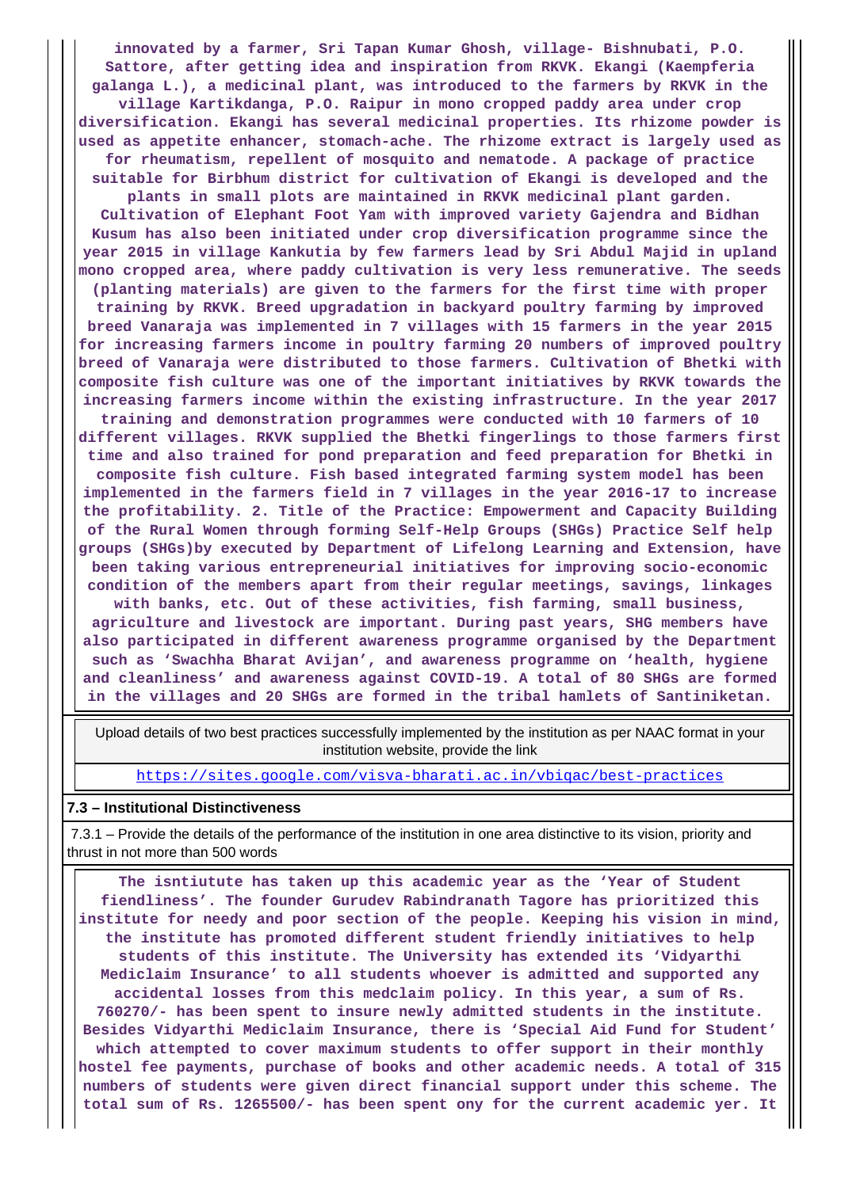innovated by a farmer, Sri Tapan Kumar Ghosh, village- Bishnubati, P.O. Sattore, after getting idea and inspiration from RKVK. Ekangi (Kaempferia galanga L.), a medicinal plant, was introduced to the farmers by RKVK in the village Kartikdanga, P.O. Raipur in mono cropped paddy area under crop diversification. Ekangi has several medicinal properties. Its rhizome powder is used as appetite enhancer, stomach-ache. The rhizome extract is largely used as for rheumatism, repellent of mosquito and nematode. A package of practice suitable for Birbhum district for cultivation of Ekangi is developed and the plants in small plots are maintained in RKVK medicinal plant garden. Cultivation of Elephant Foot Yam with improved variety Gajendra and Bidhan Kusum has also been initiated under crop diversification programme since the year 2015 in village Kankutia by few farmers lead by Sri Abdul Majid in upland mono cropped area, where paddy cultivation is very less remunerative. The seeds (planting materials) are given to the farmers for the first time with proper training by RKVK. Breed upgradation in backyard poultry farming by improved breed Vanaraja was implemented in 7 villages with 15 farmers in the year 2015 for increasing farmers income in poultry farming 20 numbers of improved poultry breed of Vanaraja were distributed to those farmers. Cultivation of Bhetki with composite fish culture was one of the important initiatives by RKVK towards the increasing farmers income within the existing infrastructure. In the year 2017 training and demonstration programmes were conducted with 10 farmers of 10 different villages. RKVK supplied the Bhetki fingerlings to those farmers first time and also trained for pond preparation and feed preparation for Bhetki in composite fish culture. Fish based integrated farming system model has been implemented in the farmers field in 7 villages in the year 2016-17 to increase the profitability. 2. Title of the Practice: Empowerment and Capacity Building of the Rural Women through forming Self-Help Groups (SHGs) Practice Self help groups (SHGs)by executed by Department of Lifelong Learning and Extension, have been taking various entrepreneurial initiatives for improving socio-economic condition of the members apart from their regular meetings, savings, linkages with banks, etc. Out of these activities, fish farming, small business, agriculture and livestock are important. During past years, SHG members have also participated in different awareness programme organised by the Department such as 'Swachha Bharat Avijan', and awareness programme on 'health, hygiene and cleanliness' and awareness against COVID-19. A total of 80 SHGs are formed in the villages and 20 SHGs are formed in the tribal hamlets of Santiniketan.

| Upload details of two best practices successfully implemented by the institution as per NAAC format in your institution website, provide the link |
|---|
| https://sites.google.com/visva-bharati.ac.in/vbiqac/best-practices |

**7.3 – Institutional Distinctiveness**

7.3.1 – Provide the details of the performance of the institution in one area distinctive to its vision, priority and thrust in not more than 500 words

The isntiutute has taken up this academic year as the 'Year of Student fiendliness'. The founder Gurudev Rabindranath Tagore has prioritized this institute for needy and poor section of the people. Keeping his vision in mind, the institute has promoted different student friendly initiatives to help students of this institute. The University has extended its 'Vidyarthi Mediclaim Insurance' to all students whoever is admitted and supported any accidental losses from this medclaim policy. In this year, a sum of Rs. 760270/- has been spent to insure newly admitted students in the institute. Besides Vidyarthi Mediclaim Insurance, there is 'Special Aid Fund for Student' which attempted to cover maximum students to offer support in their monthly hostel fee payments, purchase of books and other academic needs. A total of 315 numbers of students were given direct financial support under this scheme. The total sum of Rs. 1265500/- has been spent ony for the current academic yer. It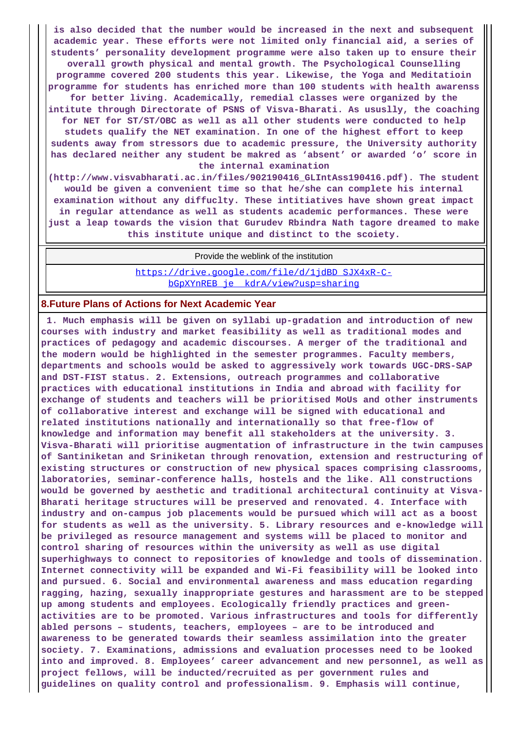**is also decided that the number would be increased in the next and subsequent academic year. These efforts were not limited only financial aid, a series of students' personality development programme were also taken up to ensure their overall growth physical and mental growth. The Psychological Counselling programme covered 200 students this year. Likewise, the Yoga and Meditatioin programme for students has enriched more than 100 students with health awarenss for better living. Academically, remedial classes were organized by the intitute through Directorate of PSNS of Visva-Bharati. As ususlly, the coaching for NET for ST/ST/OBC as well as all other students were conducted to help studets qualify the NET examination. In one of the highest effort to keep sudents away from stressors due to academic pressure, the University authority has declared neither any student be makred as 'absent' or awarded 'o' score in the internal examination (http://www.visvabharati.ac.in/files/902190416_GLIntAss190416.pdf). The student would be given a convenient time so that he/she can complete his internal examination without any diffuclty. These intitiatives have shown great impact in regular attendance as well as students academic performances. These were just a leap towards the vision that Gurudev Rbindra Nath tagore dreamed to make this institute unique and distinct to the scoiety.**

| Provide the weblink of the institution |
|---|
| https://drive.google.com/file/d/1jdBD_SJX4xR-C-bGpXYnREB_je__kdrA/view?usp=sharing |

## 8.Future Plans of Actions for Next Academic Year

**1. Much emphasis will be given on syllabi up-gradation and introduction of new courses with industry and market feasibility as well as traditional modes and practices of pedagogy and academic discourses. A merger of the traditional and the modern would be highlighted in the semester programmes. Faculty members, departments and schools would be asked to aggressively work towards UGC-DRS-SAP and DST-FIST status. 2. Extensions, outreach programmes and collaborative practices with educational institutions in India and abroad with facility for exchange of students and teachers will be prioritised MoUs and other instruments of collaborative interest and exchange will be signed with educational and related institutions nationally and internationally so that free-flow of knowledge and information may benefit all stakeholders at the university. 3. Visva-Bharati will prioritise augmentation of infrastructure in the twin campuses of Santiniketan and Sriniketan through renovation, extension and restructuring of existing structures or construction of new physical spaces comprising classrooms, laboratories, seminar-conference halls, hostels and the like. All constructions would be governed by aesthetic and traditional architectural continuity at Visva-Bharati heritage structures will be preserved and renovated. 4. Interface with industry and on-campus job placements would be pursued which will act as a boost for students as well as the university. 5. Library resources and e-knowledge will be privileged as resource management and systems will be placed to monitor and control sharing of resources within the university as well as use digital superhighways to connect to repositories of knowledge and tools of dissemination. Internet connectivity will be expanded and Wi-Fi feasibility will be looked into and pursued. 6. Social and environmental awareness and mass education regarding ragging, hazing, sexually inappropriate gestures and harassment are to be stepped up among students and employees. Ecologically friendly practices and green-activities are to be promoted. Various infrastructures and tools for differently abled persons – students, teachers, employees – are to be introduced and awareness to be generated towards their seamless assimilation into the greater society. 7. Examinations, admissions and evaluation processes need to be looked into and improved. 8. Employees' career advancement and new personnel, as well as project fellows, will be inducted/recruited as per government rules and guidelines on quality control and professionalism. 9. Emphasis will continue,**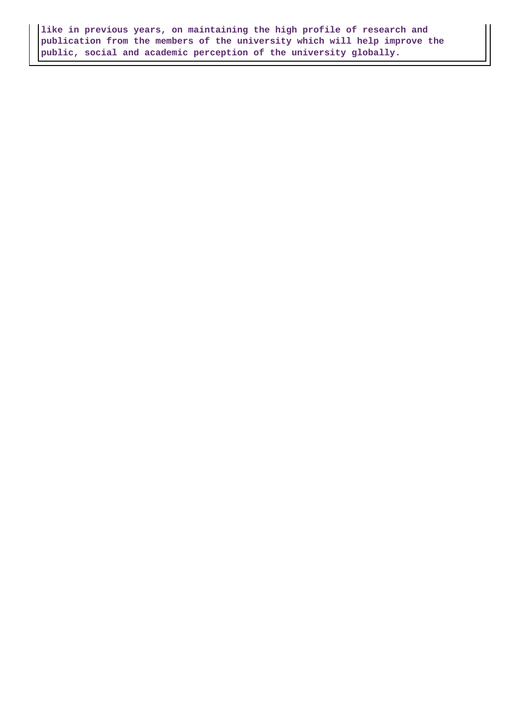**like in previous years, on maintaining the high profile of research and publication from the members of the university which will help improve the public, social and academic perception of the university globally.**